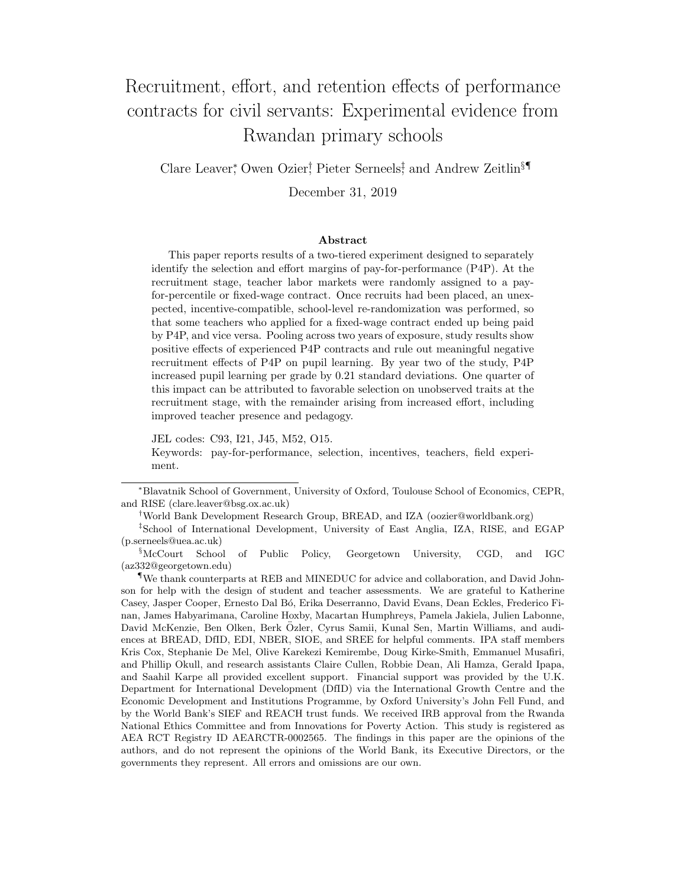# Recruitment, effort, and retention effects of performance contracts for civil servants: Experimental evidence from Rwandan primary schools

Clare Leaver[*], Owen Ozier[†], Pieter Serneels[‡], and Andrew Zeitlin[§¶]

December 31, 2019

## Abstract

This paper reports results of a two-tiered experiment designed to separately identify the selection and effort margins of pay-for-performance (P4P). At the recruitment stage, teacher labor markets were randomly assigned to a pay-for-percentile or fixed-wage contract. Once recruits had been placed, an unexpected, incentive-compatible, school-level re-randomization was performed, so that some teachers who applied for a fixed-wage contract ended up being paid by P4P, and vice versa. Pooling across two years of exposure, study results show positive effects of experienced P4P contracts and rule out meaningful negative recruitment effects of P4P on pupil learning. By year two of the study, P4P increased pupil learning per grade by 0.21 standard deviations. One quarter of this impact can be attributed to favorable selection on unobserved traits at the recruitment stage, with the remainder arising from increased effort, including improved teacher presence and pedagogy.

JEL codes: C93, I21, J45, M52, O15.

Keywords: pay-for-performance, selection, incentives, teachers, field experiment.

---

[*] Blavatnik School of Government, University of Oxford, Toulouse School of Economics, CEPR, and RISE (clare.leaver@bsg.ox.ac.uk)

[†] World Bank Development Research Group, BREAD, and IZA (oozier@worldbank.org)

[‡] School of International Development, University of East Anglia, IZA, RISE, and EGAP (p.serneels@uea.ac.uk)

[§] McCourt School of Public Policy, Georgetown University, CGD, and IGC (az332@georgetown.edu)

[¶] We thank counterparts at REB and MINEDUC for advice and collaboration, and David Johnson for help with the design of student and teacher assessments. We are grateful to Katherine Casey, Jasper Cooper, Ernesto Dal Bó, Erika Deserranno, David Evans, Dean Eckles, Frederico Finan, James Habyarimana, Caroline Hoxby, Macartan Humphreys, Pamela Jakiela, Julien Labonne, David McKenzie, Ben Olken, Berk Özler, Cyrus Samii, Kunal Sen, Martin Williams, and audiences at BREAD, DfID, EDI, NBER, SIOE, and SREE for helpful comments. IPA staff members Kris Cox, Stephanie De Mel, Olive Karekezi Kemirembe, Doug Kirke-Smith, Emmanuel Musafiri, and Phillip Okull, and research assistants Claire Cullen, Robbie Dean, Ali Hamza, Gerald Ipapa, and Saahil Karpe all provided excellent support. Financial support was provided by the U.K. Department for International Development (DfID) via the International Growth Centre and the Economic Development and Institutions Programme, by Oxford University's John Fell Fund, and by the World Bank's SIEF and REACH trust funds. We received IRB approval from the Rwanda National Ethics Committee and from Innovations for Poverty Action. This study is registered as AEA RCT Registry ID AEARCTR-0002565. The findings in this paper are the opinions of the authors, and do not represent the opinions of the World Bank, its Executive Directors, or the governments they represent. All errors and omissions are our own.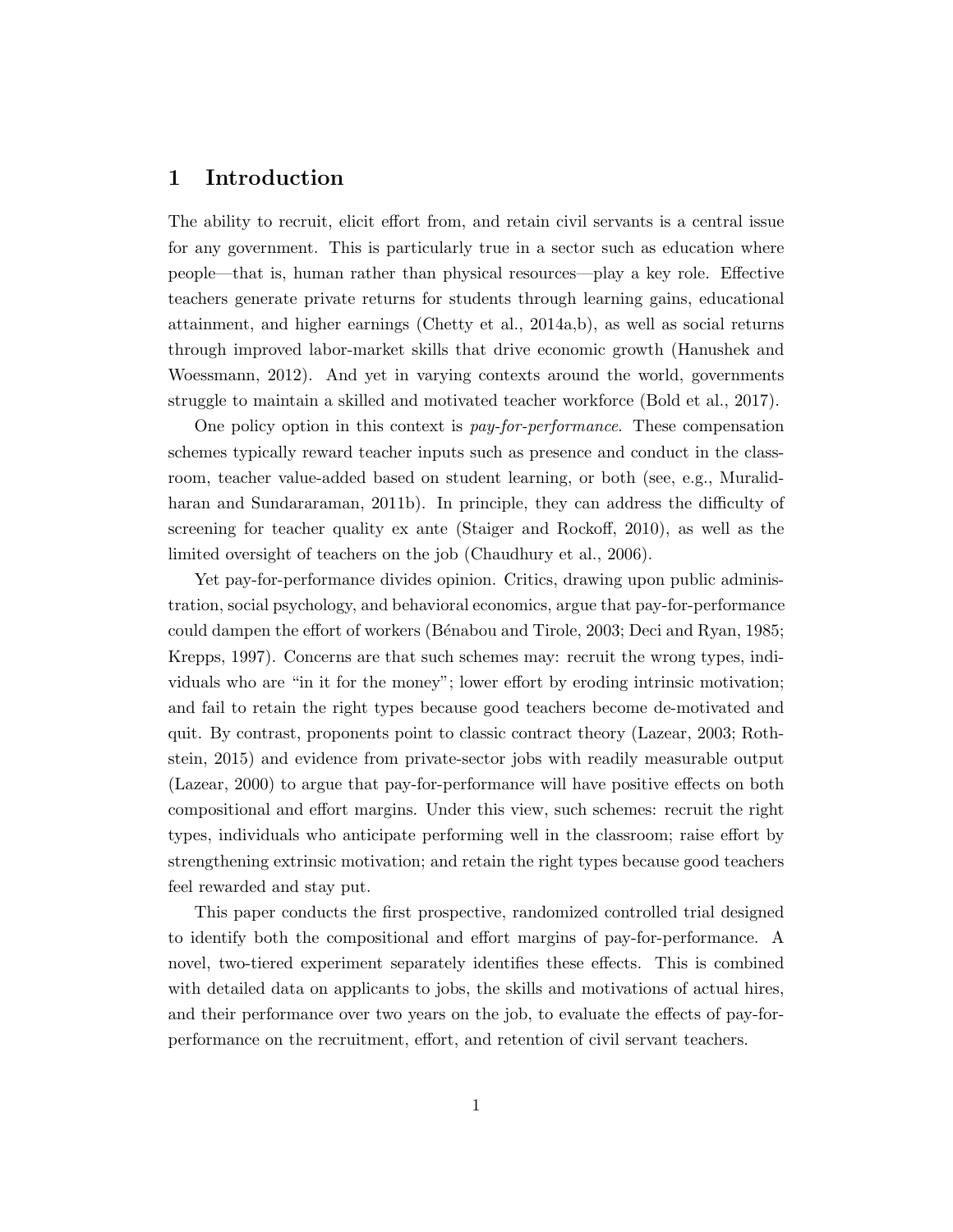# 1 Introduction

The ability to recruit, elicit effort from, and retain civil servants is a central issue for any government. This is particularly true in a sector such as education where people—that is, human rather than physical resources—play a key role. Effective teachers generate private returns for students through learning gains, educational attainment, and higher earnings (Chetty et al., 2014a,b), as well as social returns through improved labor-market skills that drive economic growth (Hanushek and Woessmann, 2012). And yet in varying contexts around the world, governments struggle to maintain a skilled and motivated teacher workforce (Bold et al., 2017).

One policy option in this context is *pay-for-performance*. These compensation schemes typically reward teacher inputs such as presence and conduct in the classroom, teacher value-added based on student learning, or both (see, e.g., Muralidharan and Sundararaman, 2011b). In principle, they can address the difficulty of screening for teacher quality ex ante (Staiger and Rockoff, 2010), as well as the limited oversight of teachers on the job (Chaudhury et al., 2006).

Yet pay-for-performance divides opinion. Critics, drawing upon public administration, social psychology, and behavioral economics, argue that pay-for-performance could dampen the effort of workers (Bénabou and Tirole, 2003; Deci and Ryan, 1985; Krepps, 1997). Concerns are that such schemes may: recruit the wrong types, individuals who are "in it for the money"; lower effort by eroding intrinsic motivation; and fail to retain the right types because good teachers become de-motivated and quit. By contrast, proponents point to classic contract theory (Lazear, 2003; Rothstein, 2015) and evidence from private-sector jobs with readily measurable output (Lazear, 2000) to argue that pay-for-performance will have positive effects on both compositional and effort margins. Under this view, such schemes: recruit the right types, individuals who anticipate performing well in the classroom; raise effort by strengthening extrinsic motivation; and retain the right types because good teachers feel rewarded and stay put.

This paper conducts the first prospective, randomized controlled trial designed to identify both the compositional and effort margins of pay-for-performance. A novel, two-tiered experiment separately identifies these effects. This is combined with detailed data on applicants to jobs, the skills and motivations of actual hires, and their performance over two years on the job, to evaluate the effects of pay-for-performance on the recruitment, effort, and retention of civil servant teachers.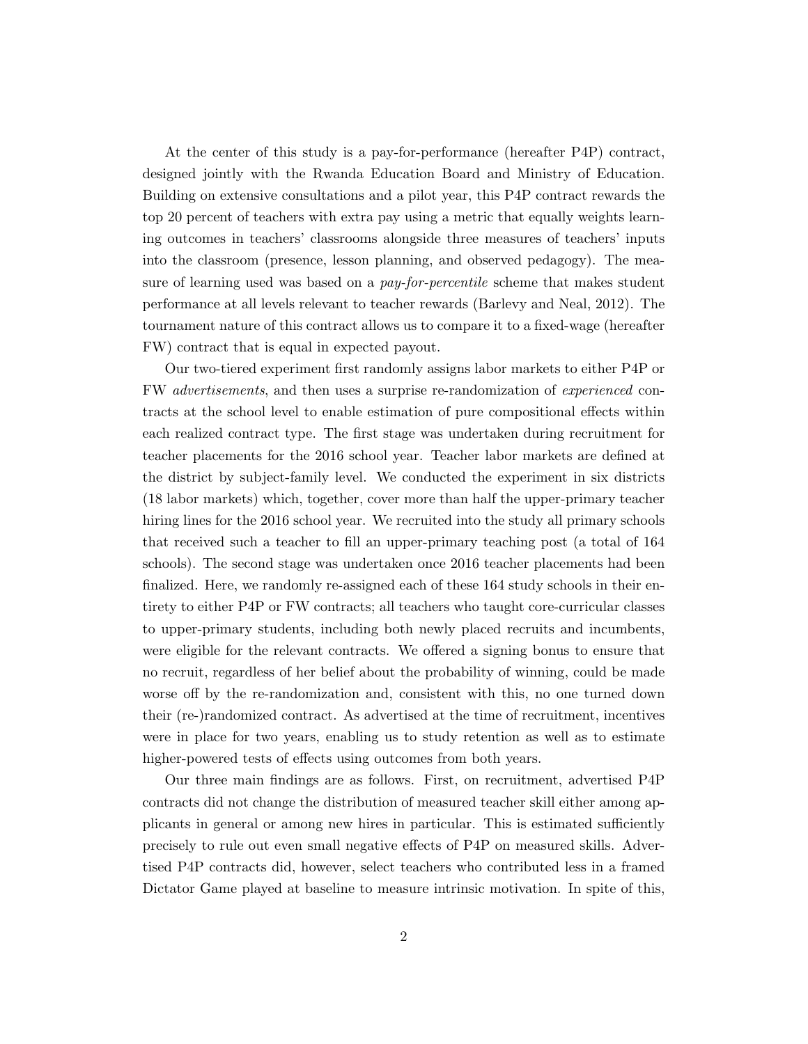At the center of this study is a pay-for-performance (hereafter P4P) contract, designed jointly with the Rwanda Education Board and Ministry of Education. Building on extensive consultations and a pilot year, this P4P contract rewards the top 20 percent of teachers with extra pay using a metric that equally weights learning outcomes in teachers' classrooms alongside three measures of teachers' inputs into the classroom (presence, lesson planning, and observed pedagogy). The measure of learning used was based on a *pay-for-percentile* scheme that makes student performance at all levels relevant to teacher rewards (Barlevy and Neal, 2012). The tournament nature of this contract allows us to compare it to a fixed-wage (hereafter FW) contract that is equal in expected payout.

Our two-tiered experiment first randomly assigns labor markets to either P4P or FW *advertisements*, and then uses a surprise re-randomization of *experienced* contracts at the school level to enable estimation of pure compositional effects within each realized contract type. The first stage was undertaken during recruitment for teacher placements for the 2016 school year. Teacher labor markets are defined at the district by subject-family level. We conducted the experiment in six districts (18 labor markets) which, together, cover more than half the upper-primary teacher hiring lines for the 2016 school year. We recruited into the study all primary schools that received such a teacher to fill an upper-primary teaching post (a total of 164 schools). The second stage was undertaken once 2016 teacher placements had been finalized. Here, we randomly re-assigned each of these 164 study schools in their entirety to either P4P or FW contracts; all teachers who taught core-curricular classes to upper-primary students, including both newly placed recruits and incumbents, were eligible for the relevant contracts. We offered a signing bonus to ensure that no recruit, regardless of her belief about the probability of winning, could be made worse off by the re-randomization and, consistent with this, no one turned down their (re-)randomized contract. As advertised at the time of recruitment, incentives were in place for two years, enabling us to study retention as well as to estimate higher-powered tests of effects using outcomes from both years.

Our three main findings are as follows. First, on recruitment, advertised P4P contracts did not change the distribution of measured teacher skill either among applicants in general or among new hires in particular. This is estimated sufficiently precisely to rule out even small negative effects of P4P on measured skills. Advertised P4P contracts did, however, select teachers who contributed less in a framed Dictator Game played at baseline to measure intrinsic motivation. In spite of this,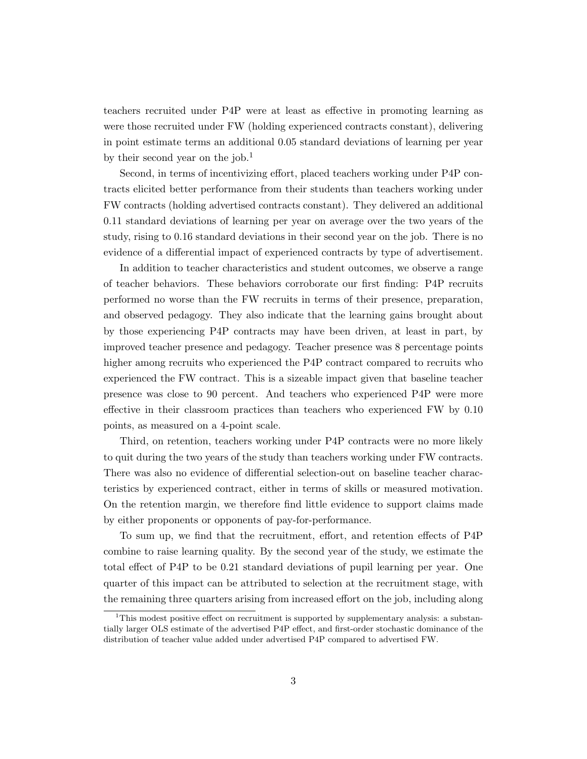teachers recruited under P4P were at least as effective in promoting learning as were those recruited under FW (holding experienced contracts constant), delivering in point estimate terms an additional 0.05 standard deviations of learning per year by their second year on the job.[1]

Second, in terms of incentivizing effort, placed teachers working under P4P contracts elicited better performance from their students than teachers working under FW contracts (holding advertised contracts constant). They delivered an additional 0.11 standard deviations of learning per year on average over the two years of the study, rising to 0.16 standard deviations in their second year on the job. There is no evidence of a differential impact of experienced contracts by type of advertisement.

In addition to teacher characteristics and student outcomes, we observe a range of teacher behaviors. These behaviors corroborate our first finding: P4P recruits performed no worse than the FW recruits in terms of their presence, preparation, and observed pedagogy. They also indicate that the learning gains brought about by those experiencing P4P contracts may have been driven, at least in part, by improved teacher presence and pedagogy. Teacher presence was 8 percentage points higher among recruits who experienced the P4P contract compared to recruits who experienced the FW contract. This is a sizeable impact given that baseline teacher presence was close to 90 percent. And teachers who experienced P4P were more effective in their classroom practices than teachers who experienced FW by 0.10 points, as measured on a 4-point scale.

Third, on retention, teachers working under P4P contracts were no more likely to quit during the two years of the study than teachers working under FW contracts. There was also no evidence of differential selection-out on baseline teacher characteristics by experienced contract, either in terms of skills or measured motivation. On the retention margin, we therefore find little evidence to support claims made by either proponents or opponents of pay-for-performance.

To sum up, we find that the recruitment, effort, and retention effects of P4P combine to raise learning quality. By the second year of the study, we estimate the total effect of P4P to be 0.21 standard deviations of pupil learning per year. One quarter of this impact can be attributed to selection at the recruitment stage, with the remaining three quarters arising from increased effort on the job, including along

[1] This modest positive effect on recruitment is supported by supplementary analysis: a substantially larger OLS estimate of the advertised P4P effect, and first-order stochastic dominance of the distribution of teacher value added under advertised P4P compared to advertised FW.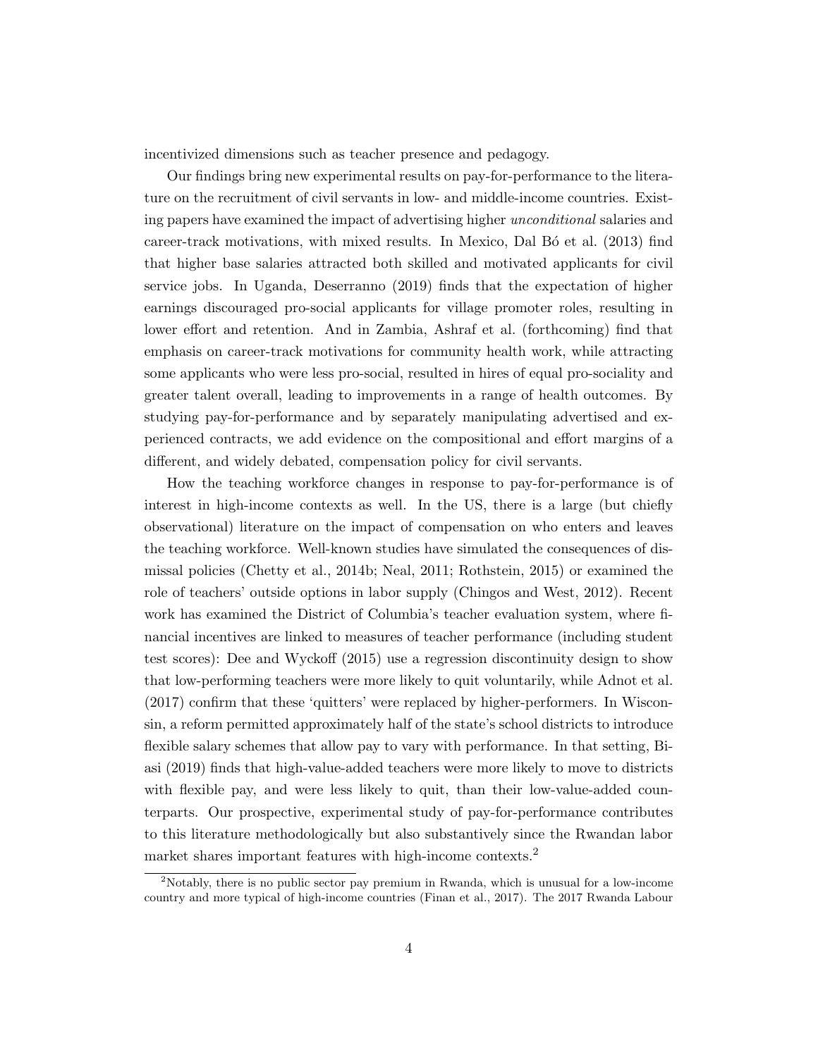incentivized dimensions such as teacher presence and pedagogy.

Our findings bring new experimental results on pay-for-performance to the literature on the recruitment of civil servants in low- and middle-income countries. Existing papers have examined the impact of advertising higher *unconditional* salaries and career-track motivations, with mixed results. In Mexico, Dal Bó et al. (2013) find that higher base salaries attracted both skilled and motivated applicants for civil service jobs. In Uganda, Deserranno (2019) finds that the expectation of higher earnings discouraged pro-social applicants for village promoter roles, resulting in lower effort and retention. And in Zambia, Ashraf et al. (forthcoming) find that emphasis on career-track motivations for community health work, while attracting some applicants who were less pro-social, resulted in hires of equal pro-sociality and greater talent overall, leading to improvements in a range of health outcomes. By studying pay-for-performance and by separately manipulating advertised and experienced contracts, we add evidence on the compositional and effort margins of a different, and widely debated, compensation policy for civil servants.

How the teaching workforce changes in response to pay-for-performance is of interest in high-income contexts as well. In the US, there is a large (but chiefly observational) literature on the impact of compensation on who enters and leaves the teaching workforce. Well-known studies have simulated the consequences of dismissal policies (Chetty et al., 2014b; Neal, 2011; Rothstein, 2015) or examined the role of teachers' outside options in labor supply (Chingos and West, 2012). Recent work has examined the District of Columbia's teacher evaluation system, where financial incentives are linked to measures of teacher performance (including student test scores): Dee and Wyckoff (2015) use a regression discontinuity design to show that low-performing teachers were more likely to quit voluntarily, while Adnot et al. (2017) confirm that these 'quitters' were replaced by higher-performers. In Wisconsin, a reform permitted approximately half of the state's school districts to introduce flexible salary schemes that allow pay to vary with performance. In that setting, Biasi (2019) finds that high-value-added teachers were more likely to move to districts with flexible pay, and were less likely to quit, than their low-value-added counterparts. Our prospective, experimental study of pay-for-performance contributes to this literature methodologically but also substantively since the Rwandan labor market shares important features with high-income contexts.[2]

[2]Notably, there is no public sector pay premium in Rwanda, which is unusual for a low-income country and more typical of high-income countries (Finan et al., 2017). The 2017 Rwanda Labour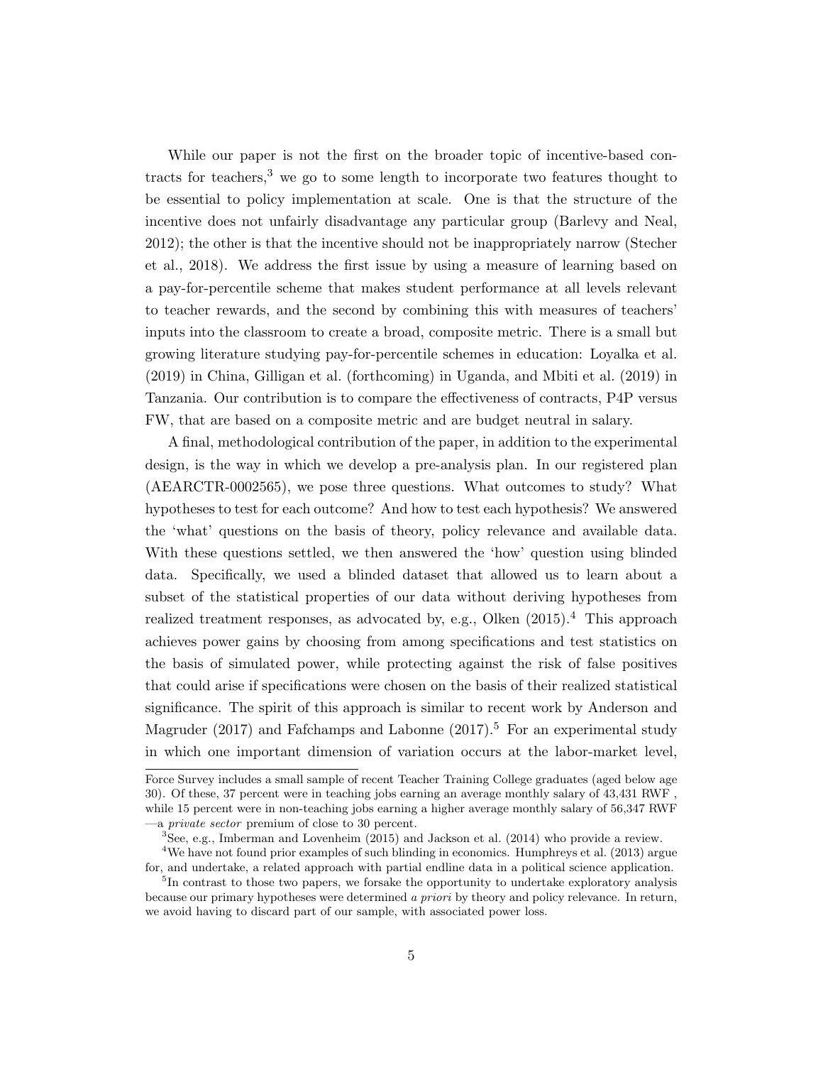While our paper is not the first on the broader topic of incentive-based contracts for teachers,[3] we go to some length to incorporate two features thought to be essential to policy implementation at scale. One is that the structure of the incentive does not unfairly disadvantage any particular group (Barlevy and Neal, 2012); the other is that the incentive should not be inappropriately narrow (Stecher et al., 2018). We address the first issue by using a measure of learning based on a pay-for-percentile scheme that makes student performance at all levels relevant to teacher rewards, and the second by combining this with measures of teachers' inputs into the classroom to create a broad, composite metric. There is a small but growing literature studying pay-for-percentile schemes in education: Loyalka et al. (2019) in China, Gilligan et al. (forthcoming) in Uganda, and Mbiti et al. (2019) in Tanzania. Our contribution is to compare the effectiveness of contracts, P4P versus FW, that are based on a composite metric and are budget neutral in salary.

A final, methodological contribution of the paper, in addition to the experimental design, is the way in which we develop a pre-analysis plan. In our registered plan (AEARCTR-0002565), we pose three questions. What outcomes to study? What hypotheses to test for each outcome? And how to test each hypothesis? We answered the 'what' questions on the basis of theory, policy relevance and available data. With these questions settled, we then answered the 'how' question using blinded data. Specifically, we used a blinded dataset that allowed us to learn about a subset of the statistical properties of our data without deriving hypotheses from realized treatment responses, as advocated by, e.g., Olken (2015).[4] This approach achieves power gains by choosing from among specifications and test statistics on the basis of simulated power, while protecting against the risk of false positives that could arise if specifications were chosen on the basis of their realized statistical significance. The spirit of this approach is similar to recent work by Anderson and Magruder (2017) and Fafchamps and Labonne (2017).[5] For an experimental study in which one important dimension of variation occurs at the labor-market level,

Force Survey includes a small sample of recent Teacher Training College graduates (aged below age 30). Of these, 37 percent were in teaching jobs earning an average monthly salary of 43,431 RWF , while 15 percent were in non-teaching jobs earning a higher average monthly salary of 56,347 RWF —a *private sector* premium of close to 30 percent.

[3] See, e.g., Imberman and Lovenheim (2015) and Jackson et al. (2014) who provide a review.

[4] We have not found prior examples of such blinding in economics. Humphreys et al. (2013) argue for, and undertake, a related approach with partial endline data in a political science application.

[5] In contrast to those two papers, we forsake the opportunity to undertake exploratory analysis because our primary hypotheses were determined *a priori* by theory and policy relevance. In return, we avoid having to discard part of our sample, with associated power loss.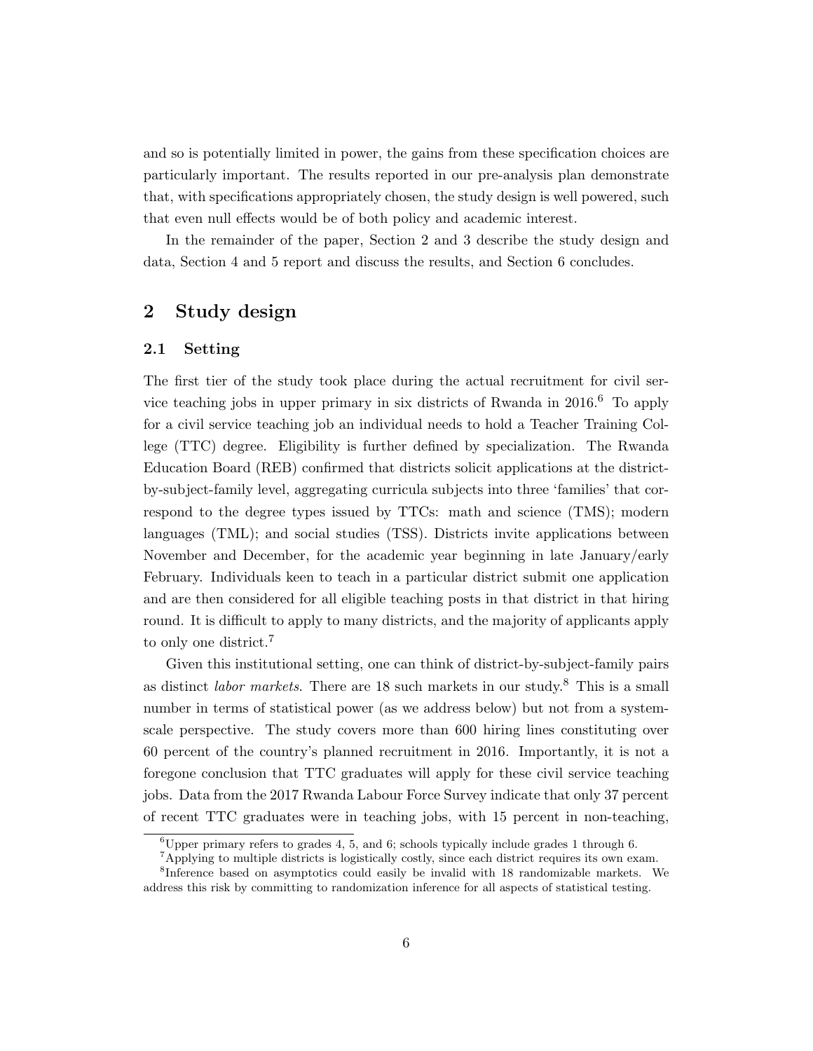and so is potentially limited in power, the gains from these specification choices are particularly important. The results reported in our pre-analysis plan demonstrate that, with specifications appropriately chosen, the study design is well powered, such that even null effects would be of both policy and academic interest.

In the remainder of the paper, Section 2 and 3 describe the study design and data, Section 4 and 5 report and discuss the results, and Section 6 concludes.

## 2 Study design

### 2.1 Setting

The first tier of the study took place during the actual recruitment for civil service teaching jobs in upper primary in six districts of Rwanda in 2016.[6] To apply for a civil service teaching job an individual needs to hold a Teacher Training College (TTC) degree. Eligibility is further defined by specialization. The Rwanda Education Board (REB) confirmed that districts solicit applications at the district-by-subject-family level, aggregating curricula subjects into three 'families' that correspond to the degree types issued by TTCs: math and science (TMS); modern languages (TML); and social studies (TSS). Districts invite applications between November and December, for the academic year beginning in late January/early February. Individuals keen to teach in a particular district submit one application and are then considered for all eligible teaching posts in that district in that hiring round. It is difficult to apply to many districts, and the majority of applicants apply to only one district.[7]

Given this institutional setting, one can think of district-by-subject-family pairs as distinct *labor markets*. There are 18 such markets in our study.[8] This is a small number in terms of statistical power (as we address below) but not from a system-scale perspective. The study covers more than 600 hiring lines constituting over 60 percent of the country's planned recruitment in 2016. Importantly, it is not a foregone conclusion that TTC graduates will apply for these civil service teaching jobs. Data from the 2017 Rwanda Labour Force Survey indicate that only 37 percent of recent TTC graduates were in teaching jobs, with 15 percent in non-teaching,

[6] Upper primary refers to grades 4, 5, and 6; schools typically include grades 1 through 6.

[7] Applying to multiple districts is logistically costly, since each district requires its own exam.

[8] Inference based on asymptotics could easily be invalid with 18 randomizable markets. We address this risk by committing to randomization inference for all aspects of statistical testing.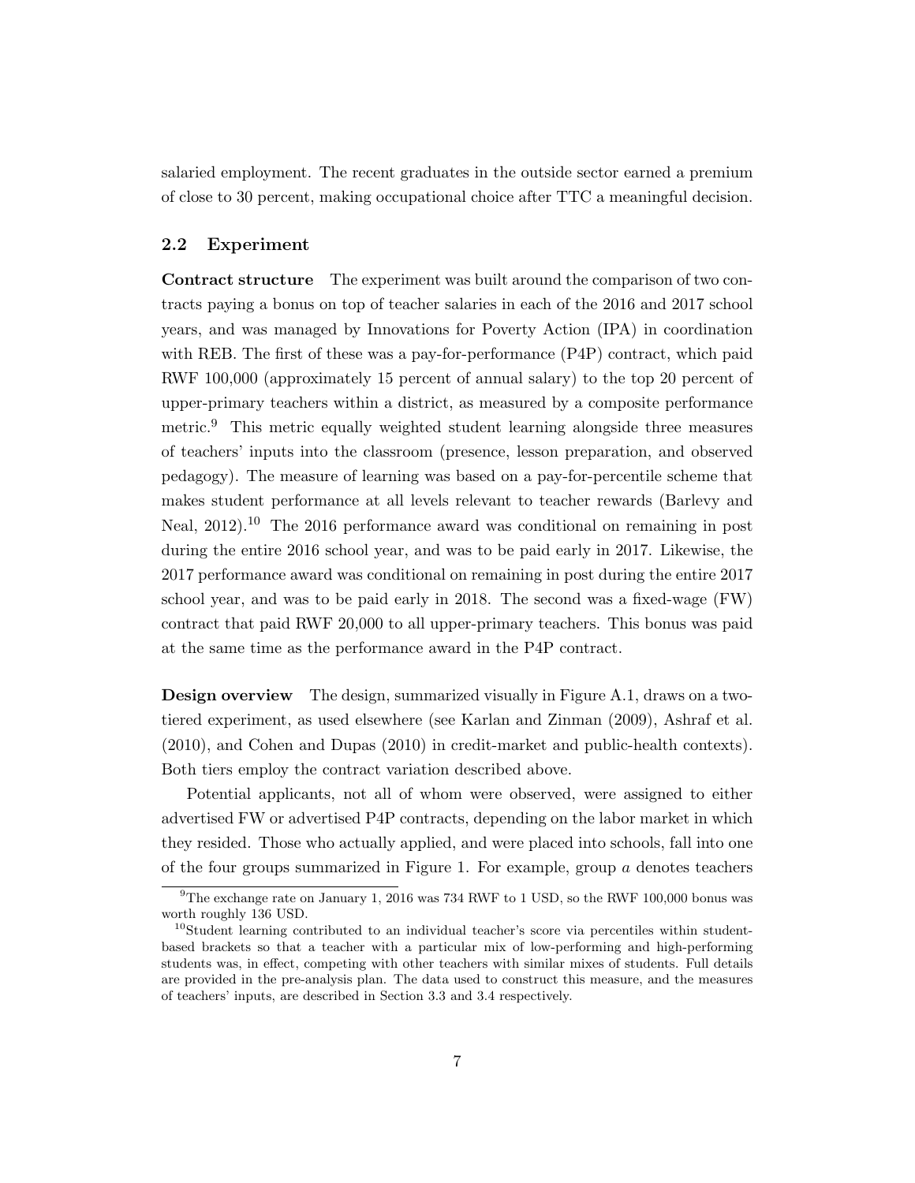salaried employment. The recent graduates in the outside sector earned a premium of close to 30 percent, making occupational choice after TTC a meaningful decision.

### 2.2 Experiment

**Contract structure** The experiment was built around the comparison of two contracts paying a bonus on top of teacher salaries in each of the 2016 and 2017 school years, and was managed by Innovations for Poverty Action (IPA) in coordination with REB. The first of these was a pay-for-performance (P4P) contract, which paid RWF 100,000 (approximately 15 percent of annual salary) to the top 20 percent of upper-primary teachers within a district, as measured by a composite performance metric.[9] This metric equally weighted student learning alongside three measures of teachers' inputs into the classroom (presence, lesson preparation, and observed pedagogy). The measure of learning was based on a pay-for-percentile scheme that makes student performance at all levels relevant to teacher rewards (Barlevy and Neal, 2012).[10] The 2016 performance award was conditional on remaining in post during the entire 2016 school year, and was to be paid early in 2017. Likewise, the 2017 performance award was conditional on remaining in post during the entire 2017 school year, and was to be paid early in 2018. The second was a fixed-wage (FW) contract that paid RWF 20,000 to all upper-primary teachers. This bonus was paid at the same time as the performance award in the P4P contract.

**Design overview** The design, summarized visually in Figure A.1, draws on a two-tiered experiment, as used elsewhere (see Karlan and Zinman (2009), Ashraf et al. (2010), and Cohen and Dupas (2010) in credit-market and public-health contexts). Both tiers employ the contract variation described above.

Potential applicants, not all of whom were observed, were assigned to either advertised FW or advertised P4P contracts, depending on the labor market in which they resided. Those who actually applied, and were placed into schools, fall into one of the four groups summarized in Figure 1. For example, group *a* denotes teachers

[9] The exchange rate on January 1, 2016 was 734 RWF to 1 USD, so the RWF 100,000 bonus was worth roughly 136 USD.

[10] Student learning contributed to an individual teacher's score via percentiles within student-based brackets so that a teacher with a particular mix of low-performing and high-performing students was, in effect, competing with other teachers with similar mixes of students. Full details are provided in the pre-analysis plan. The data used to construct this measure, and the measures of teachers' inputs, are described in Section 3.3 and 3.4 respectively.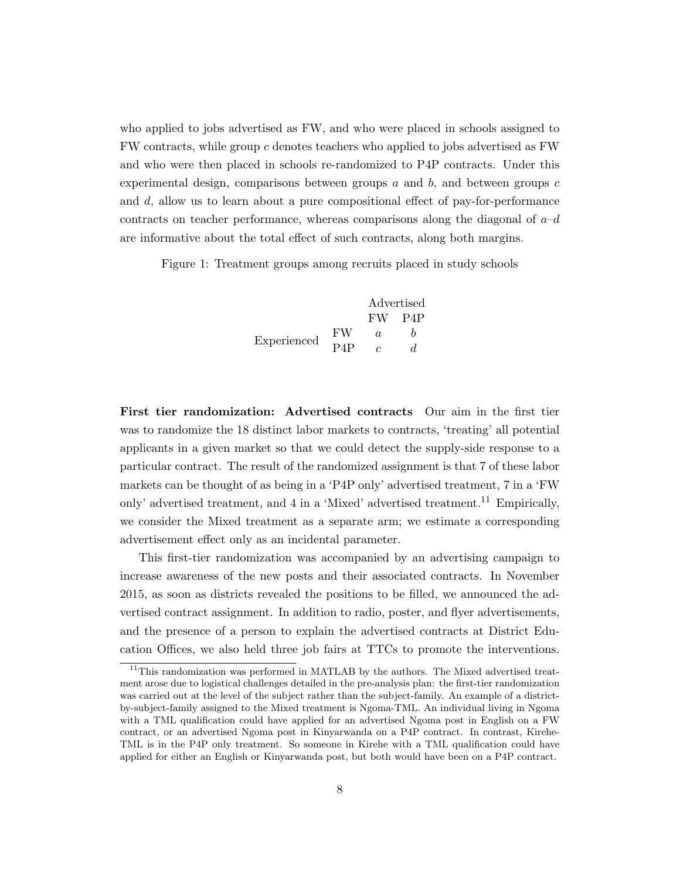who applied to jobs advertised as FW, and who were placed in schools assigned to FW contracts, while group $c$ denotes teachers who applied to jobs advertised as FW and who were then placed in schools re-randomized to P4P contracts. Under this experimental design, comparisons between groups $a$ and $b$, and between groups $c$ and $d$, allow us to learn about a pure compositional effect of pay-for-performance contracts on teacher performance, whereas comparisons along the diagonal of $a$–$d$ are informative about the total effect of such contracts, along both margins.

Figure 1: Treatment groups among recruits placed in study schools

| | | Advertised | |
|---|---|---|---|
| | | FW | P4P |
| Experienced | FW | $a$ | $b$ |
| | P4P | $c$ | $d$ |

**First tier randomization: Advertised contracts** Our aim in the first tier was to randomize the 18 distinct labor markets to contracts, 'treating' all potential applicants in a given market so that we could detect the supply-side response to a particular contract. The result of the randomized assignment is that 7 of these labor markets can be thought of as being in a 'P4P only' advertised treatment, 7 in a 'FW only' advertised treatment, and 4 in a 'Mixed' advertised treatment.[11] Empirically, we consider the Mixed treatment as a separate arm; we estimate a corresponding advertisement effect only as an incidental parameter.

This first-tier randomization was accompanied by an advertising campaign to increase awareness of the new posts and their associated contracts. In November 2015, as soon as districts revealed the positions to be filled, we announced the advertised contract assignment. In addition to radio, poster, and flyer advertisements, and the presence of a person to explain the advertised contracts at District Education Offices, we also held three job fairs at TTCs to promote the interventions.

[11]This randomization was performed in MATLAB by the authors. The Mixed advertised treatment arose due to logistical challenges detailed in the pre-analysis plan: the first-tier randomization was carried out at the level of the subject rather than the subject-family. An example of a district-by-subject-family assigned to the Mixed treatment is Ngoma-TML. An individual living in Ngoma with a TML qualification could have applied for an advertised Ngoma post in English on a FW contract, or an advertised Ngoma post in Kinyarwanda on a P4P contract. In contrast, Kirehe-TML is in the P4P only treatment. So someone in Kirehe with a TML qualification could have applied for either an English or Kinyarwanda post, but both would have been on a P4P contract.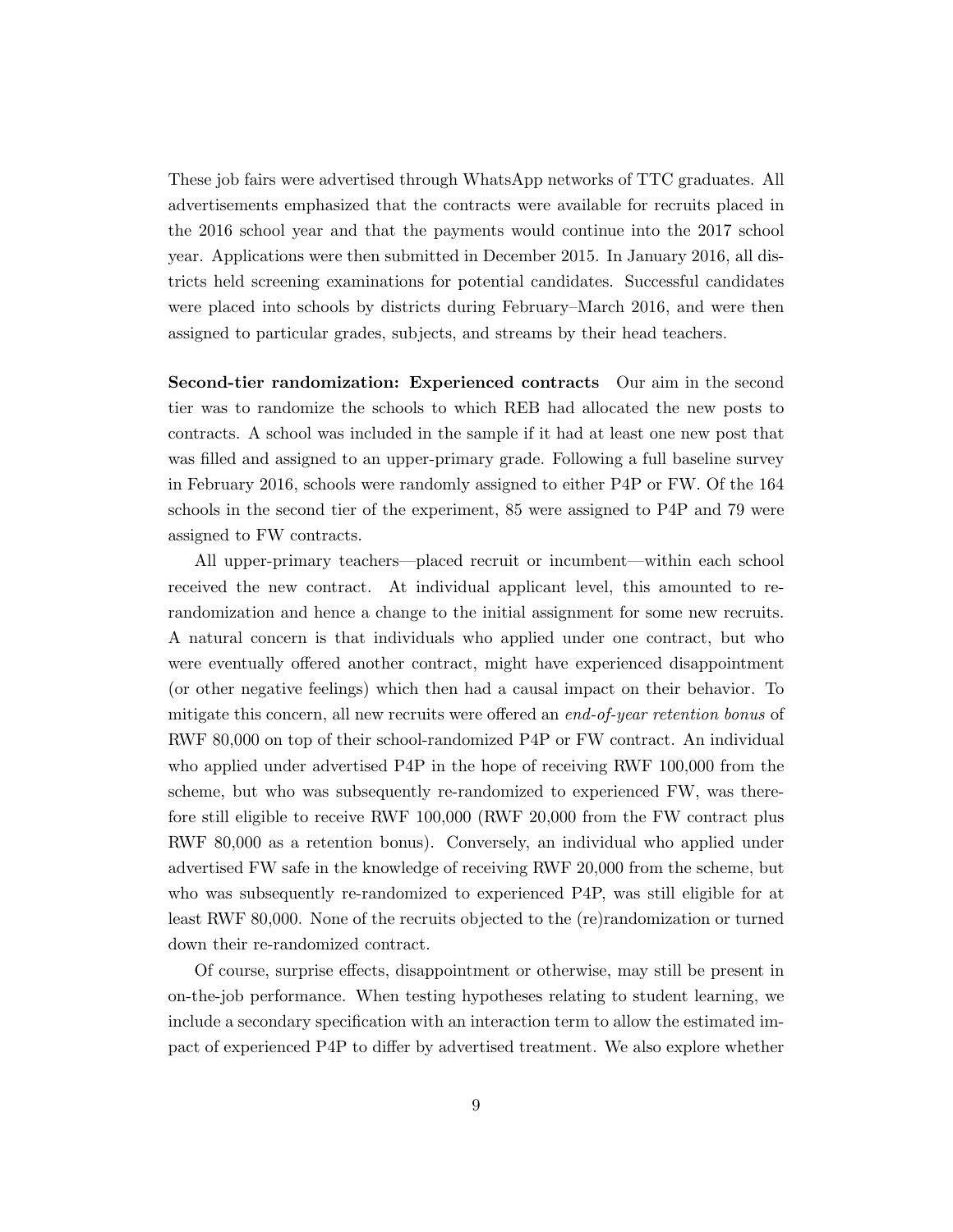These job fairs were advertised through WhatsApp networks of TTC graduates. All advertisements emphasized that the contracts were available for recruits placed in the 2016 school year and that the payments would continue into the 2017 school year. Applications were then submitted in December 2015. In January 2016, all districts held screening examinations for potential candidates. Successful candidates were placed into schools by districts during February–March 2016, and were then assigned to particular grades, subjects, and streams by their head teachers.

**Second-tier randomization: Experienced contracts** Our aim in the second tier was to randomize the schools to which REB had allocated the new posts to contracts. A school was included in the sample if it had at least one new post that was filled and assigned to an upper-primary grade. Following a full baseline survey in February 2016, schools were randomly assigned to either P4P or FW. Of the 164 schools in the second tier of the experiment, 85 were assigned to P4P and 79 were assigned to FW contracts.

All upper-primary teachers—placed recruit or incumbent—within each school received the new contract. At individual applicant level, this amounted to re-randomization and hence a change to the initial assignment for some new recruits. A natural concern is that individuals who applied under one contract, but who were eventually offered another contract, might have experienced disappointment (or other negative feelings) which then had a causal impact on their behavior. To mitigate this concern, all new recruits were offered an *end-of-year retention bonus* of RWF 80,000 on top of their school-randomized P4P or FW contract. An individual who applied under advertised P4P in the hope of receiving RWF 100,000 from the scheme, but who was subsequently re-randomized to experienced FW, was therefore still eligible to receive RWF 100,000 (RWF 20,000 from the FW contract plus RWF 80,000 as a retention bonus). Conversely, an individual who applied under advertised FW safe in the knowledge of receiving RWF 20,000 from the scheme, but who was subsequently re-randomized to experienced P4P, was still eligible for at least RWF 80,000. None of the recruits objected to the (re)randomization or turned down their re-randomized contract.

Of course, surprise effects, disappointment or otherwise, may still be present in on-the-job performance. When testing hypotheses relating to student learning, we include a secondary specification with an interaction term to allow the estimated impact of experienced P4P to differ by advertised treatment. We also explore whether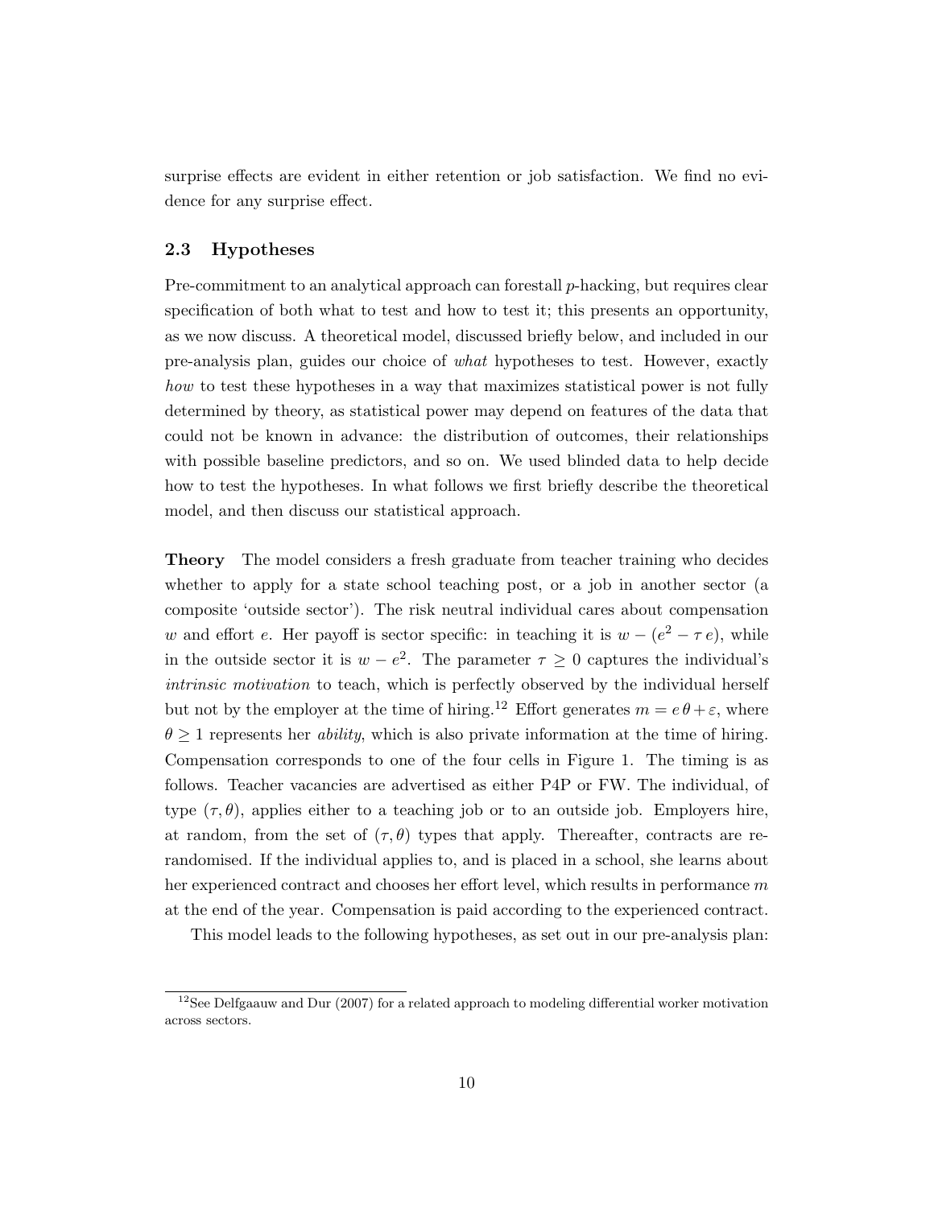surprise effects are evident in either retention or job satisfaction. We find no evidence for any surprise effect.

### 2.3 Hypotheses

Pre-commitment to an analytical approach can forestall $p$-hacking, but requires clear specification of both what to test and how to test it; this presents an opportunity, as we now discuss. A theoretical model, discussed briefly below, and included in our pre-analysis plan, guides our choice of *what* hypotheses to test. However, exactly *how* to test these hypotheses in a way that maximizes statistical power is not fully determined by theory, as statistical power may depend on features of the data that could not be known in advance: the distribution of outcomes, their relationships with possible baseline predictors, and so on. We used blinded data to help decide how to test the hypotheses. In what follows we first briefly describe the theoretical model, and then discuss our statistical approach.

**Theory** The model considers a fresh graduate from teacher training who decides whether to apply for a state school teaching post, or a job in another sector (a composite 'outside sector'). The risk neutral individual cares about compensation $w$ and effort $e$. Her payoff is sector specific: in teaching it is $w - (e^2 - \tau\, e)$, while in the outside sector it is $w - e^2$. The parameter $\tau \geq 0$ captures the individual's *intrinsic motivation* to teach, which is perfectly observed by the individual herself but not by the employer at the time of hiring.[12] Effort generates $m = e\,\theta + \varepsilon$, where $\theta \geq 1$ represents her *ability*, which is also private information at the time of hiring. Compensation corresponds to one of the four cells in Figure 1. The timing is as follows. Teacher vacancies are advertised as either P4P or FW. The individual, of type $(\tau, \theta)$, applies either to a teaching job or to an outside job. Employers hire, at random, from the set of $(\tau, \theta)$ types that apply. Thereafter, contracts are re-randomised. If the individual applies to, and is placed in a school, she learns about her experienced contract and chooses her effort level, which results in performance $m$ at the end of the year. Compensation is paid according to the experienced contract.

This model leads to the following hypotheses, as set out in our pre-analysis plan:

[12] See Delfgaauw and Dur (2007) for a related approach to modeling differential worker motivation across sectors.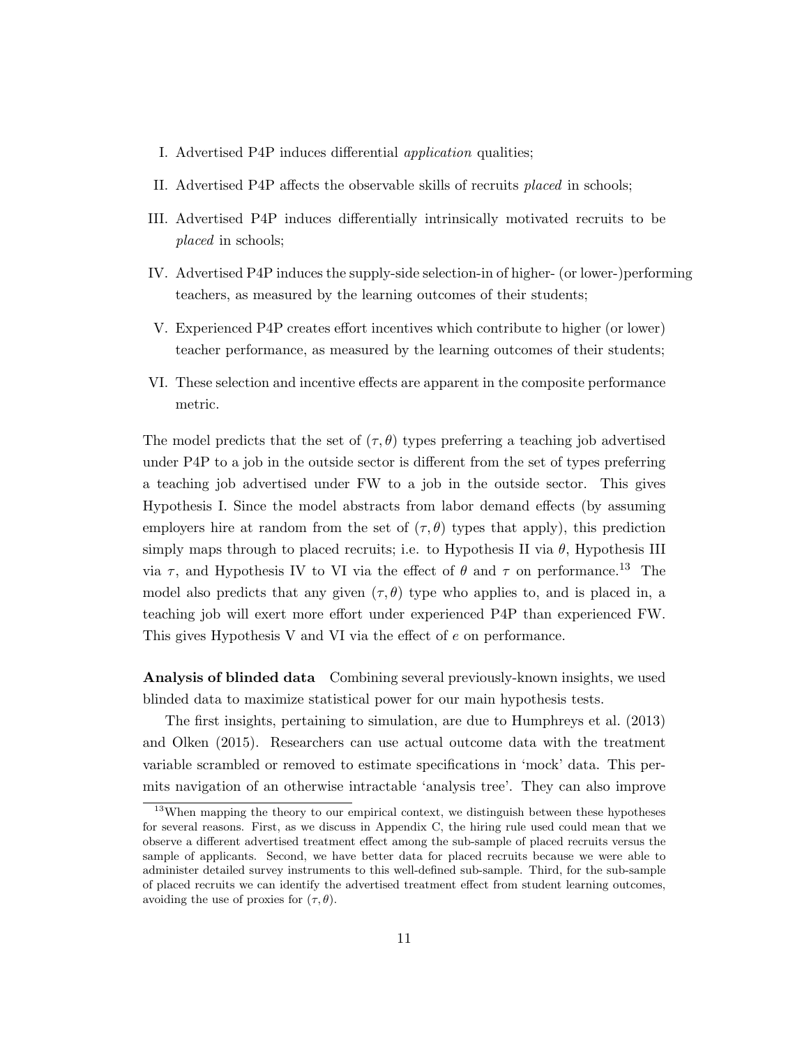I. Advertised P4P induces differential *application* qualities;

II. Advertised P4P affects the observable skills of recruits *placed* in schools;

III. Advertised P4P induces differentially intrinsically motivated recruits to be *placed* in schools;

IV. Advertised P4P induces the supply-side selection-in of higher- (or lower-)performing teachers, as measured by the learning outcomes of their students;

V. Experienced P4P creates effort incentives which contribute to higher (or lower) teacher performance, as measured by the learning outcomes of their students;

VI. These selection and incentive effects are apparent in the composite performance metric.

The model predicts that the set of $(\tau, \theta)$ types preferring a teaching job advertised under P4P to a job in the outside sector is different from the set of types preferring a teaching job advertised under FW to a job in the outside sector. This gives Hypothesis I. Since the model abstracts from labor demand effects (by assuming employers hire at random from the set of $(\tau, \theta)$ types that apply), this prediction simply maps through to placed recruits; i.e. to Hypothesis II via $\theta$, Hypothesis III via $\tau$, and Hypothesis IV to VI via the effect of $\theta$ and $\tau$ on performance.[13] The model also predicts that any given $(\tau, \theta)$ type who applies to, and is placed in, a teaching job will exert more effort under experienced P4P than experienced FW. This gives Hypothesis V and VI via the effect of $e$ on performance.

**Analysis of blinded data** Combining several previously-known insights, we used blinded data to maximize statistical power for our main hypothesis tests.

The first insights, pertaining to simulation, are due to Humphreys et al. (2013) and Olken (2015). Researchers can use actual outcome data with the treatment variable scrambled or removed to estimate specifications in 'mock' data. This permits navigation of an otherwise intractable 'analysis tree'. They can also improve

[13] When mapping the theory to our empirical context, we distinguish between these hypotheses for several reasons. First, as we discuss in Appendix C, the hiring rule used could mean that we observe a different advertised treatment effect among the sub-sample of placed recruits versus the sample of applicants. Second, we have better data for placed recruits because we were able to administer detailed survey instruments to this well-defined sub-sample. Third, for the sub-sample of placed recruits we can identify the advertised treatment effect from student learning outcomes, avoiding the use of proxies for $(\tau, \theta)$.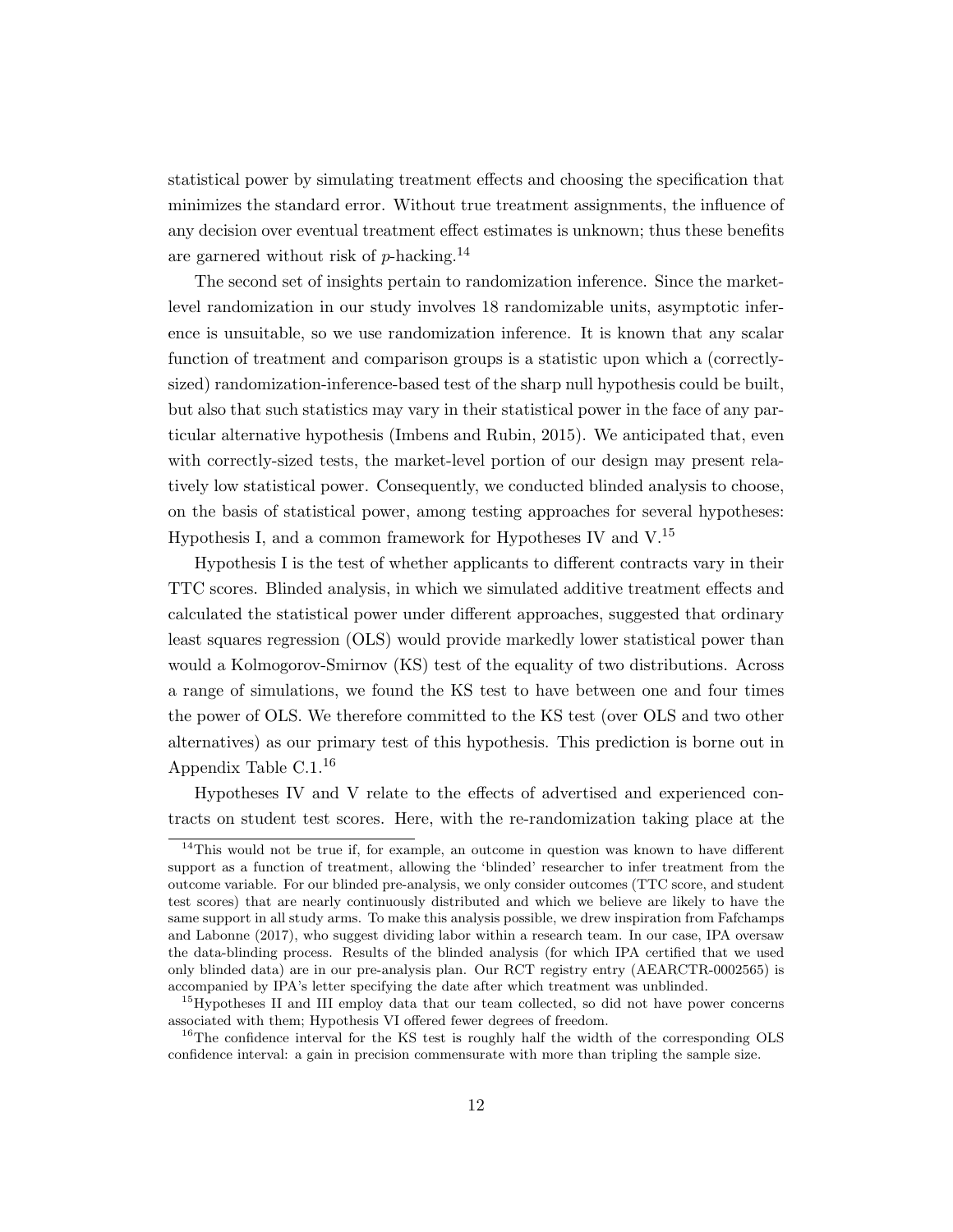statistical power by simulating treatment effects and choosing the specification that minimizes the standard error. Without true treatment assignments, the influence of any decision over eventual treatment effect estimates is unknown; thus these benefits are garnered without risk of $p$-hacking.[14]

The second set of insights pertain to randomization inference. Since the market-level randomization in our study involves 18 randomizable units, asymptotic inference is unsuitable, so we use randomization inference. It is known that any scalar function of treatment and comparison groups is a statistic upon which a (correctly-sized) randomization-inference-based test of the sharp null hypothesis could be built, but also that such statistics may vary in their statistical power in the face of any particular alternative hypothesis (Imbens and Rubin, 2015). We anticipated that, even with correctly-sized tests, the market-level portion of our design may present relatively low statistical power. Consequently, we conducted blinded analysis to choose, on the basis of statistical power, among testing approaches for several hypotheses: Hypothesis I, and a common framework for Hypotheses IV and V.[15]

Hypothesis I is the test of whether applicants to different contracts vary in their TTC scores. Blinded analysis, in which we simulated additive treatment effects and calculated the statistical power under different approaches, suggested that ordinary least squares regression (OLS) would provide markedly lower statistical power than would a Kolmogorov-Smirnov (KS) test of the equality of two distributions. Across a range of simulations, we found the KS test to have between one and four times the power of OLS. We therefore committed to the KS test (over OLS and two other alternatives) as our primary test of this hypothesis. This prediction is borne out in Appendix Table C.1.[16]

Hypotheses IV and V relate to the effects of advertised and experienced contracts on student test scores. Here, with the re-randomization taking place at the

---

[14] This would not be true if, for example, an outcome in question was known to have different support as a function of treatment, allowing the 'blinded' researcher to infer treatment from the outcome variable. For our blinded pre-analysis, we only consider outcomes (TTC score, and student test scores) that are nearly continuously distributed and which we believe are likely to have the same support in all study arms. To make this analysis possible, we drew inspiration from Fafchamps and Labonne (2017), who suggest dividing labor within a research team. In our case, IPA oversaw the data-blinding process. Results of the blinded analysis (for which IPA certified that we used only blinded data) are in our pre-analysis plan. Our RCT registry entry (AEARCTR-0002565) is accompanied by IPA's letter specifying the date after which treatment was unblinded.

[15] Hypotheses II and III employ data that our team collected, so did not have power concerns associated with them; Hypothesis VI offered fewer degrees of freedom.

[16] The confidence interval for the KS test is roughly half the width of the corresponding OLS confidence interval: a gain in precision commensurate with more than tripling the sample size.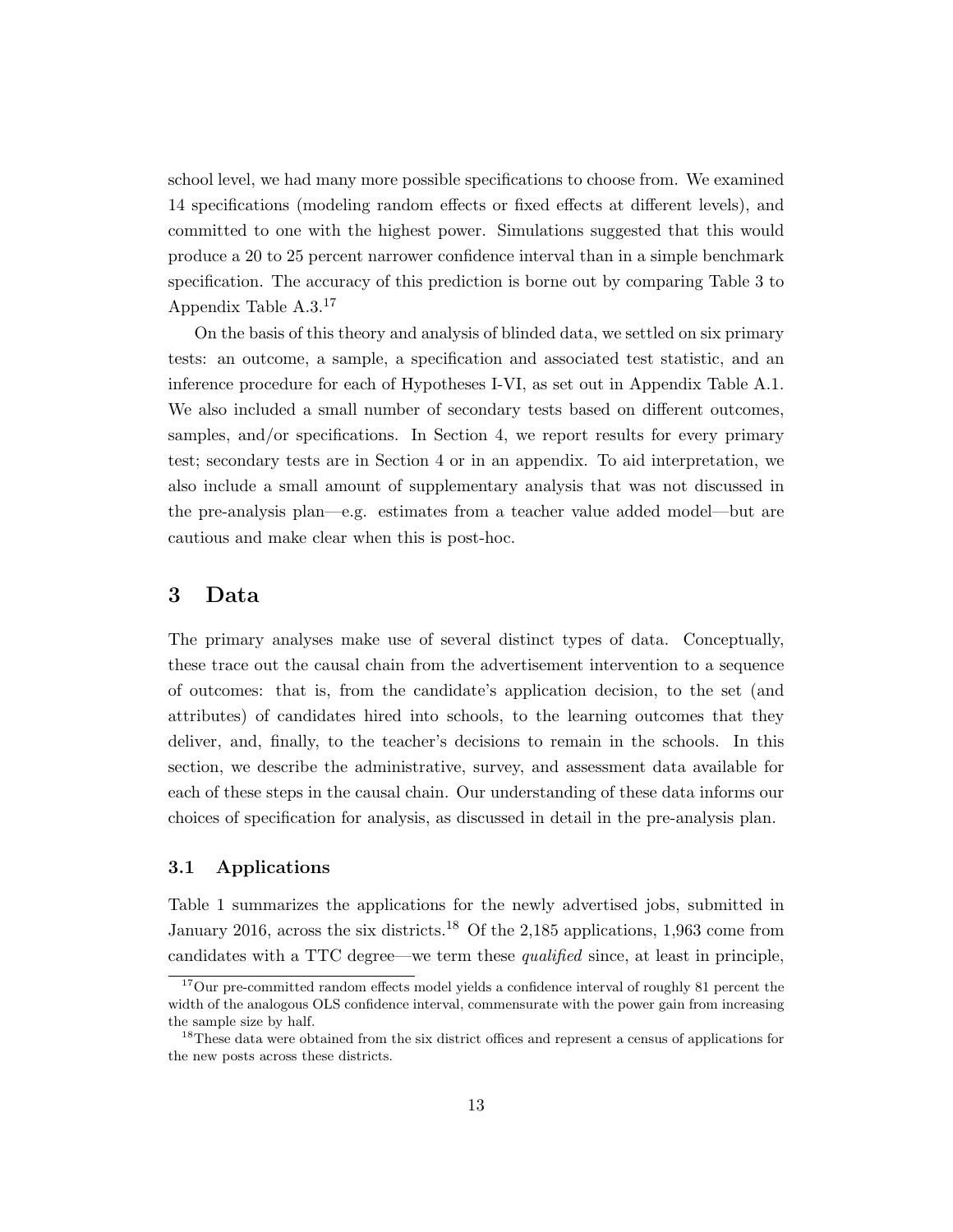school level, we had many more possible specifications to choose from. We examined 14 specifications (modeling random effects or fixed effects at different levels), and committed to one with the highest power. Simulations suggested that this would produce a 20 to 25 percent narrower confidence interval than in a simple benchmark specification. The accuracy of this prediction is borne out by comparing Table 3 to Appendix Table A.3.[17]

On the basis of this theory and analysis of blinded data, we settled on six primary tests: an outcome, a sample, a specification and associated test statistic, and an inference procedure for each of Hypotheses I-VI, as set out in Appendix Table A.1. We also included a small number of secondary tests based on different outcomes, samples, and/or specifications. In Section 4, we report results for every primary test; secondary tests are in Section 4 or in an appendix. To aid interpretation, we also include a small amount of supplementary analysis that was not discussed in the pre-analysis plan—e.g. estimates from a teacher value added model—but are cautious and make clear when this is post-hoc.

# 3 Data

The primary analyses make use of several distinct types of data. Conceptually, these trace out the causal chain from the advertisement intervention to a sequence of outcomes: that is, from the candidate's application decision, to the set (and attributes) of candidates hired into schools, to the learning outcomes that they deliver, and, finally, to the teacher's decisions to remain in the schools. In this section, we describe the administrative, survey, and assessment data available for each of these steps in the causal chain. Our understanding of these data informs our choices of specification for analysis, as discussed in detail in the pre-analysis plan.

## 3.1 Applications

Table 1 summarizes the applications for the newly advertised jobs, submitted in January 2016, across the six districts.[18] Of the 2,185 applications, 1,963 come from candidates with a TTC degree—we term these *qualified* since, at least in principle,

[17] Our pre-committed random effects model yields a confidence interval of roughly 81 percent the width of the analogous OLS confidence interval, commensurate with the power gain from increasing the sample size by half.

[18] These data were obtained from the six district offices and represent a census of applications for the new posts across these districts.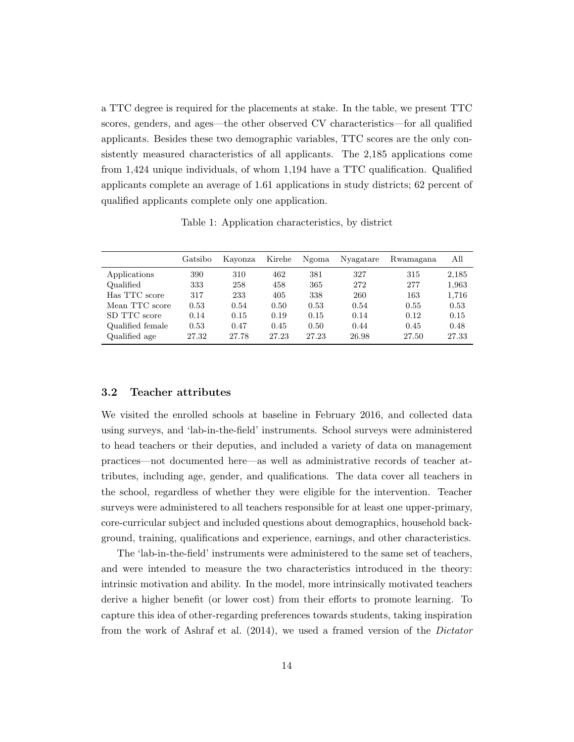a TTC degree is required for the placements at stake. In the table, we present TTC scores, genders, and ages—the other observed CV characteristics—for all qualified applicants. Besides these two demographic variables, TTC scores are the only consistently measured characteristics of all applicants. The 2,185 applications come from 1,424 unique individuals, of whom 1,194 have a TTC qualification. Qualified applicants complete an average of 1.61 applications in study districts; 62 percent of qualified applicants complete only one application.

Table 1: Application characteristics, by district

| | Gatsibo | Kayonza | Kirehe | Ngoma | Nyagatare | Rwamagana | All |
|---|---|---|---|---|---|---|---|
| Applications | 390 | 310 | 462 | 381 | 327 | 315 | 2,185 |
| Qualified | 333 | 258 | 458 | 365 | 272 | 277 | 1,963 |
| Has TTC score | 317 | 233 | 405 | 338 | 260 | 163 | 1,716 |
| Mean TTC score | 0.53 | 0.54 | 0.50 | 0.53 | 0.54 | 0.55 | 0.53 |
| SD TTC score | 0.14 | 0.15 | 0.19 | 0.15 | 0.14 | 0.12 | 0.15 |
| Qualified female | 0.53 | 0.47 | 0.45 | 0.50 | 0.44 | 0.45 | 0.48 |
| Qualified age | 27.32 | 27.78 | 27.23 | 27.23 | 26.98 | 27.50 | 27.33 |

### 3.2 Teacher attributes

We visited the enrolled schools at baseline in February 2016, and collected data using surveys, and 'lab-in-the-field' instruments. School surveys were administered to head teachers or their deputies, and included a variety of data on management practices—not documented here—as well as administrative records of teacher attributes, including age, gender, and qualifications. The data cover all teachers in the school, regardless of whether they were eligible for the intervention. Teacher surveys were administered to all teachers responsible for at least one upper-primary, core-curricular subject and included questions about demographics, household background, training, qualifications and experience, earnings, and other characteristics.

The 'lab-in-the-field' instruments were administered to the same set of teachers, and were intended to measure the two characteristics introduced in the theory: intrinsic motivation and ability. In the model, more intrinsically motivated teachers derive a higher benefit (or lower cost) from their efforts to promote learning. To capture this idea of other-regarding preferences towards students, taking inspiration from the work of Ashraf et al. (2014), we used a framed version of the *Dictator*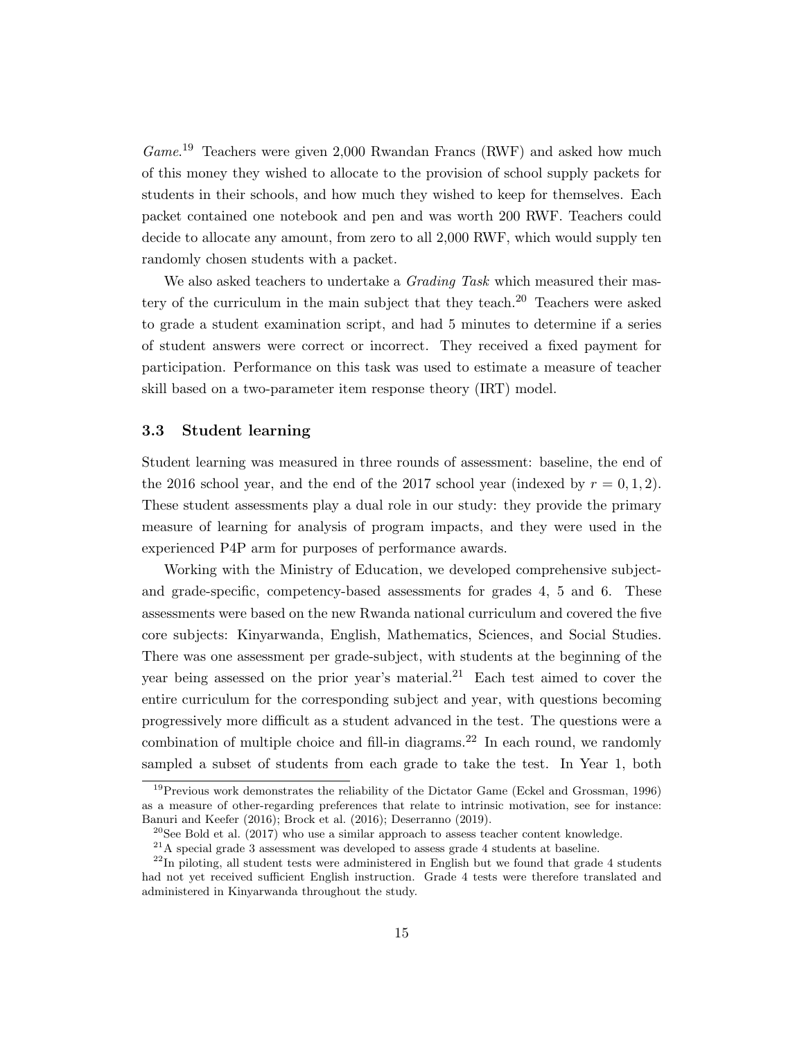*Game*.[19] Teachers were given 2,000 Rwandan Francs (RWF) and asked how much of this money they wished to allocate to the provision of school supply packets for students in their schools, and how much they wished to keep for themselves. Each packet contained one notebook and pen and was worth 200 RWF. Teachers could decide to allocate any amount, from zero to all 2,000 RWF, which would supply ten randomly chosen students with a packet.

We also asked teachers to undertake a *Grading Task* which measured their mastery of the curriculum in the main subject that they teach.[20] Teachers were asked to grade a student examination script, and had 5 minutes to determine if a series of student answers were correct or incorrect. They received a fixed payment for participation. Performance on this task was used to estimate a measure of teacher skill based on a two-parameter item response theory (IRT) model.

### 3.3 Student learning

Student learning was measured in three rounds of assessment: baseline, the end of the 2016 school year, and the end of the 2017 school year (indexed by $r = 0, 1, 2$). These student assessments play a dual role in our study: they provide the primary measure of learning for analysis of program impacts, and they were used in the experienced P4P arm for purposes of performance awards.

Working with the Ministry of Education, we developed comprehensive subject- and grade-specific, competency-based assessments for grades 4, 5 and 6. These assessments were based on the new Rwanda national curriculum and covered the five core subjects: Kinyarwanda, English, Mathematics, Sciences, and Social Studies. There was one assessment per grade-subject, with students at the beginning of the year being assessed on the prior year's material.[21] Each test aimed to cover the entire curriculum for the corresponding subject and year, with questions becoming progressively more difficult as a student advanced in the test. The questions were a combination of multiple choice and fill-in diagrams.[22] In each round, we randomly sampled a subset of students from each grade to take the test. In Year 1, both

[19] Previous work demonstrates the reliability of the Dictator Game (Eckel and Grossman, 1996) as a measure of other-regarding preferences that relate to intrinsic motivation, see for instance: Banuri and Keefer (2016); Brock et al. (2016); Deserranno (2019).

[20] See Bold et al. (2017) who use a similar approach to assess teacher content knowledge.

[21] A special grade 3 assessment was developed to assess grade 4 students at baseline.

[22] In piloting, all student tests were administered in English but we found that grade 4 students had not yet received sufficient English instruction. Grade 4 tests were therefore translated and administered in Kinyarwanda throughout the study.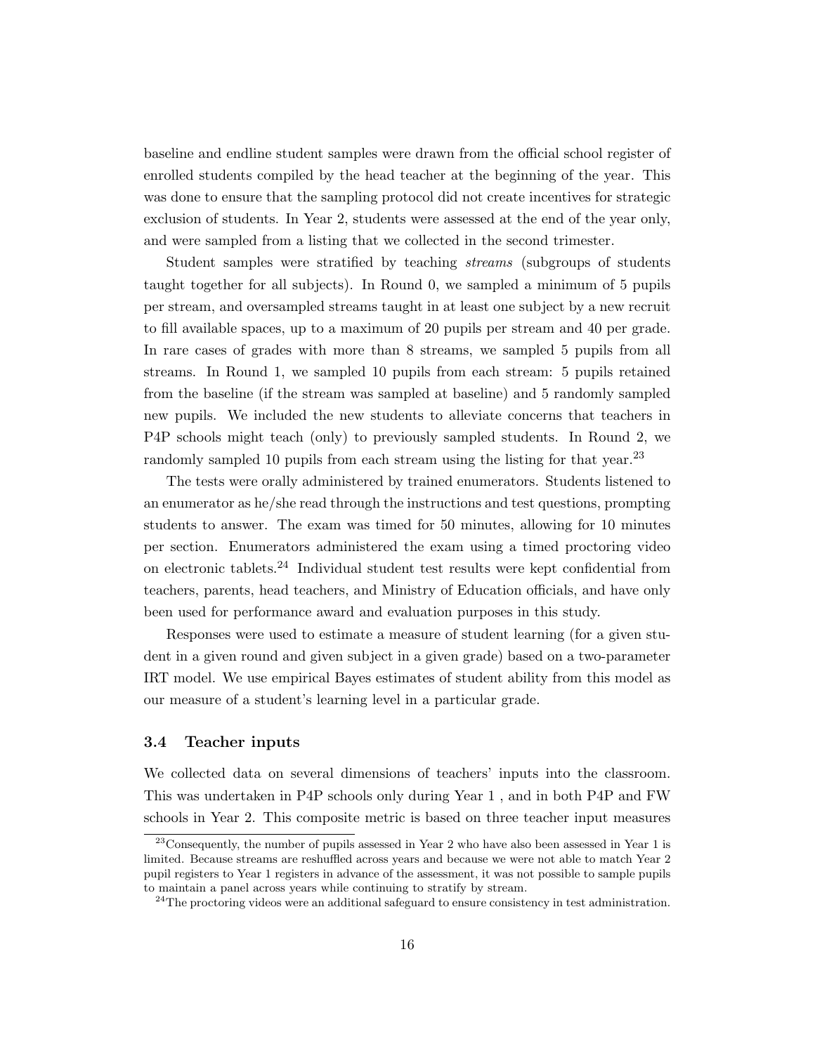baseline and endline student samples were drawn from the official school register of enrolled students compiled by the head teacher at the beginning of the year. This was done to ensure that the sampling protocol did not create incentives for strategic exclusion of students. In Year 2, students were assessed at the end of the year only, and were sampled from a listing that we collected in the second trimester.

Student samples were stratified by teaching *streams* (subgroups of students taught together for all subjects). In Round 0, we sampled a minimum of 5 pupils per stream, and oversampled streams taught in at least one subject by a new recruit to fill available spaces, up to a maximum of 20 pupils per stream and 40 per grade. In rare cases of grades with more than 8 streams, we sampled 5 pupils from all streams. In Round 1, we sampled 10 pupils from each stream: 5 pupils retained from the baseline (if the stream was sampled at baseline) and 5 randomly sampled new pupils. We included the new students to alleviate concerns that teachers in P4P schools might teach (only) to previously sampled students. In Round 2, we randomly sampled 10 pupils from each stream using the listing for that year.[23]

The tests were orally administered by trained enumerators. Students listened to an enumerator as he/she read through the instructions and test questions, prompting students to answer. The exam was timed for 50 minutes, allowing for 10 minutes per section. Enumerators administered the exam using a timed proctoring video on electronic tablets.[24] Individual student test results were kept confidential from teachers, parents, head teachers, and Ministry of Education officials, and have only been used for performance award and evaluation purposes in this study.

Responses were used to estimate a measure of student learning (for a given student in a given round and given subject in a given grade) based on a two-parameter IRT model. We use empirical Bayes estimates of student ability from this model as our measure of a student's learning level in a particular grade.

### 3.4 Teacher inputs

We collected data on several dimensions of teachers' inputs into the classroom. This was undertaken in P4P schools only during Year 1 , and in both P4P and FW schools in Year 2. This composite metric is based on three teacher input measures

[23] Consequently, the number of pupils assessed in Year 2 who have also been assessed in Year 1 is limited. Because streams are reshuffled across years and because we were not able to match Year 2 pupil registers to Year 1 registers in advance of the assessment, it was not possible to sample pupils to maintain a panel across years while continuing to stratify by stream.

[24] The proctoring videos were an additional safeguard to ensure consistency in test administration.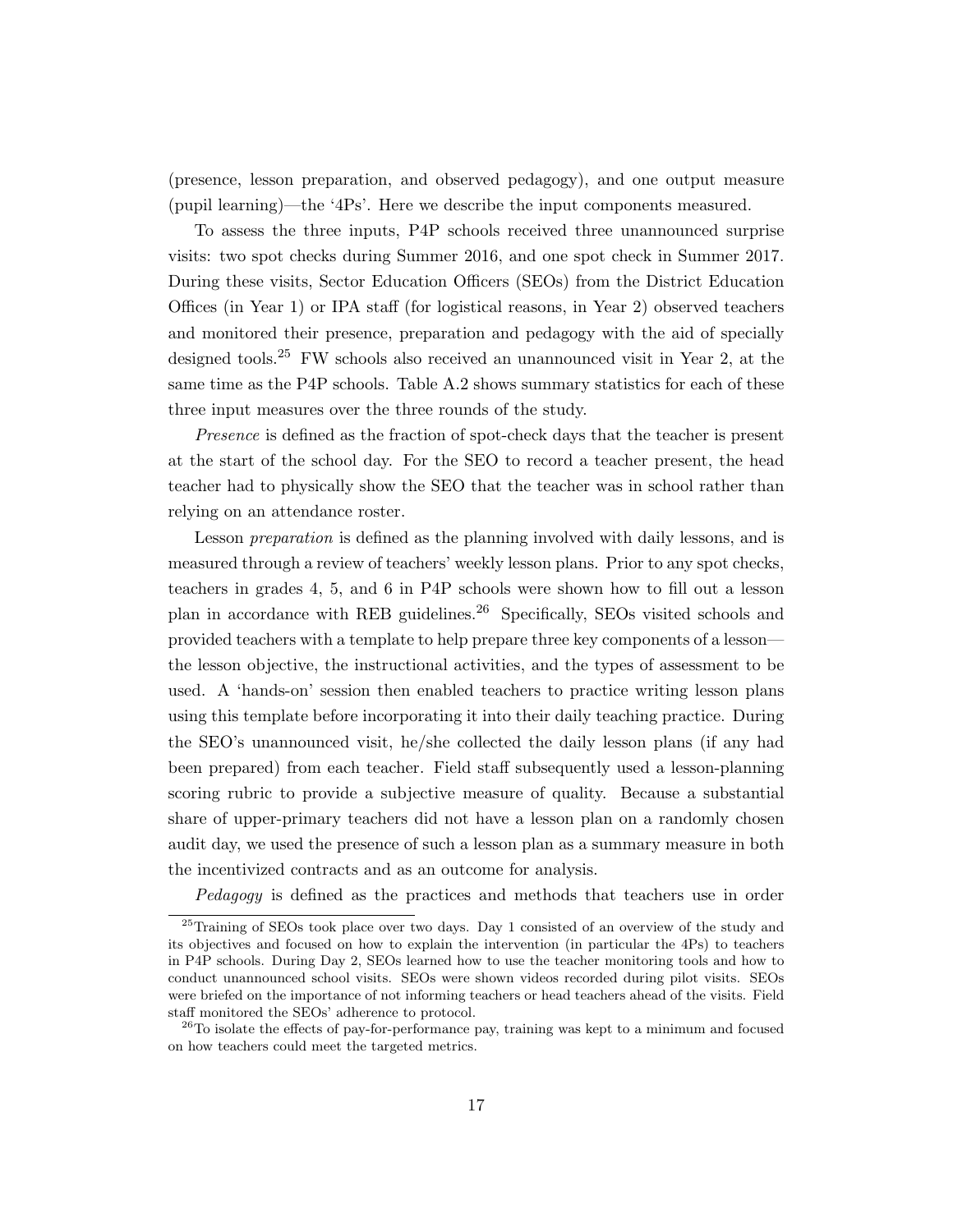(presence, lesson preparation, and observed pedagogy), and one output measure (pupil learning)—the '4Ps'. Here we describe the input components measured.

To assess the three inputs, P4P schools received three unannounced surprise visits: two spot checks during Summer 2016, and one spot check in Summer 2017. During these visits, Sector Education Officers (SEOs) from the District Education Offices (in Year 1) or IPA staff (for logistical reasons, in Year 2) observed teachers and monitored their presence, preparation and pedagogy with the aid of specially designed tools.[25] FW schools also received an unannounced visit in Year 2, at the same time as the P4P schools. Table A.2 shows summary statistics for each of these three input measures over the three rounds of the study.

*Presence* is defined as the fraction of spot-check days that the teacher is present at the start of the school day. For the SEO to record a teacher present, the head teacher had to physically show the SEO that the teacher was in school rather than relying on an attendance roster.

Lesson *preparation* is defined as the planning involved with daily lessons, and is measured through a review of teachers' weekly lesson plans. Prior to any spot checks, teachers in grades 4, 5, and 6 in P4P schools were shown how to fill out a lesson plan in accordance with REB guidelines.[26] Specifically, SEOs visited schools and provided teachers with a template to help prepare three key components of a lesson—the lesson objective, the instructional activities, and the types of assessment to be used. A 'hands-on' session then enabled teachers to practice writing lesson plans using this template before incorporating it into their daily teaching practice. During the SEO's unannounced visit, he/she collected the daily lesson plans (if any had been prepared) from each teacher. Field staff subsequently used a lesson-planning scoring rubric to provide a subjective measure of quality. Because a substantial share of upper-primary teachers did not have a lesson plan on a randomly chosen audit day, we used the presence of such a lesson plan as a summary measure in both the incentivized contracts and as an outcome for analysis.

*Pedagogy* is defined as the practices and methods that teachers use in order

[25] Training of SEOs took place over two days. Day 1 consisted of an overview of the study and its objectives and focused on how to explain the intervention (in particular the 4Ps) to teachers in P4P schools. During Day 2, SEOs learned how to use the teacher monitoring tools and how to conduct unannounced school visits. SEOs were shown videos recorded during pilot visits. SEOs were briefed on the importance of not informing teachers or head teachers ahead of the visits. Field staff monitored the SEOs' adherence to protocol.

[26] To isolate the effects of pay-for-performance pay, training was kept to a minimum and focused on how teachers could meet the targeted metrics.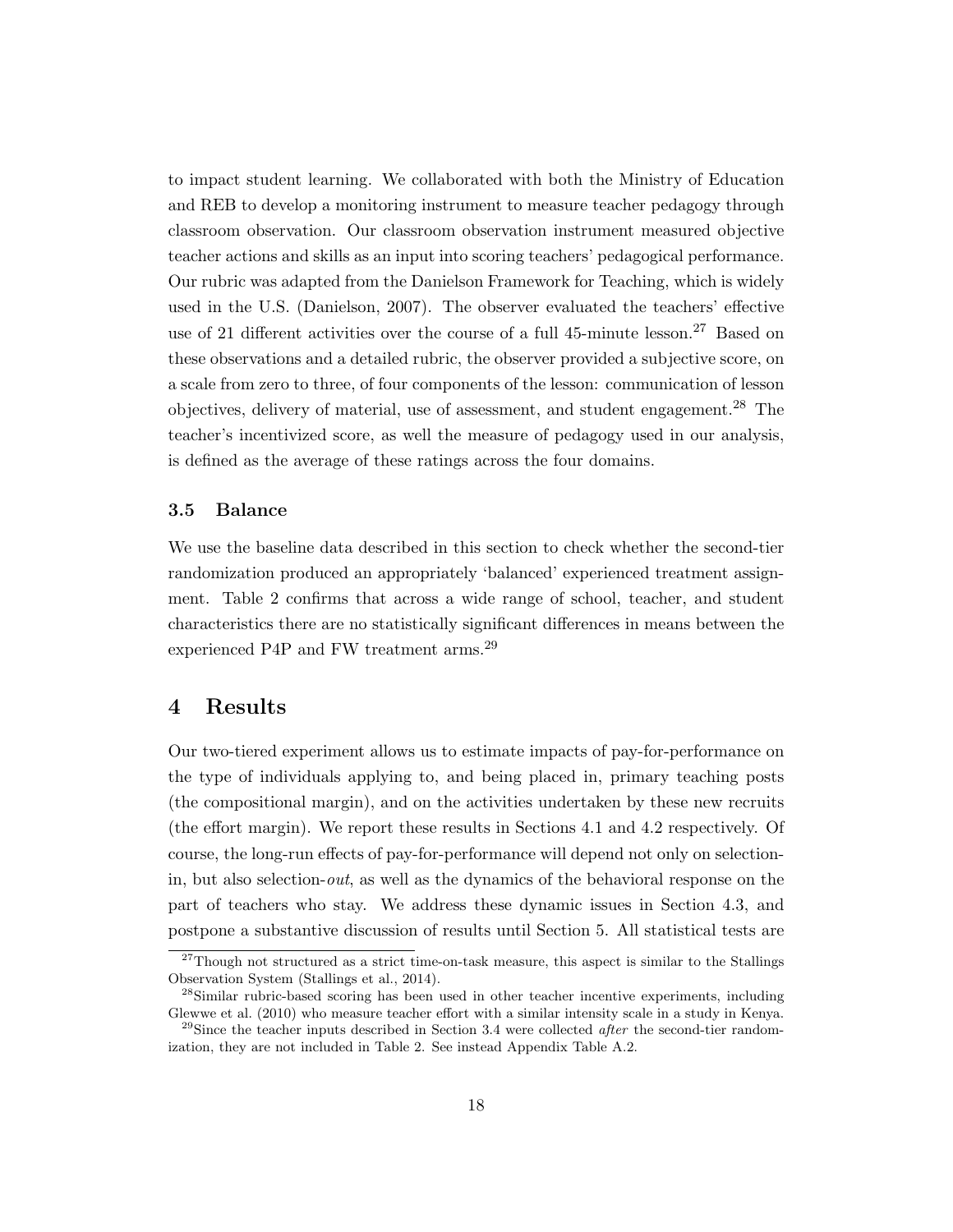to impact student learning. We collaborated with both the Ministry of Education and REB to develop a monitoring instrument to measure teacher pedagogy through classroom observation. Our classroom observation instrument measured objective teacher actions and skills as an input into scoring teachers' pedagogical performance. Our rubric was adapted from the Danielson Framework for Teaching, which is widely used in the U.S. (Danielson, 2007). The observer evaluated the teachers' effective use of 21 different activities over the course of a full 45-minute lesson.[27] Based on these observations and a detailed rubric, the observer provided a subjective score, on a scale from zero to three, of four components of the lesson: communication of lesson objectives, delivery of material, use of assessment, and student engagement.[28] The teacher's incentivized score, as well the measure of pedagogy used in our analysis, is defined as the average of these ratings across the four domains.

### 3.5 Balance

We use the baseline data described in this section to check whether the second-tier randomization produced an appropriately 'balanced' experienced treatment assignment. Table 2 confirms that across a wide range of school, teacher, and student characteristics there are no statistically significant differences in means between the experienced P4P and FW treatment arms.[29]

## 4 Results

Our two-tiered experiment allows us to estimate impacts of pay-for-performance on the type of individuals applying to, and being placed in, primary teaching posts (the compositional margin), and on the activities undertaken by these new recruits (the effort margin). We report these results in Sections 4.1 and 4.2 respectively. Of course, the long-run effects of pay-for-performance will depend not only on selection-in, but also selection-*out*, as well as the dynamics of the behavioral response on the part of teachers who stay. We address these dynamic issues in Section 4.3, and postpone a substantive discussion of results until Section 5. All statistical tests are

[27] Though not structured as a strict time-on-task measure, this aspect is similar to the Stallings Observation System (Stallings et al., 2014).

[28] Similar rubric-based scoring has been used in other teacher incentive experiments, including Glewwe et al. (2010) who measure teacher effort with a similar intensity scale in a study in Kenya.

[29] Since the teacher inputs described in Section 3.4 were collected *after* the second-tier randomization, they are not included in Table 2. See instead Appendix Table A.2.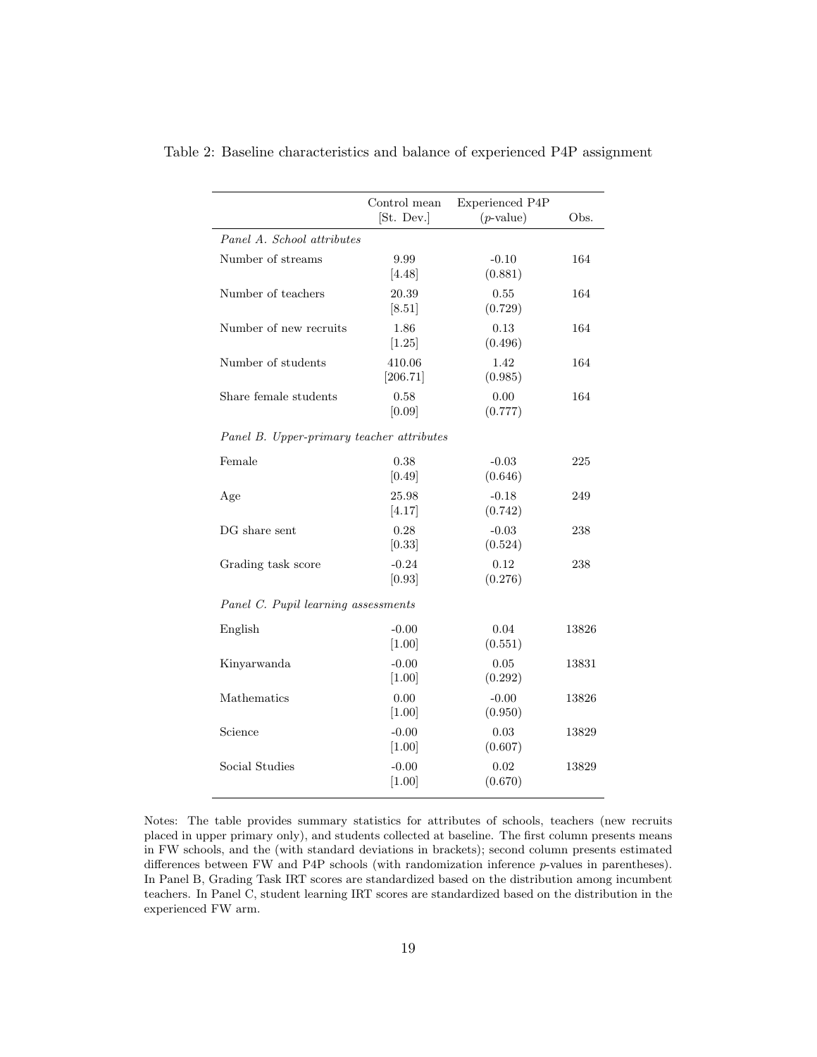Table 2: Baseline characteristics and balance of experienced P4P assignment

| | Control mean [St. Dev.] | Experienced P4P ($p$-value) | Obs. |
|---|---|---|---|
| *Panel A. School attributes* | | | |
| Number of streams | 9.99 [4.48] | -0.10 (0.881) | 164 |
| Number of teachers | 20.39 [8.51] | 0.55 (0.729) | 164 |
| Number of new recruits | 1.86 [1.25] | 0.13 (0.496) | 164 |
| Number of students | 410.06 [206.71] | 1.42 (0.985) | 164 |
| Share female students | 0.58 [0.09] | 0.00 (0.777) | 164 |
| *Panel B. Upper-primary teacher attributes* | | | |
| Female | 0.38 [0.49] | -0.03 (0.646) | 225 |
| Age | 25.98 [4.17] | -0.18 (0.742) | 249 |
| DG share sent | 0.28 [0.33] | -0.03 (0.524) | 238 |
| Grading task score | -0.24 [0.93] | 0.12 (0.276) | 238 |
| *Panel C. Pupil learning assessments* | | | |
| English | -0.00 [1.00] | 0.04 (0.551) | 13826 |
| Kinyarwanda | -0.00 [1.00] | 0.05 (0.292) | 13831 |
| Mathematics | 0.00 [1.00] | -0.00 (0.950) | 13826 |
| Science | -0.00 [1.00] | 0.03 (0.607) | 13829 |
| Social Studies | -0.00 [1.00] | 0.02 (0.670) | 13829 |

Notes: The table provides summary statistics for attributes of schools, teachers (new recruits placed in upper primary only), and students collected at baseline. The first column presents means in FW schools, and the (with standard deviations in brackets); second column presents estimated differences between FW and P4P schools (with randomization inference $p$-values in parentheses). In Panel B, Grading Task IRT scores are standardized based on the distribution among incumbent teachers. In Panel C, student learning IRT scores are standardized based on the distribution in the experienced FW arm.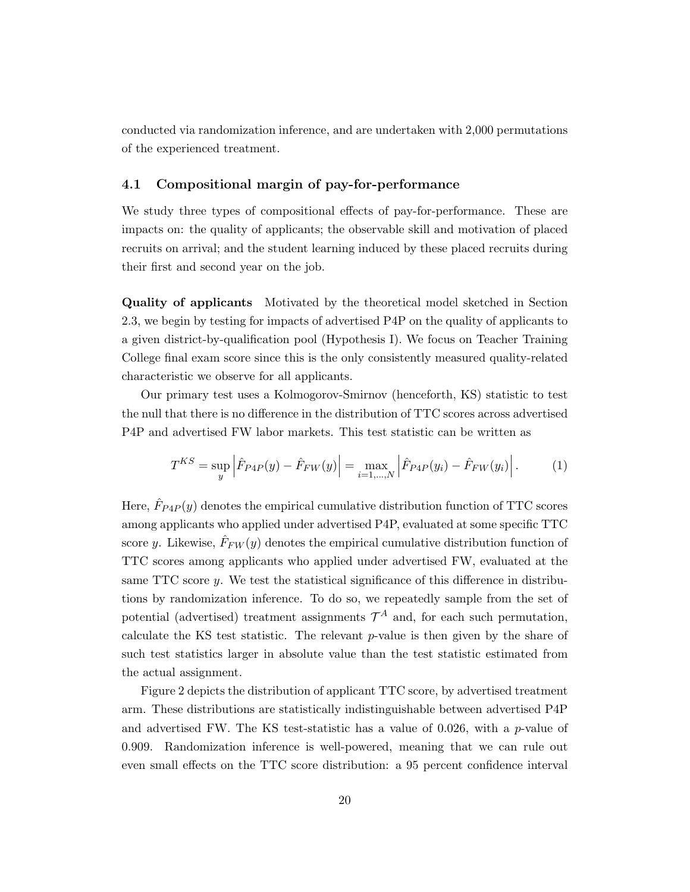conducted via randomization inference, and are undertaken with 2,000 permutations of the experienced treatment.

### 4.1 Compositional margin of pay-for-performance

We study three types of compositional effects of pay-for-performance. These are impacts on: the quality of applicants; the observable skill and motivation of placed recruits on arrival; and the student learning induced by these placed recruits during their first and second year on the job.

**Quality of applicants** Motivated by the theoretical model sketched in Section 2.3, we begin by testing for impacts of advertised P4P on the quality of applicants to a given district-by-qualification pool (Hypothesis I). We focus on Teacher Training College final exam score since this is the only consistently measured quality-related characteristic we observe for all applicants.

Our primary test uses a Kolmogorov-Smirnov (henceforth, KS) statistic to test the null that there is no difference in the distribution of TTC scores across advertised P4P and advertised FW labor markets. This test statistic can be written as

$$T^{KS} = \sup_{y} \left| \hat{F}_{P4P}(y) - \hat{F}_{FW}(y) \right| = \max_{i=1,\ldots,N} \left| \hat{F}_{P4P}(y_i) - \hat{F}_{FW}(y_i) \right|. \tag{1}$$

Here, $\hat{F}_{P4P}(y)$ denotes the empirical cumulative distribution function of TTC scores among applicants who applied under advertised P4P, evaluated at some specific TTC score $y$. Likewise, $\hat{F}_{FW}(y)$ denotes the empirical cumulative distribution function of TTC scores among applicants who applied under advertised FW, evaluated at the same TTC score $y$. We test the statistical significance of this difference in distributions by randomization inference. To do so, we repeatedly sample from the set of potential (advertised) treatment assignments $\mathcal{T}^A$ and, for each such permutation, calculate the KS test statistic. The relevant $p$-value is then given by the share of such test statistics larger in absolute value than the test statistic estimated from the actual assignment.

Figure 2 depicts the distribution of applicant TTC score, by advertised treatment arm. These distributions are statistically indistinguishable between advertised P4P and advertised FW. The KS test-statistic has a value of 0.026, with a $p$-value of 0.909. Randomization inference is well-powered, meaning that we can rule out even small effects on the TTC score distribution: a 95 percent confidence interval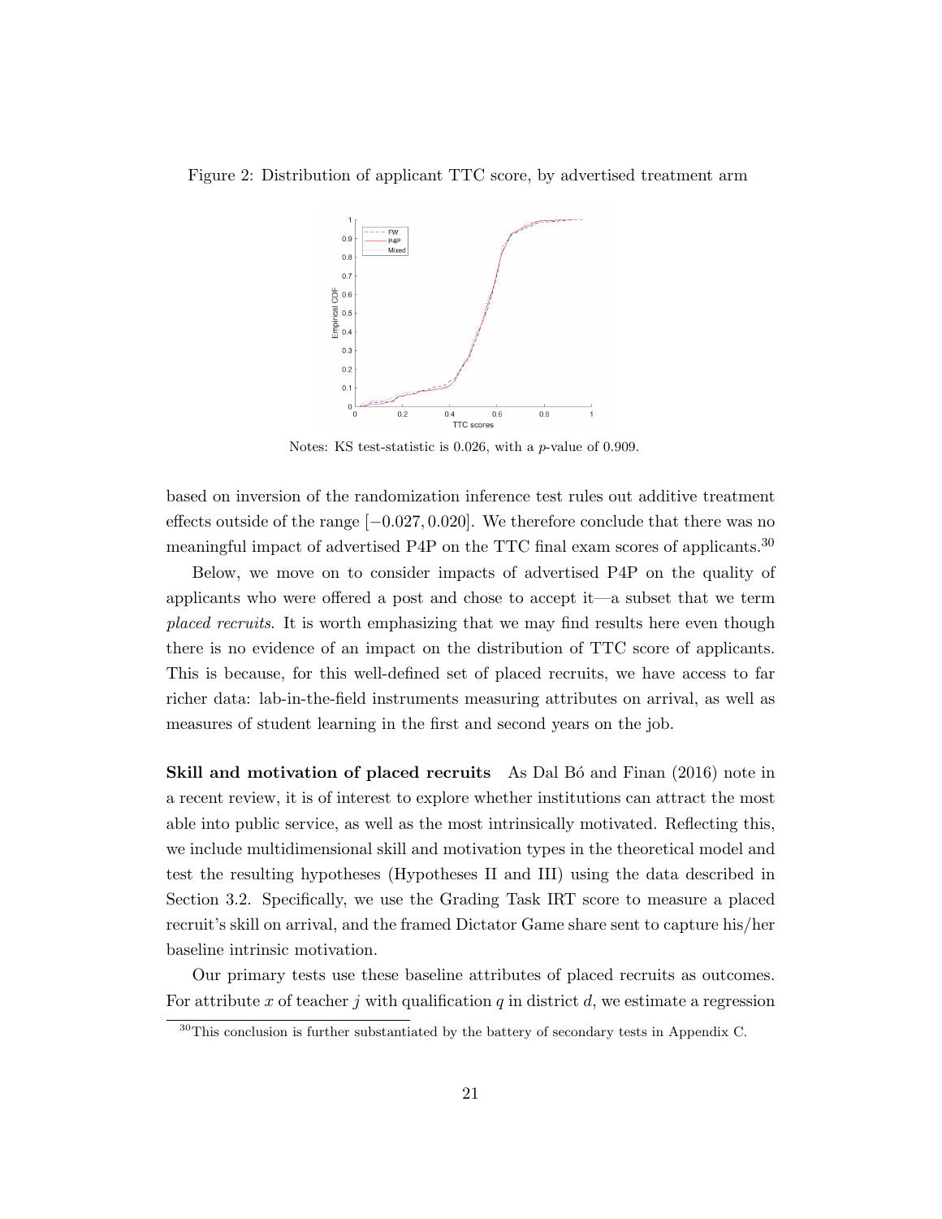Figure 2: Distribution of applicant TTC score, by advertised treatment arm

Notes: KS test-statistic is 0.026, with a $p$-value of 0.909.

based on inversion of the randomization inference test rules out additive treatment effects outside of the range $[-0.027, 0.020]$. We therefore conclude that there was no meaningful impact of advertised P4P on the TTC final exam scores of applicants.[30]

Below, we move on to consider impacts of advertised P4P on the quality of applicants who were offered a post and chose to accept it—a subset that we term *placed recruits*. It is worth emphasizing that we may find results here even though there is no evidence of an impact on the distribution of TTC score of applicants. This is because, for this well-defined set of placed recruits, we have access to far richer data: lab-in-the-field instruments measuring attributes on arrival, as well as measures of student learning in the first and second years on the job.

**Skill and motivation of placed recruits** As Dal Bó and Finan (2016) note in a recent review, it is of interest to explore whether institutions can attract the most able into public service, as well as the most intrinsically motivated. Reflecting this, we include multidimensional skill and motivation types in the theoretical model and test the resulting hypotheses (Hypotheses II and III) using the data described in Section 3.2. Specifically, we use the Grading Task IRT score to measure a placed recruit's skill on arrival, and the framed Dictator Game share sent to capture his/her baseline intrinsic motivation.

Our primary tests use these baseline attributes of placed recruits as outcomes. For attribute $x$ of teacher $j$ with qualification $q$ in district $d$, we estimate a regression

[30] This conclusion is further substantiated by the battery of secondary tests in Appendix C.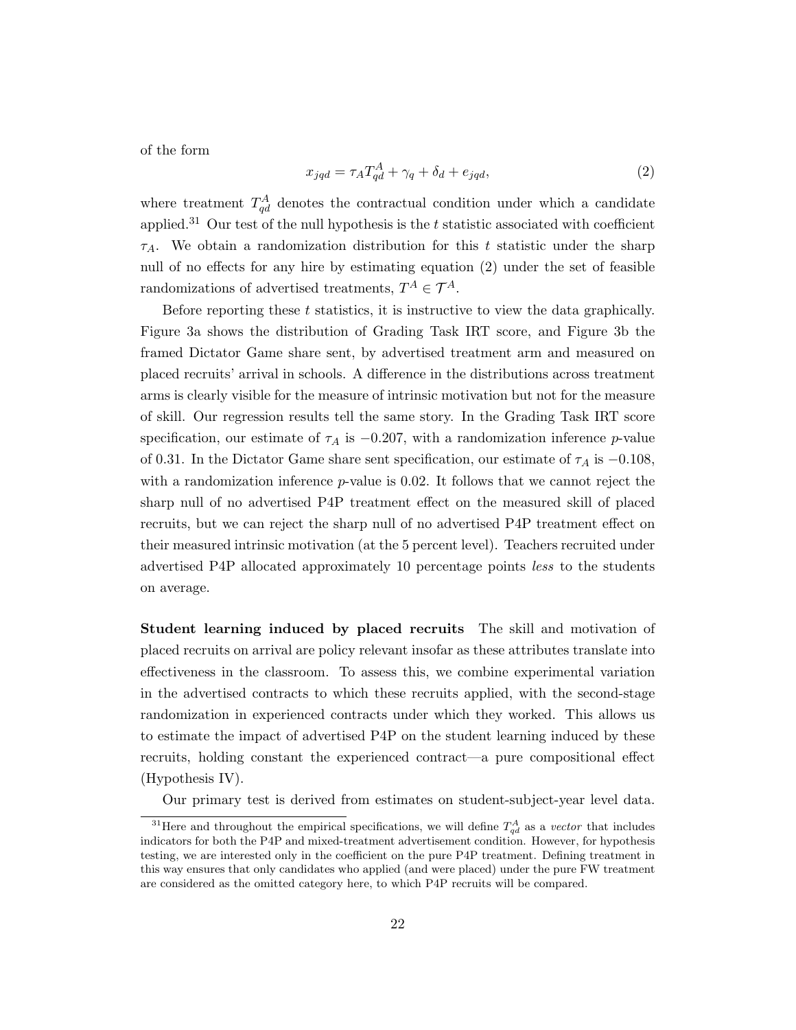of the form

$$x_{jqd} = \tau_A T^A_{qd} + \gamma_q + \delta_d + e_{jqd}, \tag{2}$$

where treatment $T^A_{qd}$ denotes the contractual condition under which a candidate applied.[31] Our test of the null hypothesis is the $t$ statistic associated with coefficient $\tau_A$. We obtain a randomization distribution for this $t$ statistic under the sharp null of no effects for any hire by estimating equation (2) under the set of feasible randomizations of advertised treatments, $T^A \in \mathcal{T}^A$.

Before reporting these $t$ statistics, it is instructive to view the data graphically. Figure 3a shows the distribution of Grading Task IRT score, and Figure 3b the framed Dictator Game share sent, by advertised treatment arm and measured on placed recruits' arrival in schools. A difference in the distributions across treatment arms is clearly visible for the measure of intrinsic motivation but not for the measure of skill. Our regression results tell the same story. In the Grading Task IRT score specification, our estimate of $\tau_A$ is $-0.207$, with a randomization inference $p$-value of 0.31. In the Dictator Game share sent specification, our estimate of $\tau_A$ is $-0.108$, with a randomization inference $p$-value is 0.02. It follows that we cannot reject the sharp null of no advertised P4P treatment effect on the measured skill of placed recruits, but we can reject the sharp null of no advertised P4P treatment effect on their measured intrinsic motivation (at the 5 percent level). Teachers recruited under advertised P4P allocated approximately 10 percentage points *less* to the students on average.

**Student learning induced by placed recruits** The skill and motivation of placed recruits on arrival are policy relevant insofar as these attributes translate into effectiveness in the classroom. To assess this, we combine experimental variation in the advertised contracts to which these recruits applied, with the second-stage randomization in experienced contracts under which they worked. This allows us to estimate the impact of advertised P4P on the student learning induced by these recruits, holding constant the experienced contract—a pure compositional effect (Hypothesis IV).

Our primary test is derived from estimates on student-subject-year level data.

[31] Here and throughout the empirical specifications, we will define $T^A_{qd}$ as a *vector* that includes indicators for both the P4P and mixed-treatment advertisement condition. However, for hypothesis testing, we are interested only in the coefficient on the pure P4P treatment. Defining treatment in this way ensures that only candidates who applied (and were placed) under the pure FW treatment are considered as the omitted category here, to which P4P recruits will be compared.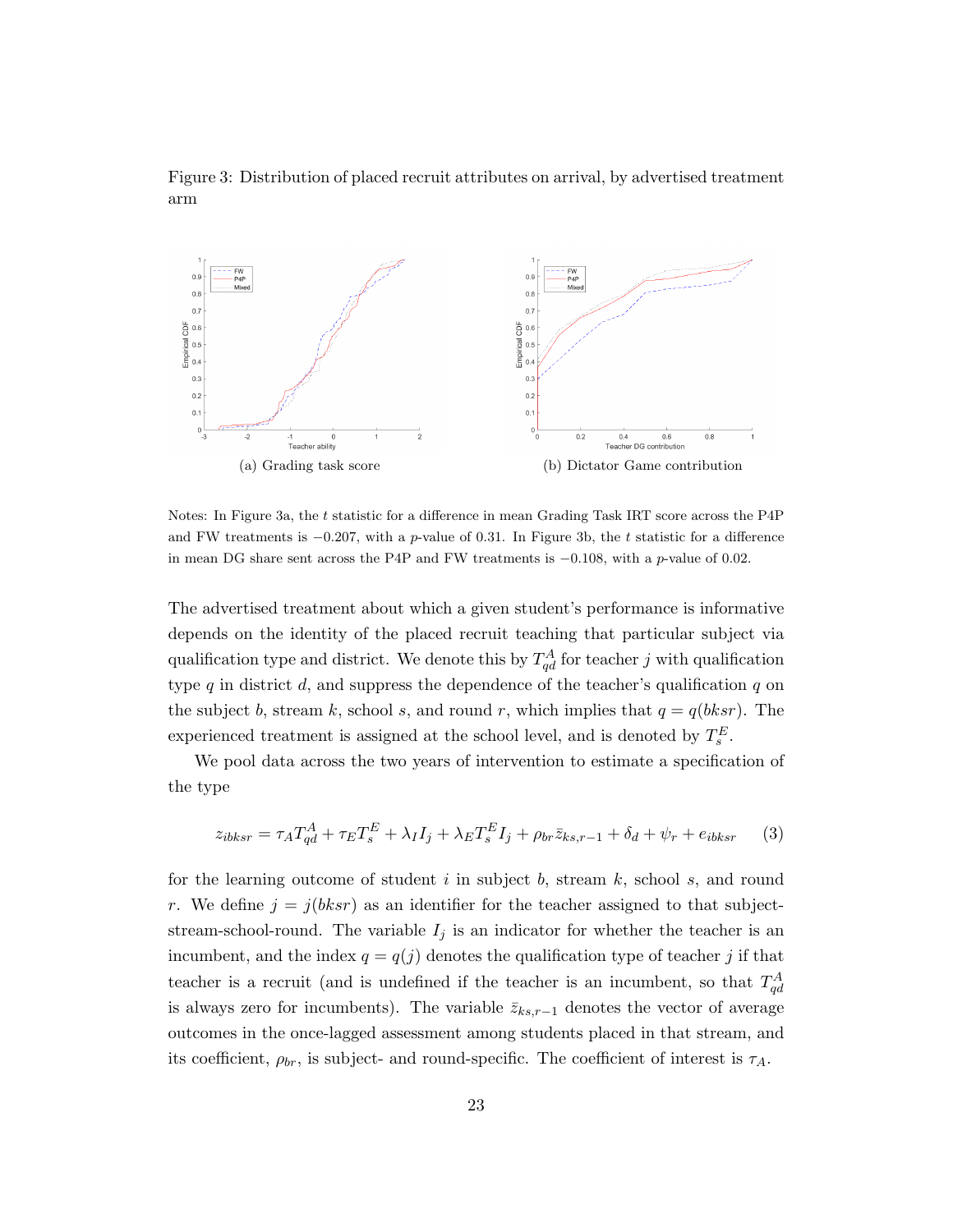Figure 3: Distribution of placed recruit attributes on arrival, by advertised treatment arm

(a) Grading task score

(b) Dictator Game contribution

Notes: In Figure 3a, the $t$ statistic for a difference in mean Grading Task IRT score across the P4P and FW treatments is $-0.207$, with a $p$-value of 0.31. In Figure 3b, the $t$ statistic for a difference in mean DG share sent across the P4P and FW treatments is $-0.108$, with a $p$-value of 0.02.

The advertised treatment about which a given student's performance is informative depends on the identity of the placed recruit teaching that particular subject via qualification type and district. We denote this by $T^A_{qd}$ for teacher $j$ with qualification type $q$ in district $d$, and suppress the dependence of the teacher's qualification $q$ on the subject $b$, stream $k$, school $s$, and round $r$, which implies that $q = q(bksr)$. The experienced treatment is assigned at the school level, and is denoted by $T^E_s$.

We pool data across the two years of intervention to estimate a specification of the type

$$z_{ibksr} = \tau_A T^A_{qd} + \tau_E T^E_s + \lambda_I I_j + \lambda_E T^E_s I_j + \rho_{br} \bar{z}_{ks,r-1} + \delta_d + \psi_r + e_{ibksr} \qquad (3)$$

for the learning outcome of student $i$ in subject $b$, stream $k$, school $s$, and round $r$. We define $j = j(bksr)$ as an identifier for the teacher assigned to that subject-stream-school-round. The variable $I_j$ is an indicator for whether the teacher is an incumbent, and the index $q = q(j)$ denotes the qualification type of teacher $j$ if that teacher is a recruit (and is undefined if the teacher is an incumbent, so that $T^A_{qd}$ is always zero for incumbents). The variable $\bar{z}_{ks,r-1}$ denotes the vector of average outcomes in the once-lagged assessment among students placed in that stream, and its coefficient, $\rho_{br}$, is subject- and round-specific. The coefficient of interest is $\tau_A$.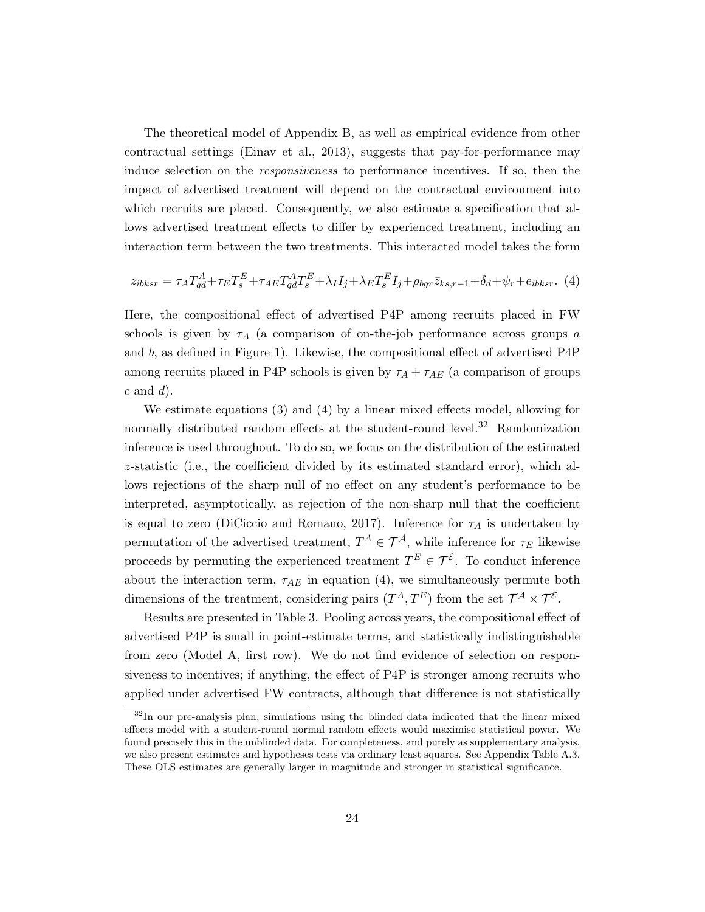The theoretical model of Appendix B, as well as empirical evidence from other contractual settings (Einav et al., 2013), suggests that pay-for-performance may induce selection on the *responsiveness* to performance incentives. If so, then the impact of advertised treatment will depend on the contractual environment into which recruits are placed. Consequently, we also estimate a specification that allows advertised treatment effects to differ by experienced treatment, including an interaction term between the two treatments. This interacted model takes the form

$$z_{ibksr} = \tau_A T_{qd}^A + \tau_E T_s^E + \tau_{AE} T_{qd}^A T_s^E + \lambda_I I_j + \lambda_E T_s^E I_j + \rho_{bgr} \bar{z}_{ks,r-1} + \delta_d + \psi_r + e_{ibksr}. \quad (4)$$

Here, the compositional effect of advertised P4P among recruits placed in FW schools is given by $\tau_A$ (a comparison of on-the-job performance across groups $a$ and $b$, as defined in Figure 1). Likewise, the compositional effect of advertised P4P among recruits placed in P4P schools is given by $\tau_A + \tau_{AE}$ (a comparison of groups $c$ and $d$).

We estimate equations (3) and (4) by a linear mixed effects model, allowing for normally distributed random effects at the student-round level.[32] Randomization inference is used throughout. To do so, we focus on the distribution of the estimated $z$-statistic (i.e., the coefficient divided by its estimated standard error), which allows rejections of the sharp null of no effect on any student's performance to be interpreted, asymptotically, as rejection of the non-sharp null that the coefficient is equal to zero (DiCiccio and Romano, 2017). Inference for $\tau_A$ is undertaken by permutation of the advertised treatment, $T^A \in \mathcal{T}^{\mathcal{A}}$, while inference for $\tau_E$ likewise proceeds by permuting the experienced treatment $T^E \in \mathcal{T}^{\mathcal{E}}$. To conduct inference about the interaction term, $\tau_{AE}$ in equation (4), we simultaneously permute both dimensions of the treatment, considering pairs $(T^A, T^E)$ from the set $\mathcal{T}^{\mathcal{A}} \times \mathcal{T}^{\mathcal{E}}$.

Results are presented in Table 3. Pooling across years, the compositional effect of advertised P4P is small in point-estimate terms, and statistically indistinguishable from zero (Model A, first row). We do not find evidence of selection on responsiveness to incentives; if anything, the effect of P4P is stronger among recruits who applied under advertised FW contracts, although that difference is not statistically

[32] In our pre-analysis plan, simulations using the blinded data indicated that the linear mixed effects model with a student-round normal random effects would maximise statistical power. We found precisely this in the unblinded data. For completeness, and purely as supplementary analysis, we also present estimates and hypotheses tests via ordinary least squares. See Appendix Table A.3. These OLS estimates are generally larger in magnitude and stronger in statistical significance.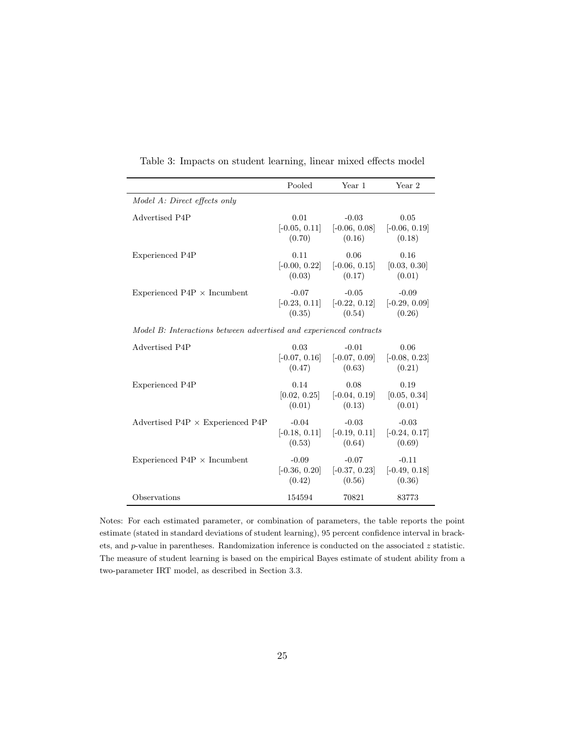Table 3: Impacts on student learning, linear mixed effects model

| | Pooled | Year 1 | Year 2 |
|---|---|---|---|
| *Model A: Direct effects only* | | | |
| Advertised P4P | 0.01 | -0.03 | 0.05 |
| | [-0.05, 0.11] | [-0.06, 0.08] | [-0.06, 0.19] |
| | (0.70) | (0.16) | (0.18) |
| Experienced P4P | 0.11 | 0.06 | 0.16 |
| | [-0.00, 0.22] | [-0.06, 0.15] | [0.03, 0.30] |
| | (0.03) | (0.17) | (0.01) |
| Experienced P4P × Incumbent | -0.07 | -0.05 | -0.09 |
| | [-0.23, 0.11] | [-0.22, 0.12] | [-0.29, 0.09] |
| | (0.35) | (0.54) | (0.26) |
| *Model B: Interactions between advertised and experienced contracts* | | | |
| Advertised P4P | 0.03 | -0.01 | 0.06 |
| | [-0.07, 0.16] | [-0.07, 0.09] | [-0.08, 0.23] |
| | (0.47) | (0.63) | (0.21) |
| Experienced P4P | 0.14 | 0.08 | 0.19 |
| | [0.02, 0.25] | [-0.04, 0.19] | [0.05, 0.34] |
| | (0.01) | (0.13) | (0.01) |
| Advertised P4P × Experienced P4P | -0.04 | -0.03 | -0.03 |
| | [-0.18, 0.11] | [-0.19, 0.11] | [-0.24, 0.17] |
| | (0.53) | (0.64) | (0.69) |
| Experienced P4P × Incumbent | -0.09 | -0.07 | -0.11 |
| | [-0.36, 0.20] | [-0.37, 0.23] | [-0.49, 0.18] |
| | (0.42) | (0.56) | (0.36) |
| Observations | 154594 | 70821 | 83773 |

Notes: For each estimated parameter, or combination of parameters, the table reports the point estimate (stated in standard deviations of student learning), 95 percent confidence interval in brackets, and $p$-value in parentheses. Randomization inference is conducted on the associated $z$ statistic. The measure of student learning is based on the empirical Bayes estimate of student ability from a two-parameter IRT model, as described in Section 3.3.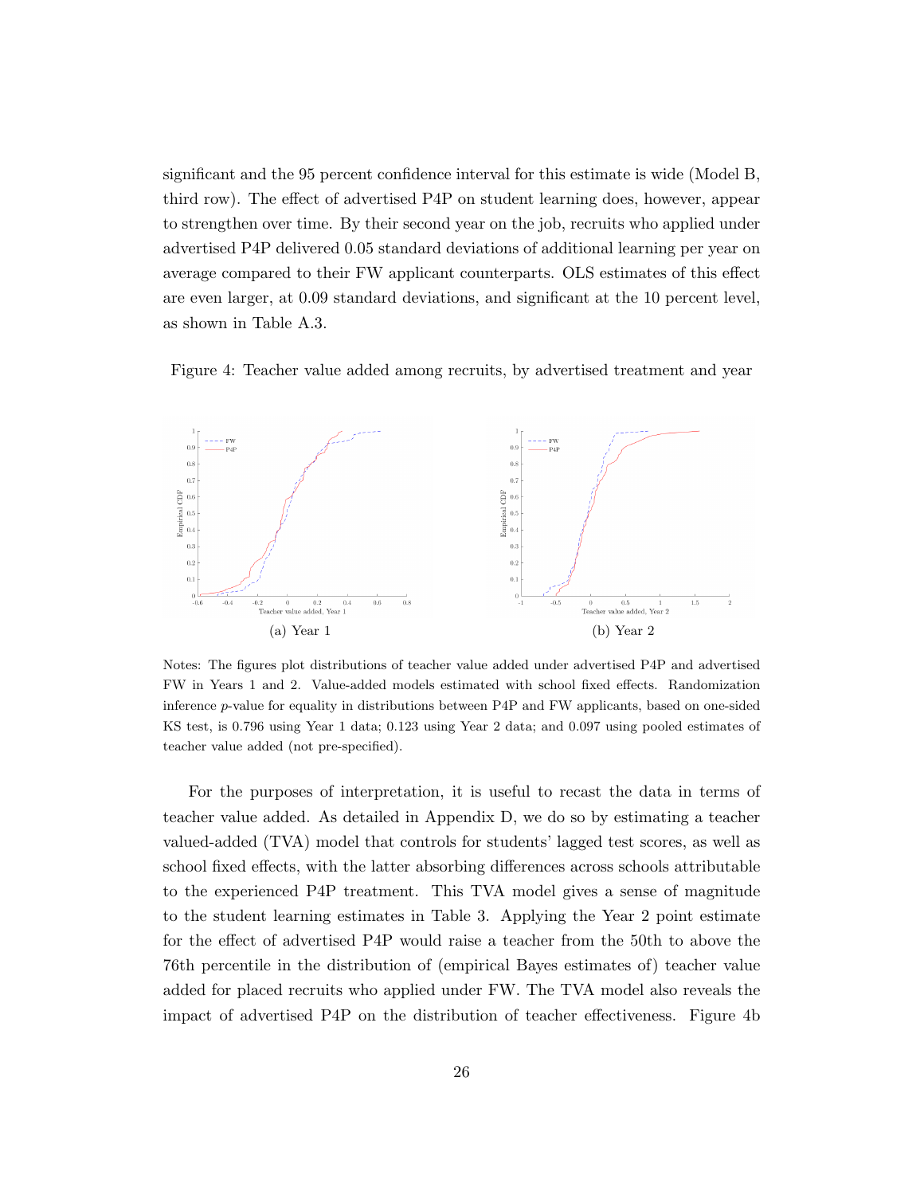significant and the 95 percent confidence interval for this estimate is wide (Model B, third row). The effect of advertised P4P on student learning does, however, appear to strengthen over time. By their second year on the job, recruits who applied under advertised P4P delivered 0.05 standard deviations of additional learning per year on average compared to their FW applicant counterparts. OLS estimates of this effect are even larger, at 0.09 standard deviations, and significant at the 10 percent level, as shown in Table A.3.

Figure 4: Teacher value added among recruits, by advertised treatment and year

(a) Year 1

(b) Year 2

Notes: The figures plot distributions of teacher value added under advertised P4P and advertised FW in Years 1 and 2. Value-added models estimated with school fixed effects. Randomization inference $p$-value for equality in distributions between P4P and FW applicants, based on one-sided KS test, is 0.796 using Year 1 data; 0.123 using Year 2 data; and 0.097 using pooled estimates of teacher value added (not pre-specified).

For the purposes of interpretation, it is useful to recast the data in terms of teacher value added. As detailed in Appendix D, we do so by estimating a teacher valued-added (TVA) model that controls for students' lagged test scores, as well as school fixed effects, with the latter absorbing differences across schools attributable to the experienced P4P treatment. This TVA model gives a sense of magnitude to the student learning estimates in Table 3. Applying the Year 2 point estimate for the effect of advertised P4P would raise a teacher from the 50th to above the 76th percentile in the distribution of (empirical Bayes estimates of) teacher value added for placed recruits who applied under FW. The TVA model also reveals the impact of advertised P4P on the distribution of teacher effectiveness. Figure 4b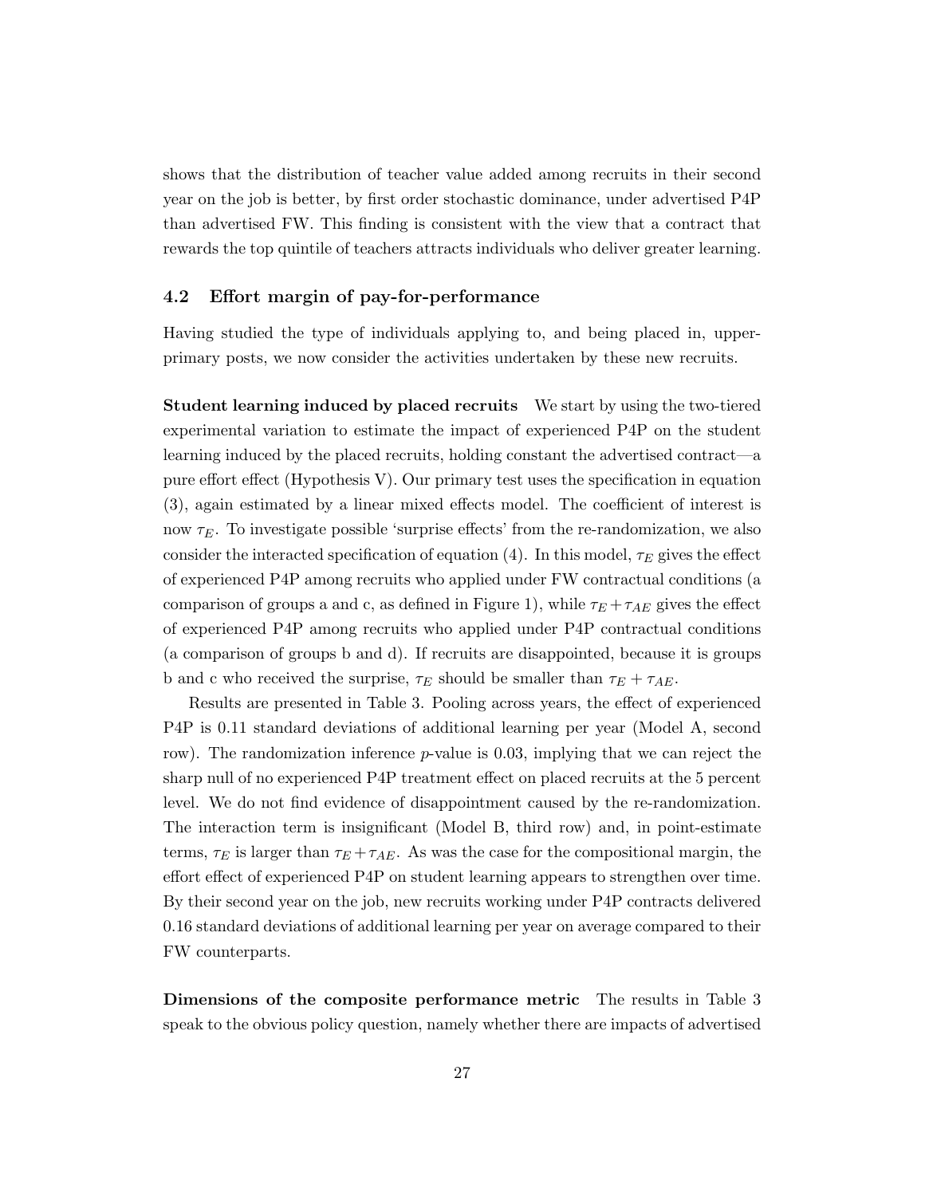shows that the distribution of teacher value added among recruits in their second year on the job is better, by first order stochastic dominance, under advertised P4P than advertised FW. This finding is consistent with the view that a contract that rewards the top quintile of teachers attracts individuals who deliver greater learning.

### 4.2 Effort margin of pay-for-performance

Having studied the type of individuals applying to, and being placed in, upper-primary posts, we now consider the activities undertaken by these new recruits.

**Student learning induced by placed recruits** We start by using the two-tiered experimental variation to estimate the impact of experienced P4P on the student learning induced by the placed recruits, holding constant the advertised contract—a pure effort effect (Hypothesis V). Our primary test uses the specification in equation (3), again estimated by a linear mixed effects model. The coefficient of interest is now $\tau_E$. To investigate possible 'surprise effects' from the re-randomization, we also consider the interacted specification of equation (4). In this model, $\tau_E$ gives the effect of experienced P4P among recruits who applied under FW contractual conditions (a comparison of groups a and c, as defined in Figure 1), while $\tau_E + \tau_{AE}$ gives the effect of experienced P4P among recruits who applied under P4P contractual conditions (a comparison of groups b and d). If recruits are disappointed, because it is groups b and c who received the surprise, $\tau_E$ should be smaller than $\tau_E + \tau_{AE}$.

Results are presented in Table 3. Pooling across years, the effect of experienced P4P is 0.11 standard deviations of additional learning per year (Model A, second row). The randomization inference $p$-value is 0.03, implying that we can reject the sharp null of no experienced P4P treatment effect on placed recruits at the 5 percent level. We do not find evidence of disappointment caused by the re-randomization. The interaction term is insignificant (Model B, third row) and, in point-estimate terms, $\tau_E$ is larger than $\tau_E + \tau_{AE}$. As was the case for the compositional margin, the effort effect of experienced P4P on student learning appears to strengthen over time. By their second year on the job, new recruits working under P4P contracts delivered 0.16 standard deviations of additional learning per year on average compared to their FW counterparts.

**Dimensions of the composite performance metric** The results in Table 3 speak to the obvious policy question, namely whether there are impacts of advertised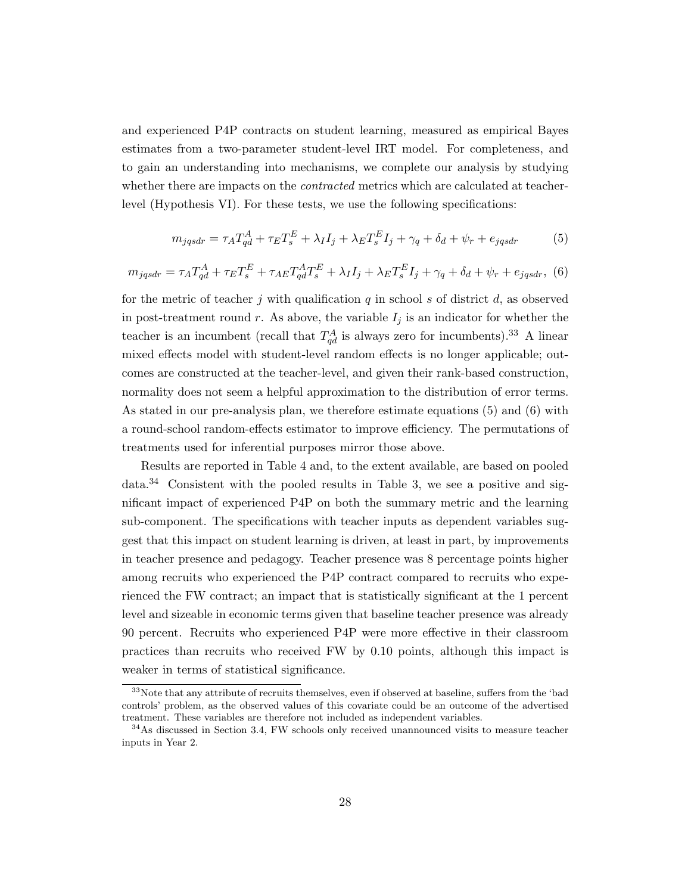and experienced P4P contracts on student learning, measured as empirical Bayes estimates from a two-parameter student-level IRT model. For completeness, and to gain an understanding into mechanisms, we complete our analysis by studying whether there are impacts on the *contracted* metrics which are calculated at teacher-level (Hypothesis VI). For these tests, we use the following specifications:

$$m_{jqsdr} = \tau_A T^A_{qd} + \tau_E T^E_s + \lambda_I I_j + \lambda_E T^E_s I_j + \gamma_q + \delta_d + \psi_r + e_{jqsdr} \tag{5}$$

$$m_{jqsdr} = \tau_A T^A_{qd} + \tau_E T^E_s + \tau_{AE} T^A_{qd} T^E_s + \lambda_I I_j + \lambda_E T^E_s I_j + \gamma_q + \delta_d + \psi_r + e_{jqsdr}, \tag{6}$$

for the metric of teacher $j$ with qualification $q$ in school $s$ of district $d$, as observed in post-treatment round $r$. As above, the variable $I_j$ is an indicator for whether the teacher is an incumbent (recall that $T^A_{qd}$ is always zero for incumbents).[33] A linear mixed effects model with student-level random effects is no longer applicable; outcomes are constructed at the teacher-level, and given their rank-based construction, normality does not seem a helpful approximation to the distribution of error terms. As stated in our pre-analysis plan, we therefore estimate equations (5) and (6) with a round-school random-effects estimator to improve efficiency. The permutations of treatments used for inferential purposes mirror those above.

Results are reported in Table 4 and, to the extent available, are based on pooled data.[34] Consistent with the pooled results in Table 3, we see a positive and significant impact of experienced P4P on both the summary metric and the learning sub-component. The specifications with teacher inputs as dependent variables suggest that this impact on student learning is driven, at least in part, by improvements in teacher presence and pedagogy. Teacher presence was 8 percentage points higher among recruits who experienced the P4P contract compared to recruits who experienced the FW contract; an impact that is statistically significant at the 1 percent level and sizeable in economic terms given that baseline teacher presence was already 90 percent. Recruits who experienced P4P were more effective in their classroom practices than recruits who received FW by 0.10 points, although this impact is weaker in terms of statistical significance.

[33] Note that any attribute of recruits themselves, even if observed at baseline, suffers from the 'bad controls' problem, as the observed values of this covariate could be an outcome of the advertised treatment. These variables are therefore not included as independent variables.

[34] As discussed in Section 3.4, FW schools only received unannounced visits to measure teacher inputs in Year 2.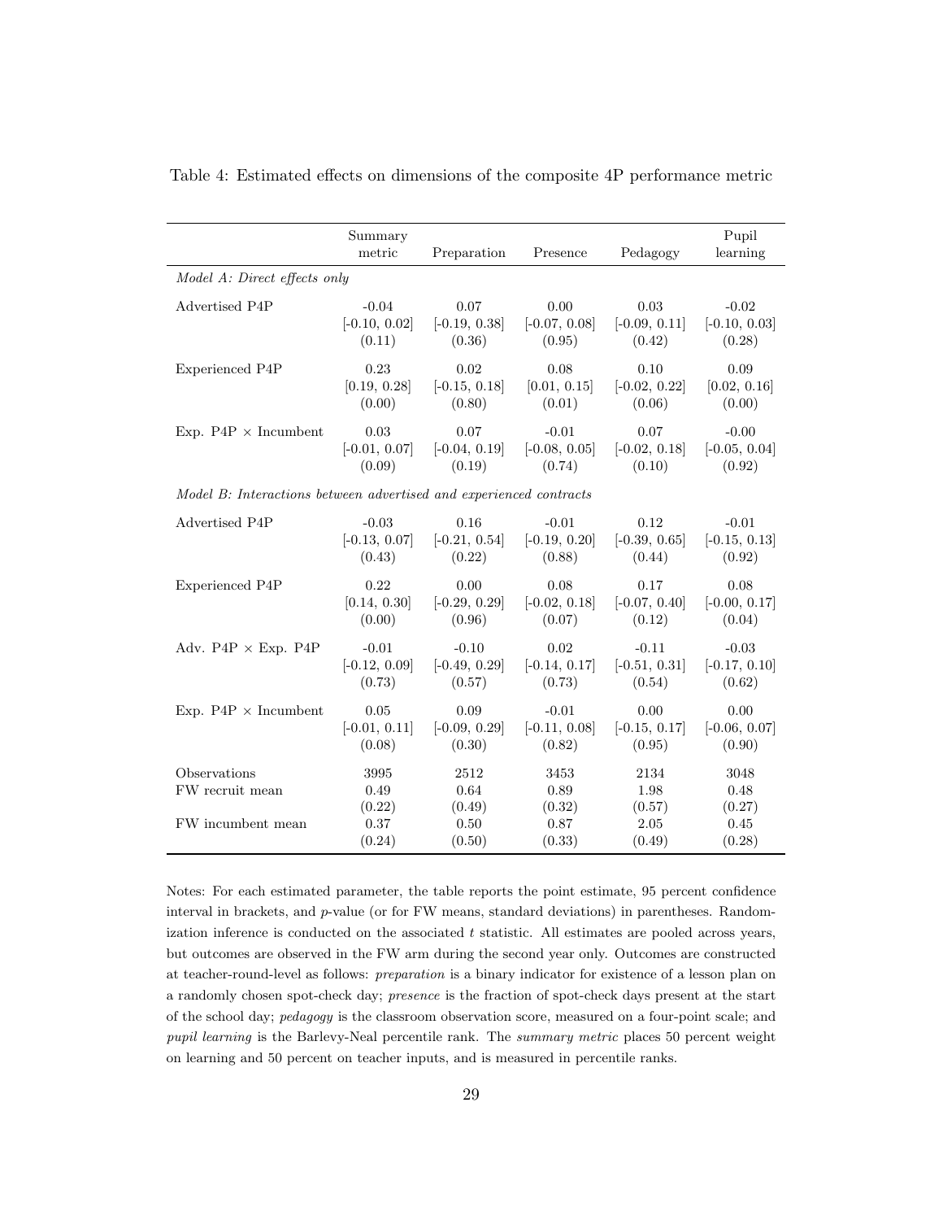Table 4: Estimated effects on dimensions of the composite 4P performance metric

| | Summary metric | Preparation | Presence | Pedagogy | Pupil learning |
|---|---|---|---|---|---|
| *Model A: Direct effects only* | | | | | |
| Advertised P4P | -0.04 | 0.07 | 0.00 | 0.03 | -0.02 |
| | [-0.10, 0.02] | [-0.19, 0.38] | [-0.07, 0.08] | [-0.09, 0.11] | [-0.10, 0.03] |
| | (0.11) | (0.36) | (0.95) | (0.42) | (0.28) |
| Experienced P4P | 0.23 | 0.02 | 0.08 | 0.10 | 0.09 |
| | [0.19, 0.28] | [-0.15, 0.18] | [0.01, 0.15] | [-0.02, 0.22] | [0.02, 0.16] |
| | (0.00) | (0.80) | (0.01) | (0.06) | (0.00) |
| Exp. P4P × Incumbent | 0.03 | 0.07 | -0.01 | 0.07 | -0.00 |
| | [-0.01, 0.07] | [-0.04, 0.19] | [-0.08, 0.05] | [-0.02, 0.18] | [-0.05, 0.04] |
| | (0.09) | (0.19) | (0.74) | (0.10) | (0.92) |
| *Model B: Interactions between advertised and experienced contracts* | | | | | |
| Advertised P4P | -0.03 | 0.16 | -0.01 | 0.12 | -0.01 |
| | [-0.13, 0.07] | [-0.21, 0.54] | [-0.19, 0.20] | [-0.39, 0.65] | [-0.15, 0.13] |
| | (0.43) | (0.22) | (0.88) | (0.44) | (0.92) |
| Experienced P4P | 0.22 | 0.00 | 0.08 | 0.17 | 0.08 |
| | [0.14, 0.30] | [-0.29, 0.29] | [-0.02, 0.18] | [-0.07, 0.40] | [-0.00, 0.17] |
| | (0.00) | (0.96) | (0.07) | (0.12) | (0.04) |
| Adv. P4P × Exp. P4P | -0.01 | -0.10 | 0.02 | -0.11 | -0.03 |
| | [-0.12, 0.09] | [-0.49, 0.29] | [-0.14, 0.17] | [-0.51, 0.31] | [-0.17, 0.10] |
| | (0.73) | (0.57) | (0.73) | (0.54) | (0.62) |
| Exp. P4P × Incumbent | 0.05 | 0.09 | -0.01 | 0.00 | 0.00 |
| | [-0.01, 0.11] | [-0.09, 0.29] | [-0.11, 0.08] | [-0.15, 0.17] | [-0.06, 0.07] |
| | (0.08) | (0.30) | (0.82) | (0.95) | (0.90) |
| Observations | 3995 | 2512 | 3453 | 2134 | 3048 |
| FW recruit mean | 0.49 | 0.64 | 0.89 | 1.98 | 0.48 |
| | (0.22) | (0.49) | (0.32) | (0.57) | (0.27) |
| FW incumbent mean | 0.37 | 0.50 | 0.87 | 2.05 | 0.45 |
| | (0.24) | (0.50) | (0.33) | (0.49) | (0.28) |

Notes: For each estimated parameter, the table reports the point estimate, 95 percent confidence interval in brackets, and $p$-value (or for FW means, standard deviations) in parentheses. Randomization inference is conducted on the associated $t$ statistic. All estimates are pooled across years, but outcomes are observed in the FW arm during the second year only. Outcomes are constructed at teacher-round-level as follows: *preparation* is a binary indicator for existence of a lesson plan on a randomly chosen spot-check day; *presence* is the fraction of spot-check days present at the start of the school day; *pedagogy* is the classroom observation score, measured on a four-point scale; and *pupil learning* is the Barlevy-Neal percentile rank. The *summary metric* places 50 percent weight on learning and 50 percent on teacher inputs, and is measured in percentile ranks.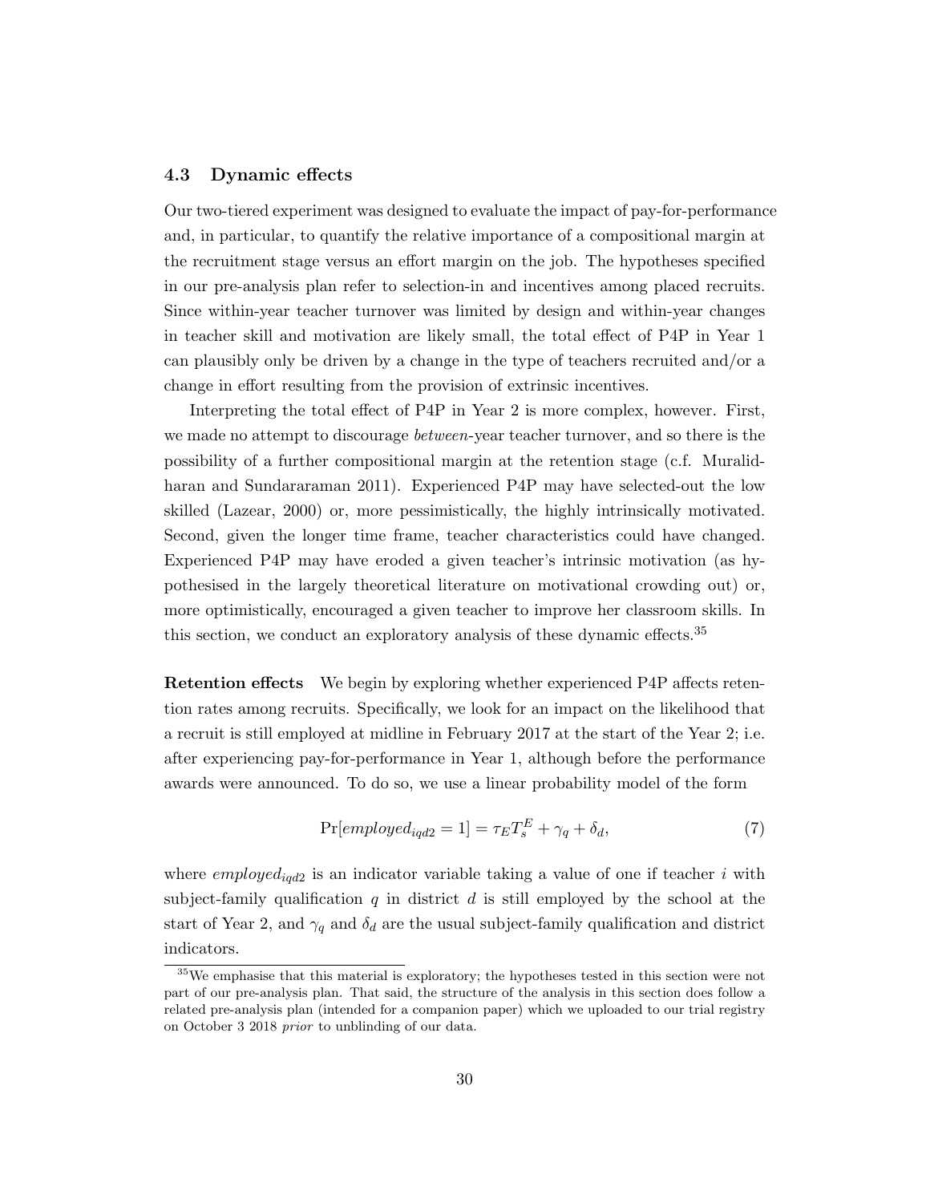### 4.3 Dynamic effects

Our two-tiered experiment was designed to evaluate the impact of pay-for-performance and, in particular, to quantify the relative importance of a compositional margin at the recruitment stage versus an effort margin on the job. The hypotheses specified in our pre-analysis plan refer to selection-in and incentives among placed recruits. Since within-year teacher turnover was limited by design and within-year changes in teacher skill and motivation are likely small, the total effect of P4P in Year 1 can plausibly only be driven by a change in the type of teachers recruited and/or a change in effort resulting from the provision of extrinsic incentives.

Interpreting the total effect of P4P in Year 2 is more complex, however. First, we made no attempt to discourage *between*-year teacher turnover, and so there is the possibility of a further compositional margin at the retention stage (c.f. Muralidharan and Sundararaman 2011). Experienced P4P may have selected-out the low skilled (Lazear, 2000) or, more pessimistically, the highly intrinsically motivated. Second, given the longer time frame, teacher characteristics could have changed. Experienced P4P may have eroded a given teacher's intrinsic motivation (as hypothesised in the largely theoretical literature on motivational crowding out) or, more optimistically, encouraged a given teacher to improve her classroom skills. In this section, we conduct an exploratory analysis of these dynamic effects.[35]

**Retention effects** We begin by exploring whether experienced P4P affects retention rates among recruits. Specifically, we look for an impact on the likelihood that a recruit is still employed at midline in February 2017 at the start of the Year 2; i.e. after experiencing pay-for-performance in Year 1, although before the performance awards were announced. To do so, we use a linear probability model of the form

$$\Pr[employed_{iqd2} = 1] = \tau_E T_s^E + \gamma_q + \delta_d, \tag{7}$$

where $employed_{iqd2}$ is an indicator variable taking a value of one if teacher $i$ with subject-family qualification $q$ in district $d$ is still employed by the school at the start of Year 2, and $\gamma_q$ and $\delta_d$ are the usual subject-family qualification and district indicators.

[35] We emphasise that this material is exploratory; the hypotheses tested in this section were not part of our pre-analysis plan. That said, the structure of the analysis in this section does follow a related pre-analysis plan (intended for a companion paper) which we uploaded to our trial registry on October 3 2018 *prior* to unblinding of our data.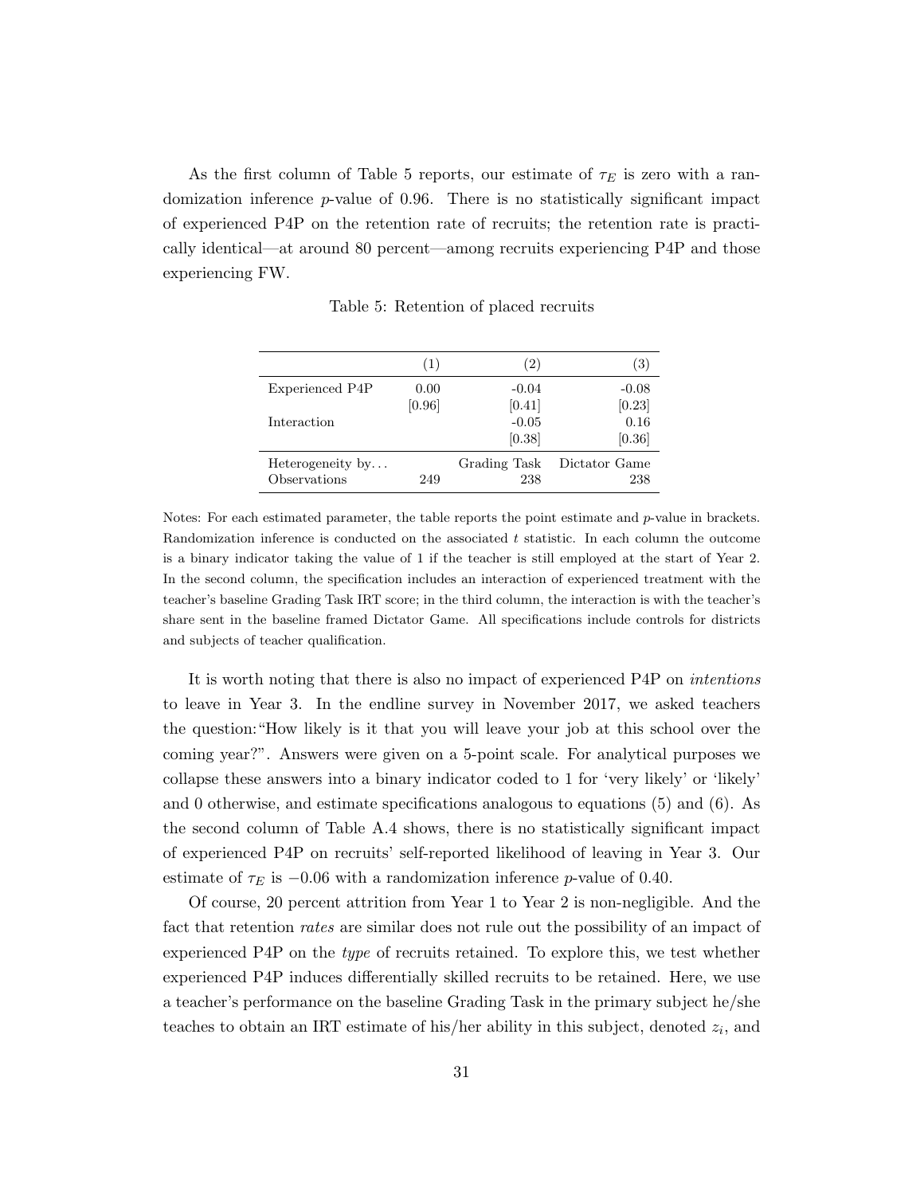As the first column of Table 5 reports, our estimate of $\tau_E$ is zero with a randomization inference $p$-value of 0.96. There is no statistically significant impact of experienced P4P on the retention rate of recruits; the retention rate is practically identical—at around 80 percent—among recruits experiencing P4P and those experiencing FW.

Table 5: Retention of placed recruits

| | (1) | (2) | (3) |
|---|---|---|---|
| Experienced P4P | 0.00 | -0.04 | -0.08 |
| | [0.96] | [0.41] | [0.23] |
| Interaction | | -0.05 | 0.16 |
| | | [0.38] | [0.36] |
| Heterogeneity by... | | Grading Task | Dictator Game |
| Observations | 249 | 238 | 238 |

Notes: For each estimated parameter, the table reports the point estimate and $p$-value in brackets. Randomization inference is conducted on the associated $t$ statistic. In each column the outcome is a binary indicator taking the value of 1 if the teacher is still employed at the start of Year 2. In the second column, the specification includes an interaction of experienced treatment with the teacher's baseline Grading Task IRT score; in the third column, the interaction is with the teacher's share sent in the baseline framed Dictator Game. All specifications include controls for districts and subjects of teacher qualification.

It is worth noting that there is also no impact of experienced P4P on *intentions* to leave in Year 3. In the endline survey in November 2017, we asked teachers the question:"How likely is it that you will leave your job at this school over the coming year?". Answers were given on a 5-point scale. For analytical purposes we collapse these answers into a binary indicator coded to 1 for 'very likely' or 'likely' and 0 otherwise, and estimate specifications analogous to equations (5) and (6). As the second column of Table A.4 shows, there is no statistically significant impact of experienced P4P on recruits' self-reported likelihood of leaving in Year 3. Our estimate of $\tau_E$ is $-0.06$ with a randomization inference $p$-value of 0.40.

Of course, 20 percent attrition from Year 1 to Year 2 is non-negligible. And the fact that retention *rates* are similar does not rule out the possibility of an impact of experienced P4P on the *type* of recruits retained. To explore this, we test whether experienced P4P induces differentially skilled recruits to be retained. Here, we use a teacher's performance on the baseline Grading Task in the primary subject he/she teaches to obtain an IRT estimate of his/her ability in this subject, denoted $z_i$, and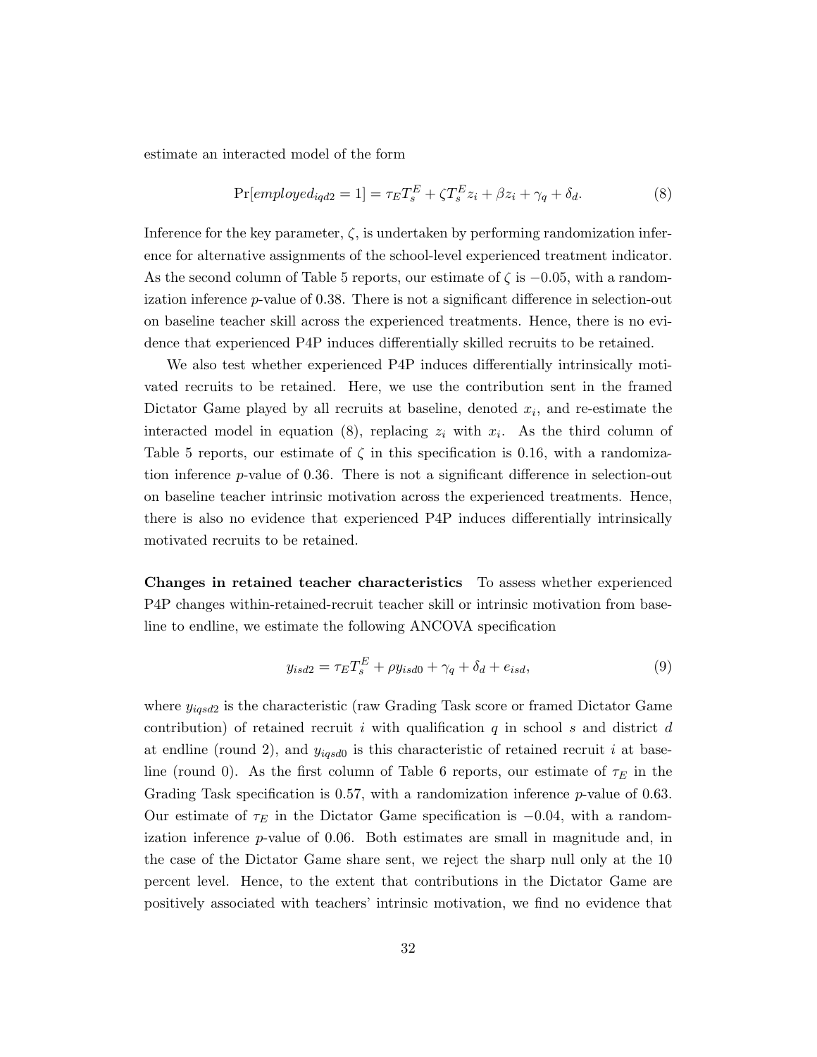estimate an interacted model of the form

$$\Pr[employed_{iqd2} = 1] = \tau_E T_s^E + \zeta T_s^E z_i + \beta z_i + \gamma_q + \delta_d. \tag{8}$$

Inference for the key parameter, $\zeta$, is undertaken by performing randomization inference for alternative assignments of the school-level experienced treatment indicator. As the second column of Table 5 reports, our estimate of $\zeta$ is $-0.05$, with a randomization inference $p$-value of 0.38. There is not a significant difference in selection-out on baseline teacher skill across the experienced treatments. Hence, there is no evidence that experienced P4P induces differentially skilled recruits to be retained.

We also test whether experienced P4P induces differentially intrinsically motivated recruits to be retained. Here, we use the contribution sent in the framed Dictator Game played by all recruits at baseline, denoted $x_i$, and re-estimate the interacted model in equation (8), replacing $z_i$ with $x_i$. As the third column of Table 5 reports, our estimate of $\zeta$ in this specification is 0.16, with a randomization inference $p$-value of 0.36. There is not a significant difference in selection-out on baseline teacher intrinsic motivation across the experienced treatments. Hence, there is also no evidence that experienced P4P induces differentially intrinsically motivated recruits to be retained.

**Changes in retained teacher characteristics** To assess whether experienced P4P changes within-retained-recruit teacher skill or intrinsic motivation from baseline to endline, we estimate the following ANCOVA specification

$$y_{isd2} = \tau_E T_s^E + \rho y_{isd0} + \gamma_q + \delta_d + e_{isd}, \tag{9}$$

where $y_{iqsd2}$ is the characteristic (raw Grading Task score or framed Dictator Game contribution) of retained recruit $i$ with qualification $q$ in school $s$ and district $d$ at endline (round 2), and $y_{iqsd0}$ is this characteristic of retained recruit $i$ at baseline (round 0). As the first column of Table 6 reports, our estimate of $\tau_E$ in the Grading Task specification is 0.57, with a randomization inference $p$-value of 0.63. Our estimate of $\tau_E$ in the Dictator Game specification is $-0.04$, with a randomization inference $p$-value of 0.06. Both estimates are small in magnitude and, in the case of the Dictator Game share sent, we reject the sharp null only at the 10 percent level. Hence, to the extent that contributions in the Dictator Game are positively associated with teachers' intrinsic motivation, we find no evidence that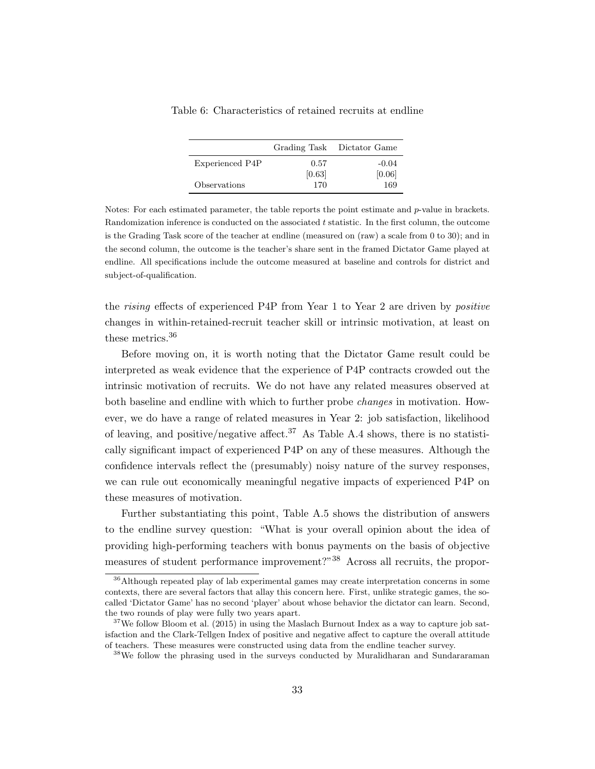Table 6: Characteristics of retained recruits at endline

| | Grading Task | Dictator Game |
|---|---|---|
| Experienced P4P | 0.57 | -0.04 |
| | [0.63] | [0.06] |
| Observations | 170 | 169 |

Notes: For each estimated parameter, the table reports the point estimate and $p$-value in brackets. Randomization inference is conducted on the associated $t$ statistic. In the first column, the outcome is the Grading Task score of the teacher at endline (measured on (raw) a scale from 0 to 30); and in the second column, the outcome is the teacher's share sent in the framed Dictator Game played at endline. All specifications include the outcome measured at baseline and controls for district and subject-of-qualification.

the *rising* effects of experienced P4P from Year 1 to Year 2 are driven by *positive* changes in within-retained-recruit teacher skill or intrinsic motivation, at least on these metrics.[36]

Before moving on, it is worth noting that the Dictator Game result could be interpreted as weak evidence that the experience of P4P contracts crowded out the intrinsic motivation of recruits. We do not have any related measures observed at both baseline and endline with which to further probe *changes* in motivation. However, we do have a range of related measures in Year 2: job satisfaction, likelihood of leaving, and positive/negative affect.[37] As Table A.4 shows, there is no statistically significant impact of experienced P4P on any of these measures. Although the confidence intervals reflect the (presumably) noisy nature of the survey responses, we can rule out economically meaningful negative impacts of experienced P4P on these measures of motivation.

Further substantiating this point, Table A.5 shows the distribution of answers to the endline survey question: "What is your overall opinion about the idea of providing high-performing teachers with bonus payments on the basis of objective measures of student performance improvement?"[38] Across all recruits, the propor-

[36] Although repeated play of lab experimental games may create interpretation concerns in some contexts, there are several factors that allay this concern here. First, unlike strategic games, the so-called 'Dictator Game' has no second 'player' about whose behavior the dictator can learn. Second, the two rounds of play were fully two years apart.

[37] We follow Bloom et al. (2015) in using the Maslach Burnout Index as a way to capture job satisfaction and the Clark-Tellgen Index of positive and negative affect to capture the overall attitude of teachers. These measures were constructed using data from the endline teacher survey.

[38] We follow the phrasing used in the surveys conducted by Muralidharan and Sundararaman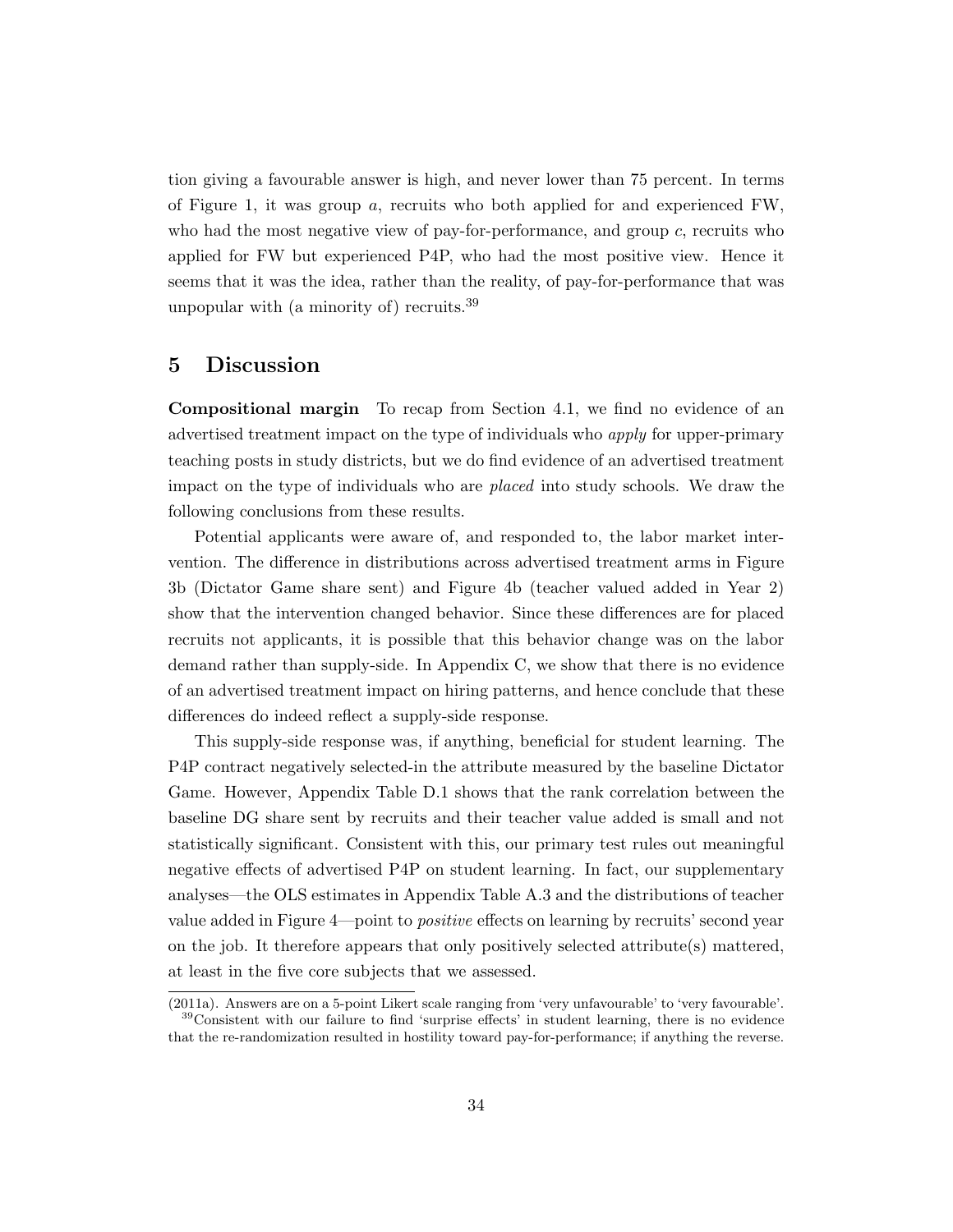tion giving a favourable answer is high, and never lower than 75 percent. In terms of Figure 1, it was group *a*, recruits who both applied for and experienced FW, who had the most negative view of pay-for-performance, and group *c*, recruits who applied for FW but experienced P4P, who had the most positive view. Hence it seems that it was the idea, rather than the reality, of pay-for-performance that was unpopular with (a minority of) recruits.[39]

## 5 Discussion

**Compositional margin** To recap from Section 4.1, we find no evidence of an advertised treatment impact on the type of individuals who *apply* for upper-primary teaching posts in study districts, but we do find evidence of an advertised treatment impact on the type of individuals who are *placed* into study schools. We draw the following conclusions from these results.

Potential applicants were aware of, and responded to, the labor market intervention. The difference in distributions across advertised treatment arms in Figure 3b (Dictator Game share sent) and Figure 4b (teacher valued added in Year 2) show that the intervention changed behavior. Since these differences are for placed recruits not applicants, it is possible that this behavior change was on the labor demand rather than supply-side. In Appendix C, we show that there is no evidence of an advertised treatment impact on hiring patterns, and hence conclude that these differences do indeed reflect a supply-side response.

This supply-side response was, if anything, beneficial for student learning. The P4P contract negatively selected-in the attribute measured by the baseline Dictator Game. However, Appendix Table D.1 shows that the rank correlation between the baseline DG share sent by recruits and their teacher value added is small and not statistically significant. Consistent with this, our primary test rules out meaningful negative effects of advertised P4P on student learning. In fact, our supplementary analyses—the OLS estimates in Appendix Table A.3 and the distributions of teacher value added in Figure 4—point to *positive* effects on learning by recruits' second year on the job. It therefore appears that only positively selected attribute(s) mattered, at least in the five core subjects that we assessed.

(2011a). Answers are on a 5-point Likert scale ranging from 'very unfavourable' to 'very favourable'.

[39] Consistent with our failure to find 'surprise effects' in student learning, there is no evidence that the re-randomization resulted in hostility toward pay-for-performance; if anything the reverse.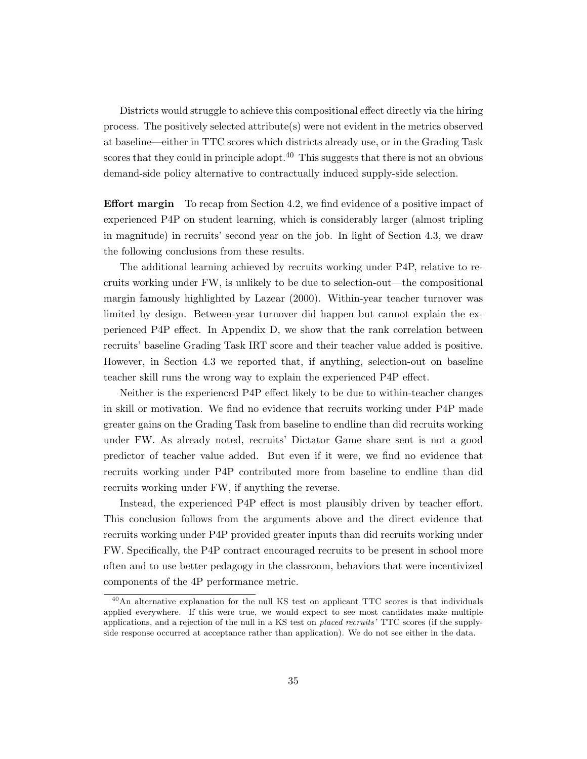Districts would struggle to achieve this compositional effect directly via the hiring process. The positively selected attribute(s) were not evident in the metrics observed at baseline—either in TTC scores which districts already use, or in the Grading Task scores that they could in principle adopt.[40] This suggests that there is not an obvious demand-side policy alternative to contractually induced supply-side selection.

**Effort margin** To recap from Section 4.2, we find evidence of a positive impact of experienced P4P on student learning, which is considerably larger (almost tripling in magnitude) in recruits' second year on the job. In light of Section 4.3, we draw the following conclusions from these results.

The additional learning achieved by recruits working under P4P, relative to recruits working under FW, is unlikely to be due to selection-out—the compositional margin famously highlighted by Lazear (2000). Within-year teacher turnover was limited by design. Between-year turnover did happen but cannot explain the experienced P4P effect. In Appendix D, we show that the rank correlation between recruits' baseline Grading Task IRT score and their teacher value added is positive. However, in Section 4.3 we reported that, if anything, selection-out on baseline teacher skill runs the wrong way to explain the experienced P4P effect.

Neither is the experienced P4P effect likely to be due to within-teacher changes in skill or motivation. We find no evidence that recruits working under P4P made greater gains on the Grading Task from baseline to endline than did recruits working under FW. As already noted, recruits' Dictator Game share sent is not a good predictor of teacher value added. But even if it were, we find no evidence that recruits working under P4P contributed more from baseline to endline than did recruits working under FW, if anything the reverse.

Instead, the experienced P4P effect is most plausibly driven by teacher effort. This conclusion follows from the arguments above and the direct evidence that recruits working under P4P provided greater inputs than did recruits working under FW. Specifically, the P4P contract encouraged recruits to be present in school more often and to use better pedagogy in the classroom, behaviors that were incentivized components of the 4P performance metric.

[40] An alternative explanation for the null KS test on applicant TTC scores is that individuals applied everywhere. If this were true, we would expect to see most candidates make multiple applications, and a rejection of the null in a KS test on *placed recruits'* TTC scores (if the supply-side response occurred at acceptance rather than application). We do not see either in the data.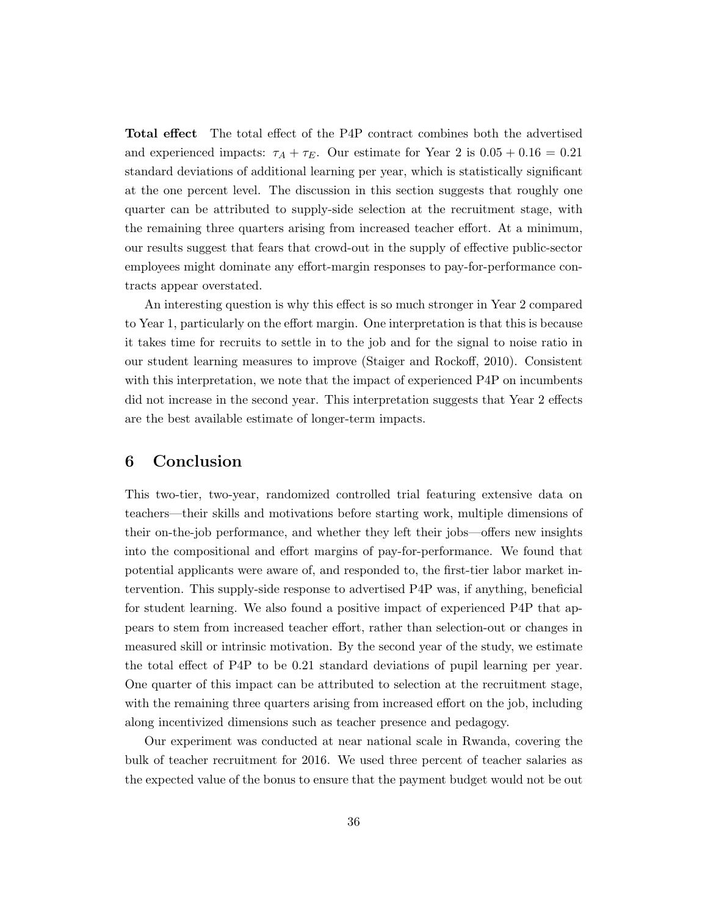**Total effect** The total effect of the P4P contract combines both the advertised and experienced impacts: $\tau_A + \tau_E$. Our estimate for Year 2 is $0.05 + 0.16 = 0.21$ standard deviations of additional learning per year, which is statistically significant at the one percent level. The discussion in this section suggests that roughly one quarter can be attributed to supply-side selection at the recruitment stage, with the remaining three quarters arising from increased teacher effort. At a minimum, our results suggest that fears that crowd-out in the supply of effective public-sector employees might dominate any effort-margin responses to pay-for-performance contracts appear overstated.

An interesting question is why this effect is so much stronger in Year 2 compared to Year 1, particularly on the effort margin. One interpretation is that this is because it takes time for recruits to settle in to the job and for the signal to noise ratio in our student learning measures to improve (Staiger and Rockoff, 2010). Consistent with this interpretation, we note that the impact of experienced P4P on incumbents did not increase in the second year. This interpretation suggests that Year 2 effects are the best available estimate of longer-term impacts.

## 6 Conclusion

This two-tier, two-year, randomized controlled trial featuring extensive data on teachers—their skills and motivations before starting work, multiple dimensions of their on-the-job performance, and whether they left their jobs—offers new insights into the compositional and effort margins of pay-for-performance. We found that potential applicants were aware of, and responded to, the first-tier labor market intervention. This supply-side response to advertised P4P was, if anything, beneficial for student learning. We also found a positive impact of experienced P4P that appears to stem from increased teacher effort, rather than selection-out or changes in measured skill or intrinsic motivation. By the second year of the study, we estimate the total effect of P4P to be 0.21 standard deviations of pupil learning per year. One quarter of this impact can be attributed to selection at the recruitment stage, with the remaining three quarters arising from increased effort on the job, including along incentivized dimensions such as teacher presence and pedagogy.

Our experiment was conducted at near national scale in Rwanda, covering the bulk of teacher recruitment for 2016. We used three percent of teacher salaries as the expected value of the bonus to ensure that the payment budget would not be out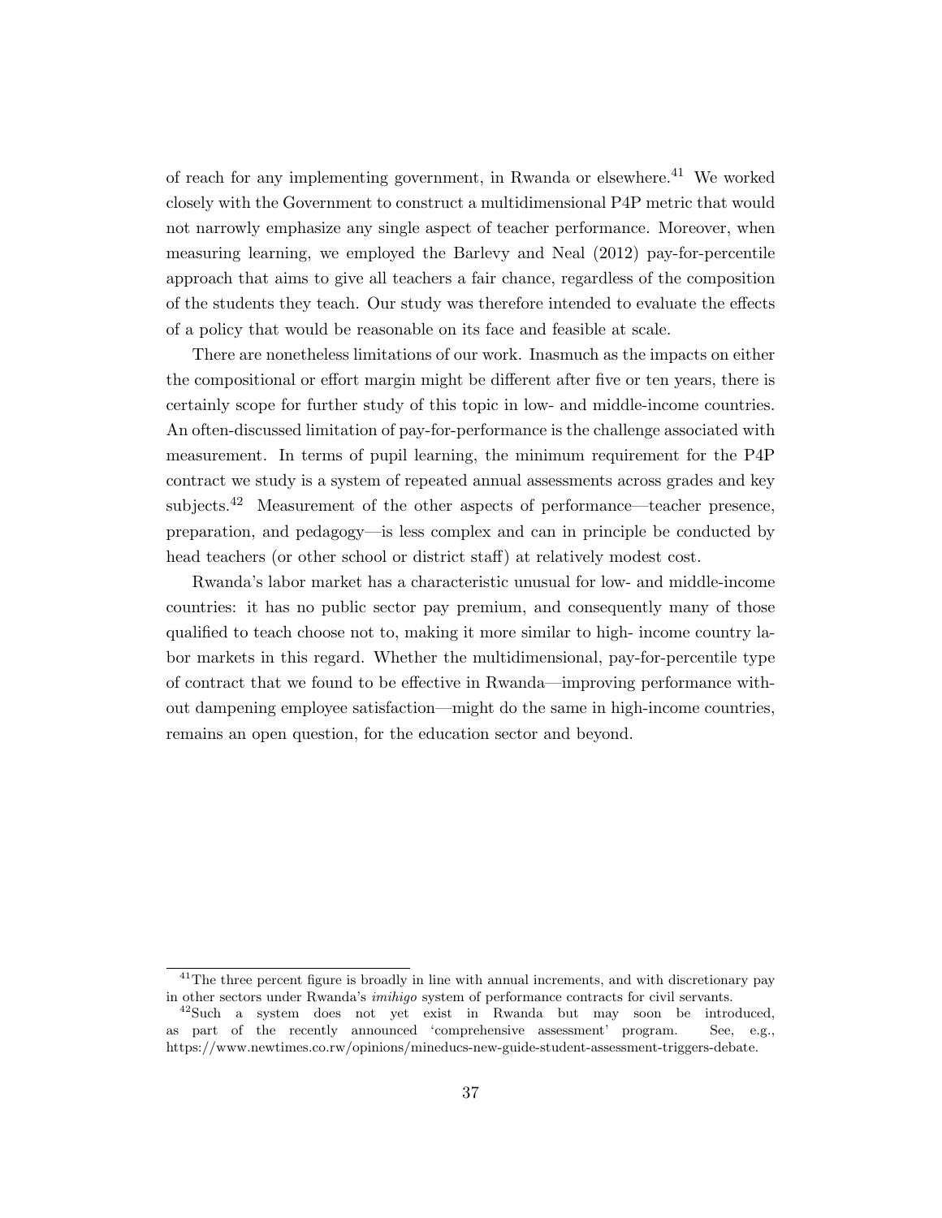of reach for any implementing government, in Rwanda or elsewhere.[41] We worked closely with the Government to construct a multidimensional P4P metric that would not narrowly emphasize any single aspect of teacher performance. Moreover, when measuring learning, we employed the Barlevy and Neal (2012) pay-for-percentile approach that aims to give all teachers a fair chance, regardless of the composition of the students they teach. Our study was therefore intended to evaluate the effects of a policy that would be reasonable on its face and feasible at scale.

There are nonetheless limitations of our work. Inasmuch as the impacts on either the compositional or effort margin might be different after five or ten years, there is certainly scope for further study of this topic in low- and middle-income countries. An often-discussed limitation of pay-for-performance is the challenge associated with measurement. In terms of pupil learning, the minimum requirement for the P4P contract we study is a system of repeated annual assessments across grades and key subjects.[42] Measurement of the other aspects of performance—teacher presence, preparation, and pedagogy—is less complex and can in principle be conducted by head teachers (or other school or district staff) at relatively modest cost.

Rwanda's labor market has a characteristic unusual for low- and middle-income countries: it has no public sector pay premium, and consequently many of those qualified to teach choose not to, making it more similar to high- income country labor markets in this regard. Whether the multidimensional, pay-for-percentile type of contract that we found to be effective in Rwanda—improving performance without dampening employee satisfaction—might do the same in high-income countries, remains an open question, for the education sector and beyond.

---

[41] The three percent figure is broadly in line with annual increments, and with discretionary pay in other sectors under Rwanda's *imihigo* system of performance contracts for civil servants.

[42] Such a system does not yet exist in Rwanda but may soon be introduced, as part of the recently announced 'comprehensive assessment' program. See, e.g., https://www.newtimes.co.rw/opinions/mineducs-new-guide-student-assessment-triggers-debate.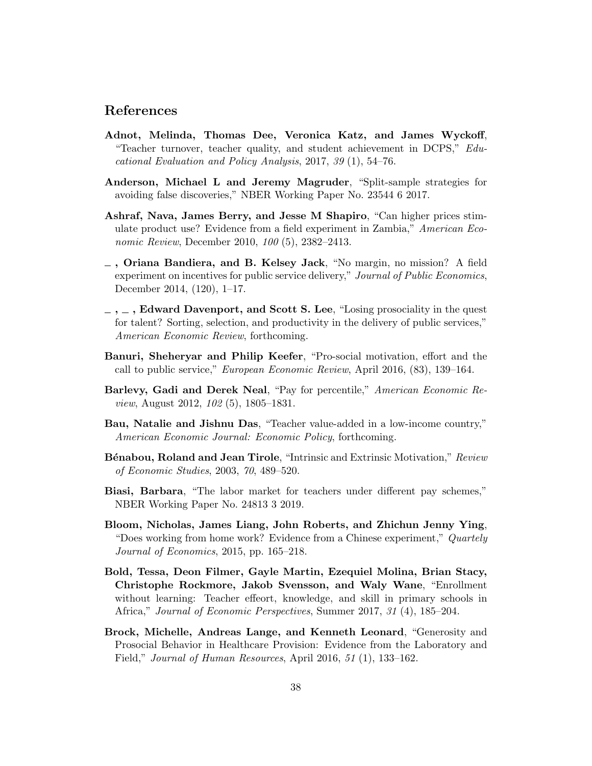## References

**Adnot, Melinda, Thomas Dee, Veronica Katz, and James Wyckoff**, "Teacher turnover, teacher quality, and student achievement in DCPS," *Educational Evaluation and Policy Analysis*, 2017, *39* (1), 54–76.

**Anderson, Michael L and Jeremy Magruder**, "Split-sample strategies for avoiding false discoveries," NBER Working Paper No. 23544 6 2017.

**Ashraf, Nava, James Berry, and Jesse M Shapiro**, "Can higher prices stimulate product use? Evidence from a field experiment in Zambia," *American Economic Review*, December 2010, *100* (5), 2382–2413.

**_ , Oriana Bandiera, and B. Kelsey Jack**, "No margin, no mission? A field experiment on incentives for public service delivery," *Journal of Public Economics*, December 2014, (120), 1–17.

**_ , _ , Edward Davenport, and Scott S. Lee**, "Losing prosociality in the quest for talent? Sorting, selection, and productivity in the delivery of public services," *American Economic Review*, forthcoming.

**Banuri, Sheheryar and Philip Keefer**, "Pro-social motivation, effort and the call to public service," *European Economic Review*, April 2016, (83), 139–164.

**Barlevy, Gadi and Derek Neal**, "Pay for percentile," *American Economic Review*, August 2012, *102* (5), 1805–1831.

**Bau, Natalie and Jishnu Das**, "Teacher value-added in a low-income country," *American Economic Journal: Economic Policy*, forthcoming.

**Bénabou, Roland and Jean Tirole**, "Intrinsic and Extrinsic Motivation," *Review of Economic Studies*, 2003, *70*, 489–520.

**Biasi, Barbara**, "The labor market for teachers under different pay schemes," NBER Working Paper No. 24813 3 2019.

**Bloom, Nicholas, James Liang, John Roberts, and Zhichun Jenny Ying**, "Does working from home work? Evidence from a Chinese experiment," *Quartely Journal of Economics*, 2015, pp. 165–218.

**Bold, Tessa, Deon Filmer, Gayle Martin, Ezequiel Molina, Brian Stacy, Christophe Rockmore, Jakob Svensson, and Waly Wane**, "Enrollment without learning: Teacher efeeort, knowledge, and skill in primary schools in Africa," *Journal of Economic Perspectives*, Summer 2017, *31* (4), 185–204.

**Brock, Michelle, Andreas Lange, and Kenneth Leonard**, "Generosity and Prosocial Behavior in Healthcare Provision: Evidence from the Laboratory and Field," *Journal of Human Resources*, April 2016, *51* (1), 133–162.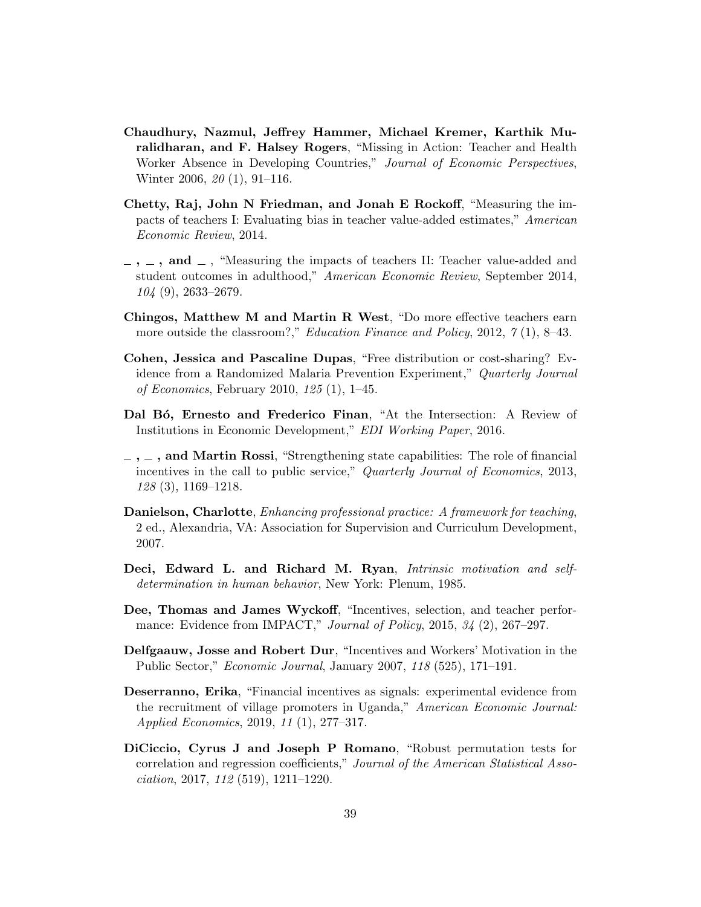**Chaudhury, Nazmul, Jeffrey Hammer, Michael Kremer, Karthik Muralidharan, and F. Halsey Rogers**, "Missing in Action: Teacher and Health Worker Absence in Developing Countries," *Journal of Economic Perspectives*, Winter 2006, *20* (1), 91–116.

**Chetty, Raj, John N Friedman, and Jonah E Rockoff**, "Measuring the impacts of teachers I: Evaluating bias in teacher value-added estimates," *American Economic Review*, 2014.

**\_ , \_ , and \_** , "Measuring the impacts of teachers II: Teacher value-added and student outcomes in adulthood," *American Economic Review*, September 2014, *104* (9), 2633–2679.

**Chingos, Matthew M and Martin R West**, "Do more effective teachers earn more outside the classroom?," *Education Finance and Policy*, 2012, *7* (1), 8–43.

**Cohen, Jessica and Pascaline Dupas**, "Free distribution or cost-sharing? Evidence from a Randomized Malaria Prevention Experiment," *Quarterly Journal of Economics*, February 2010, *125* (1), 1–45.

**Dal Bó, Ernesto and Frederico Finan**, "At the Intersection: A Review of Institutions in Economic Development," *EDI Working Paper*, 2016.

**\_ , \_ , and Martin Rossi**, "Strengthening state capabilities: The role of financial incentives in the call to public service," *Quarterly Journal of Economics*, 2013, *128* (3), 1169–1218.

**Danielson, Charlotte**, *Enhancing professional practice: A framework for teaching*, 2 ed., Alexandria, VA: Association for Supervision and Curriculum Development, 2007.

**Deci, Edward L. and Richard M. Ryan**, *Intrinsic motivation and self-determination in human behavior*, New York: Plenum, 1985.

**Dee, Thomas and James Wyckoff**, "Incentives, selection, and teacher performance: Evidence from IMPACT," *Journal of Policy*, 2015, *34* (2), 267–297.

**Delfgaauw, Josse and Robert Dur**, "Incentives and Workers' Motivation in the Public Sector," *Economic Journal*, January 2007, *118* (525), 171–191.

**Deserranno, Erika**, "Financial incentives as signals: experimental evidence from the recruitment of village promoters in Uganda," *American Economic Journal: Applied Economics*, 2019, *11* (1), 277–317.

**DiCiccio, Cyrus J and Joseph P Romano**, "Robust permutation tests for correlation and regression coefficients," *Journal of the American Statistical Association*, 2017, *112* (519), 1211–1220.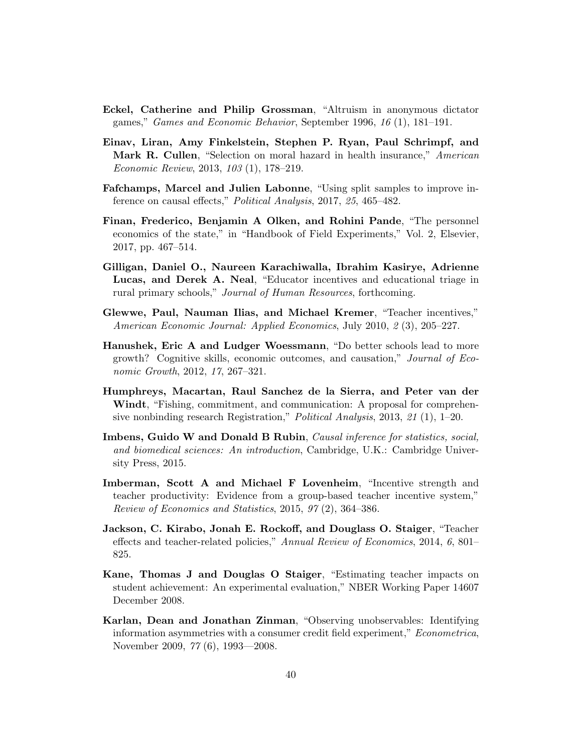**Eckel, Catherine and Philip Grossman**, "Altruism in anonymous dictator games," *Games and Economic Behavior*, September 1996, *16* (1), 181–191.

**Einav, Liran, Amy Finkelstein, Stephen P. Ryan, Paul Schrimpf, and Mark R. Cullen**, "Selection on moral hazard in health insurance," *American Economic Review*, 2013, *103* (1), 178–219.

**Fafchamps, Marcel and Julien Labonne**, "Using split samples to improve inference on causal effects," *Political Analysis*, 2017, *25*, 465–482.

**Finan, Frederico, Benjamin A Olken, and Rohini Pande**, "The personnel economics of the state," in "Handbook of Field Experiments," Vol. 2, Elsevier, 2017, pp. 467–514.

**Gilligan, Daniel O., Naureen Karachiwalla, Ibrahim Kasirye, Adrienne Lucas, and Derek A. Neal**, "Educator incentives and educational triage in rural primary schools," *Journal of Human Resources*, forthcoming.

**Glewwe, Paul, Nauman Ilias, and Michael Kremer**, "Teacher incentives," *American Economic Journal: Applied Economics*, July 2010, *2* (3), 205–227.

**Hanushek, Eric A and Ludger Woessmann**, "Do better schools lead to more growth? Cognitive skills, economic outcomes, and causation," *Journal of Economic Growth*, 2012, *17*, 267–321.

**Humphreys, Macartan, Raul Sanchez de la Sierra, and Peter van der Windt**, "Fishing, commitment, and communication: A proposal for comprehensive nonbinding research Registration," *Political Analysis*, 2013, *21* (1), 1–20.

**Imbens, Guido W and Donald B Rubin**, *Causal inference for statistics, social, and biomedical sciences: An introduction*, Cambridge, U.K.: Cambridge University Press, 2015.

**Imberman, Scott A and Michael F Lovenheim**, "Incentive strength and teacher productivity: Evidence from a group-based teacher incentive system," *Review of Economics and Statistics*, 2015, *97* (2), 364–386.

**Jackson, C. Kirabo, Jonah E. Rockoff, and Douglass O. Staiger**, "Teacher effects and teacher-related policies," *Annual Review of Economics*, 2014, *6*, 801–825.

**Kane, Thomas J and Douglas O Staiger**, "Estimating teacher impacts on student achievement: An experimental evaluation," NBER Working Paper 14607 December 2008.

**Karlan, Dean and Jonathan Zinman**, "Observing unobservables: Identifying information asymmetries with a consumer credit field experiment," *Econometrica*, November 2009, *77* (6), 1993—2008.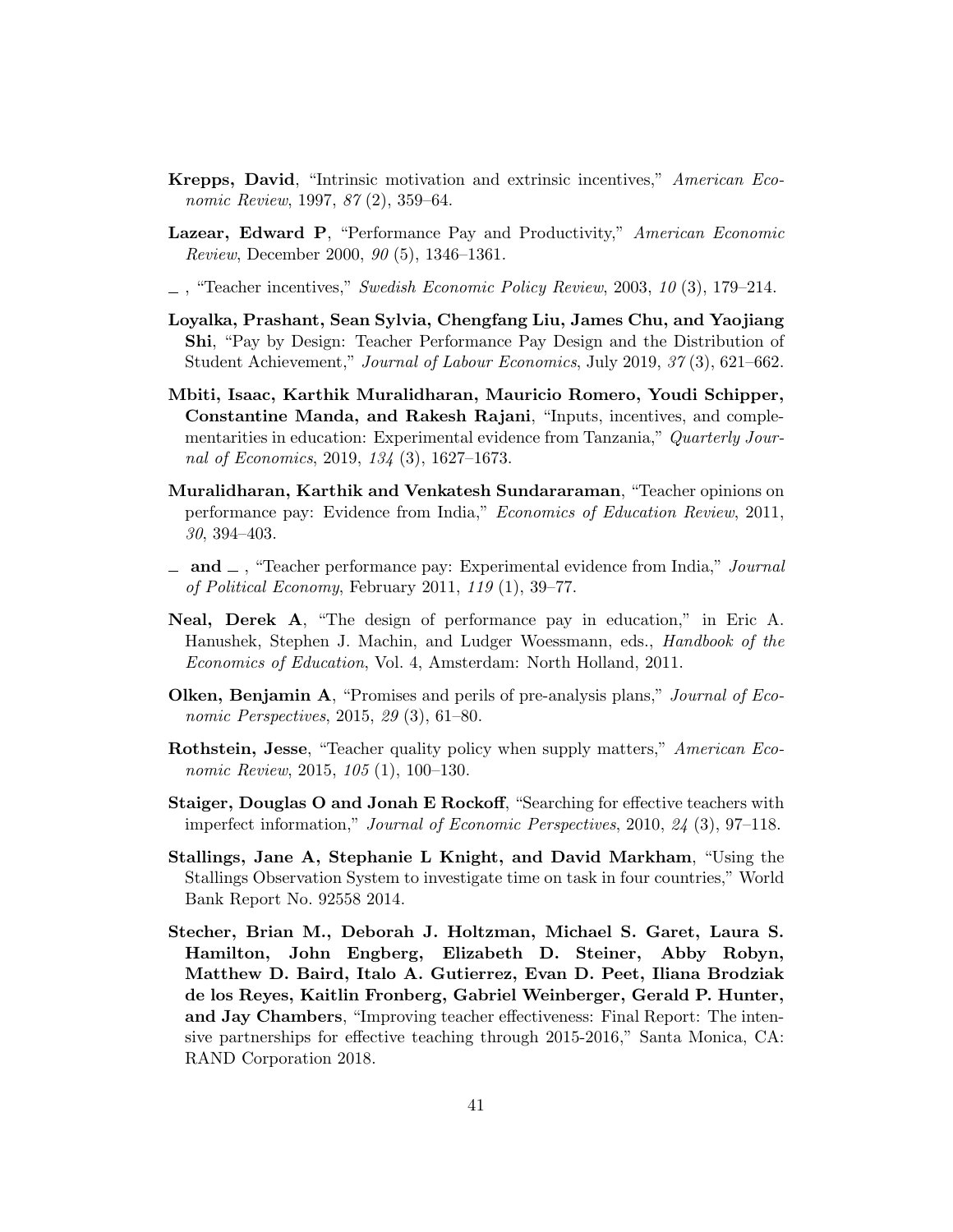**Krepps, David**, "Intrinsic motivation and extrinsic incentives," *American Economic Review*, 1997, *87* (2), 359–64.

**Lazear, Edward P**, "Performance Pay and Productivity," *American Economic Review*, December 2000, *90* (5), 1346–1361.

— , "Teacher incentives," *Swedish Economic Policy Review*, 2003, *10* (3), 179–214.

**Loyalka, Prashant, Sean Sylvia, Chengfang Liu, James Chu, and Yaojiang Shi**, "Pay by Design: Teacher Performance Pay Design and the Distribution of Student Achievement," *Journal of Labour Economics*, July 2019, *37* (3), 621–662.

**Mbiti, Isaac, Karthik Muralidharan, Mauricio Romero, Youdi Schipper, Constantine Manda, and Rakesh Rajani**, "Inputs, incentives, and complementarities in education: Experimental evidence from Tanzania," *Quarterly Journal of Economics*, 2019, *134* (3), 1627–1673.

**Muralidharan, Karthik and Venkatesh Sundararaman**, "Teacher opinions on performance pay: Evidence from India," *Economics of Education Review*, 2011, *30*, 394–403.

— **and** — , "Teacher performance pay: Experimental evidence from India," *Journal of Political Economy*, February 2011, *119* (1), 39–77.

**Neal, Derek A**, "The design of performance pay in education," in Eric A. Hanushek, Stephen J. Machin, and Ludger Woessmann, eds., *Handbook of the Economics of Education*, Vol. 4, Amsterdam: North Holland, 2011.

**Olken, Benjamin A**, "Promises and perils of pre-analysis plans," *Journal of Economic Perspectives*, 2015, *29* (3), 61–80.

**Rothstein, Jesse**, "Teacher quality policy when supply matters," *American Economic Review*, 2015, *105* (1), 100–130.

**Staiger, Douglas O and Jonah E Rockoff**, "Searching for effective teachers with imperfect information," *Journal of Economic Perspectives*, 2010, *24* (3), 97–118.

**Stallings, Jane A, Stephanie L Knight, and David Markham**, "Using the Stallings Observation System to investigate time on task in four countries," World Bank Report No. 92558 2014.

**Stecher, Brian M., Deborah J. Holtzman, Michael S. Garet, Laura S. Hamilton, John Engberg, Elizabeth D. Steiner, Abby Robyn, Matthew D. Baird, Italo A. Gutierrez, Evan D. Peet, Iliana Brodziak de los Reyes, Kaitlin Fronberg, Gabriel Weinberger, Gerald P. Hunter, and Jay Chambers**, "Improving teacher effectiveness: Final Report: The intensive partnerships for effective teaching through 2015-2016," Santa Monica, CA: RAND Corporation 2018.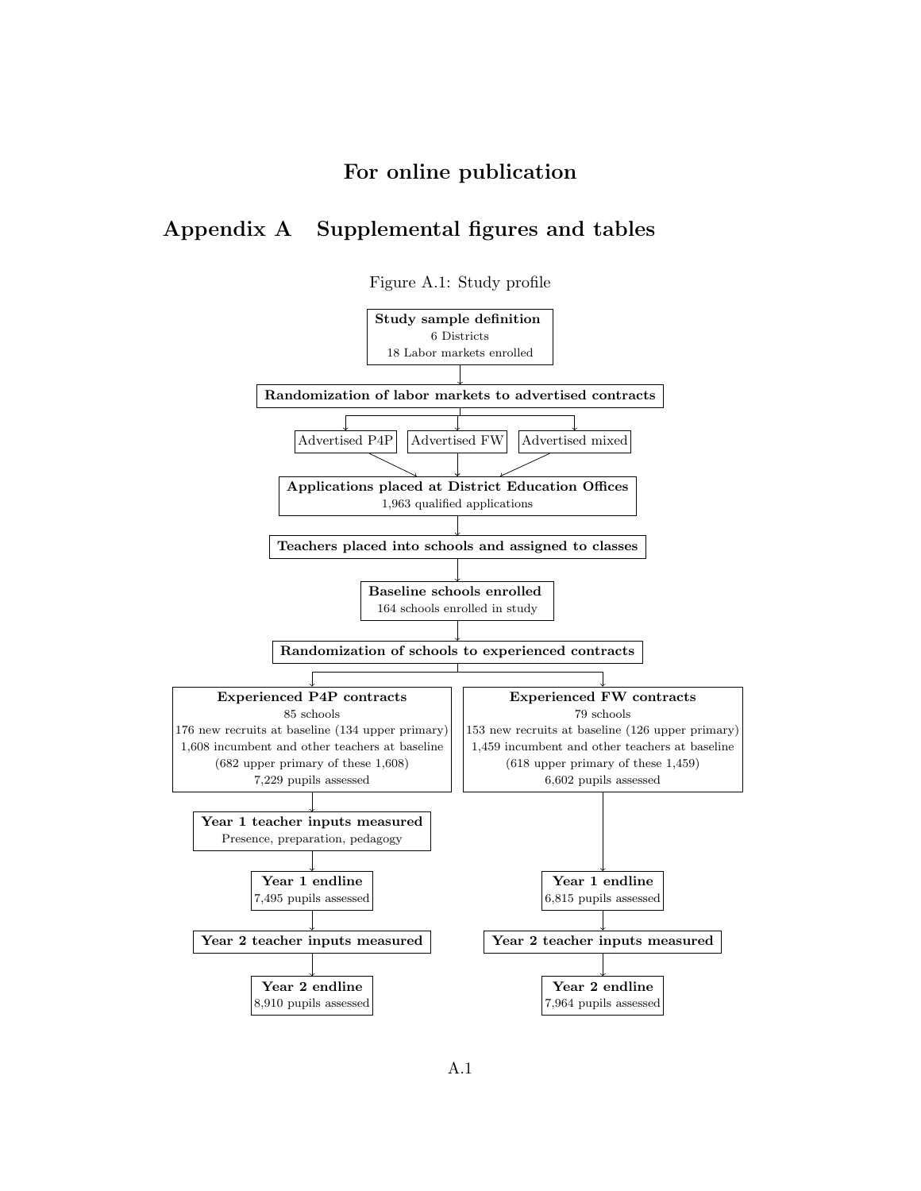## For online publication

# Appendix A Supplemental figures and tables

Figure A.1: Study profile

**Study sample definition**
6 Districts
18 Labor markets enrolled

↓

**Randomization of labor markets to advertised contracts**

↓

Advertised P4P | Advertised FW | Advertised mixed

↓

**Applications placed at District Education Offices**
1,963 qualified applications

↓

**Teachers placed into schools and assigned to classes**

↓

**Baseline schools enrolled**
164 schools enrolled in study

↓

**Randomization of schools to experienced contracts**

↓

**Experienced P4P contracts**
85 schools
176 new recruits at baseline (134 upper primary)
1,608 incumbent and other teachers at baseline
(682 upper primary of these 1,608)
7,229 pupils assessed

↓

**Year 1 teacher inputs measured**
Presence, preparation, pedagogy

↓

**Year 1 endline**
7,495 pupils assessed

↓

**Year 2 teacher inputs measured**

↓

**Year 2 endline**
8,910 pupils assessed

**Experienced FW contracts**
79 schools
153 new recruits at baseline (126 upper primary)
1,459 incumbent and other teachers at baseline
(618 upper primary of these 1,459)
6,602 pupils assessed

↓

**Year 1 endline**
6,815 pupils assessed

↓

**Year 2 teacher inputs measured**

↓

**Year 2 endline**
7,964 pupils assessed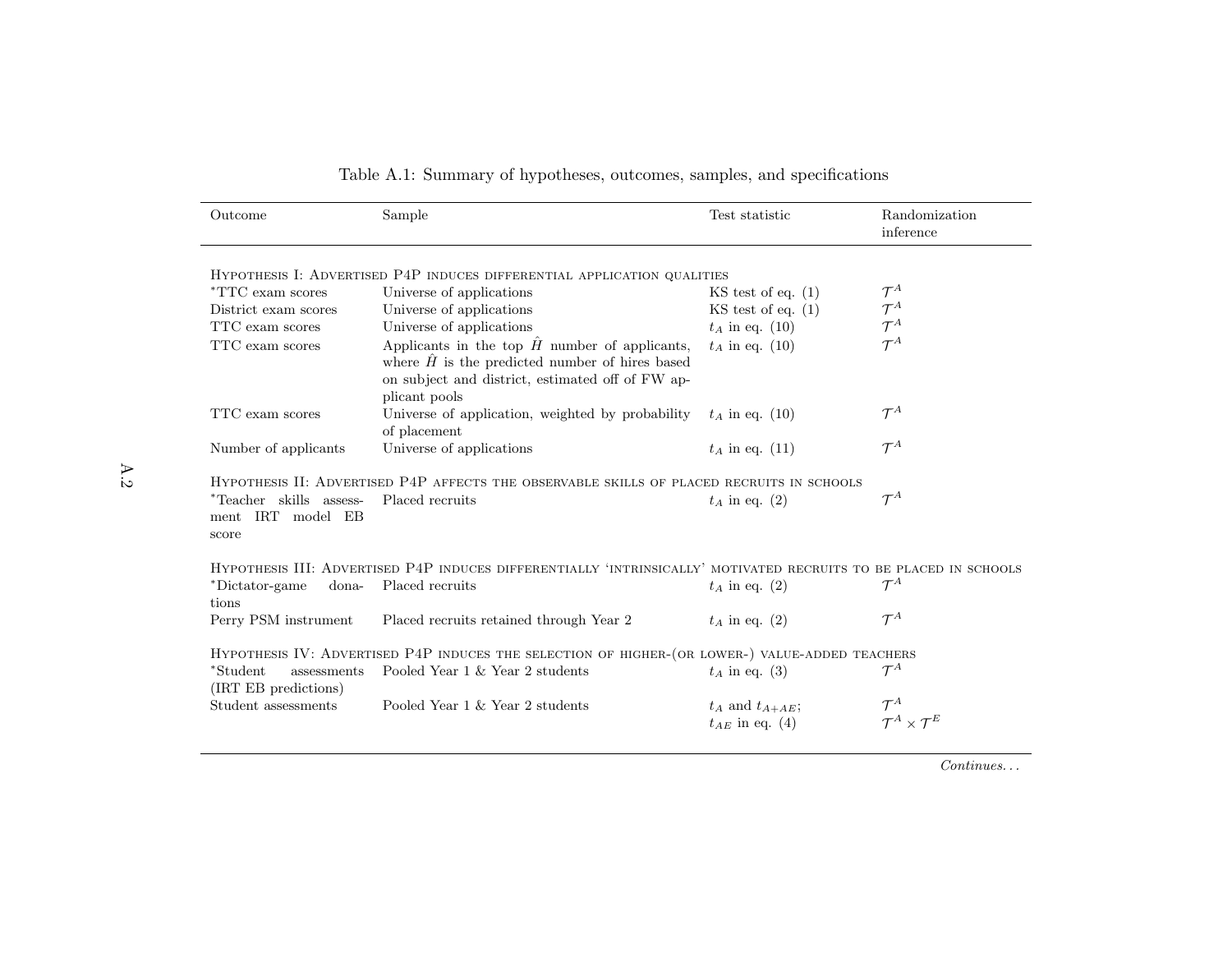Table A.1: Summary of hypotheses, outcomes, samples, and specifications

| Outcome | Sample | Test statistic | Randomization inference |
|---|---|---|---|
| HYPOTHESIS I: ADVERTISED P4P INDUCES DIFFERENTIAL APPLICATION QUALITIES | | | |
| *TTC exam scores | Universe of applications | KS test of eq. (1) | $\mathcal{T}^A$ |
| District exam scores | Universe of applications | KS test of eq. (1) | $\mathcal{T}^A$ |
| TTC exam scores | Universe of applications | $t_A$ in eq. (10) | $\mathcal{T}^A$ |
| TTC exam scores | Applicants in the top $\hat{H}$ number of applicants, where $\hat{H}$ is the predicted number of hires based on subject and district, estimated off of FW applicant pools | $t_A$ in eq. (10) | $\mathcal{T}^A$ |
| TTC exam scores | Universe of application, weighted by probability of placement | $t_A$ in eq. (10) | $\mathcal{T}^A$ |
| Number of applicants | Universe of applications | $t_A$ in eq. (11) | $\mathcal{T}^A$ |
| HYPOTHESIS II: ADVERTISED P4P AFFECTS THE OBSERVABLE SKILLS OF PLACED RECRUITS IN SCHOOLS | | | |
| *Teacher skills assessment IRT model EB score | Placed recruits | $t_A$ in eq. (2) | $\mathcal{T}^A$ |
| HYPOTHESIS III: ADVERTISED P4P INDUCES DIFFERENTIALLY 'INTRINSICALLY' MOTIVATED RECRUITS TO BE PLACED IN SCHOOLS | | | |
| *Dictator-game donations | Placed recruits | $t_A$ in eq. (2) | $\mathcal{T}^A$ |
| Perry PSM instrument | Placed recruits retained through Year 2 | $t_A$ in eq. (2) | $\mathcal{T}^A$ |
| HYPOTHESIS IV: ADVERTISED P4P INDUCES THE SELECTION OF HIGHER-(OR LOWER-) VALUE-ADDED TEACHERS | | | |
| *Student assessments (IRT EB predictions) | Pooled Year 1 & Year 2 students | $t_A$ in eq. (3) | $\mathcal{T}^A$ |
| Student assessments | Pooled Year 1 & Year 2 students | $t_A$ and $t_{A+AE}$; $t_{AE}$ in eq. (4) | $\mathcal{T}^A$; $\mathcal{T}^A \times \mathcal{T}^E$ |

*Continues...*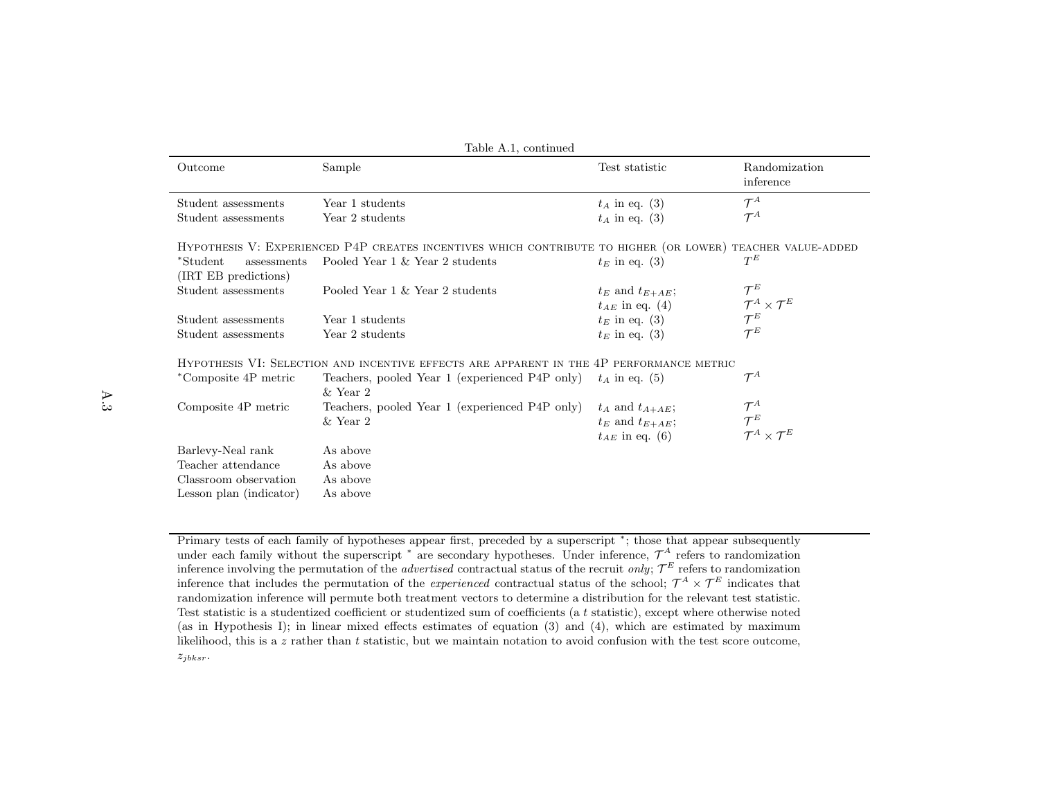Table A.1, continued

| Outcome | Sample | Test statistic | Randomization inference |
|---|---|---|---|
| Student assessments | Year 1 students | $t_A$ in eq. (3) | $\mathcal{T}^A$ |
| Student assessments | Year 2 students | $t_A$ in eq. (3) | $\mathcal{T}^A$ |
| Hypothesis V: Experienced P4P creates incentives which contribute to higher (or lower) teacher value-added | | | |
| *Student assessments (IRT EB predictions) | Pooled Year 1 & Year 2 students | $t_E$ in eq. (3) | $T^E$ |
| Student assessments | Pooled Year 1 & Year 2 students | $t_E$ and $t_{E+AE}$; $t_{AE}$ in eq. (4) | $\mathcal{T}^E$; $\mathcal{T}^A \times \mathcal{T}^E$ |
| Student assessments | Year 1 students | $t_E$ in eq. (3) | $\mathcal{T}^E$ |
| Student assessments | Year 2 students | $t_E$ in eq. (3) | $\mathcal{T}^E$ |
| Hypothesis VI: Selection and incentive effects are apparent in the 4P performance metric | | | |
| *Composite 4P metric | Teachers, pooled Year 1 (experienced P4P only) & Year 2 | $t_A$ in eq. (5) | $\mathcal{T}^A$ |
| Composite 4P metric | Teachers, pooled Year 1 (experienced P4P only) & Year 2 | $t_A$ and $t_{A+AE}$; $t_E$ and $t_{E+AE}$; $t_{AE}$ in eq. (6) | $\mathcal{T}^A$; $\mathcal{T}^E$; $\mathcal{T}^A \times \mathcal{T}^E$ |
| Barlevy-Neal rank | As above | | |
| Teacher attendance | As above | | |
| Classroom observation | As above | | |
| Lesson plan (indicator) | As above | | |

Primary tests of each family of hypotheses appear first, preceded by a superscript *; those that appear subsequently under each family without the superscript * are secondary hypotheses. Under inference, $\mathcal{T}^A$ refers to randomization inference involving the permutation of the *advertised* contractual status of the recruit *only*; $\mathcal{T}^E$ refers to randomization inference that includes the permutation of the *experienced* contractual status of the school; $\mathcal{T}^A \times \mathcal{T}^E$ indicates that randomization inference will permute both treatment vectors to determine a distribution for the relevant test statistic. Test statistic is a studentized coefficient or studentized sum of coefficients (a $t$ statistic), except where otherwise noted (as in Hypothesis I); in linear mixed effects estimates of equation (3) and (4), which are estimated by maximum likelihood, this is a $z$ rather than $t$ statistic, but we maintain notation to avoid confusion with the test score outcome, $z_{jbksr}$.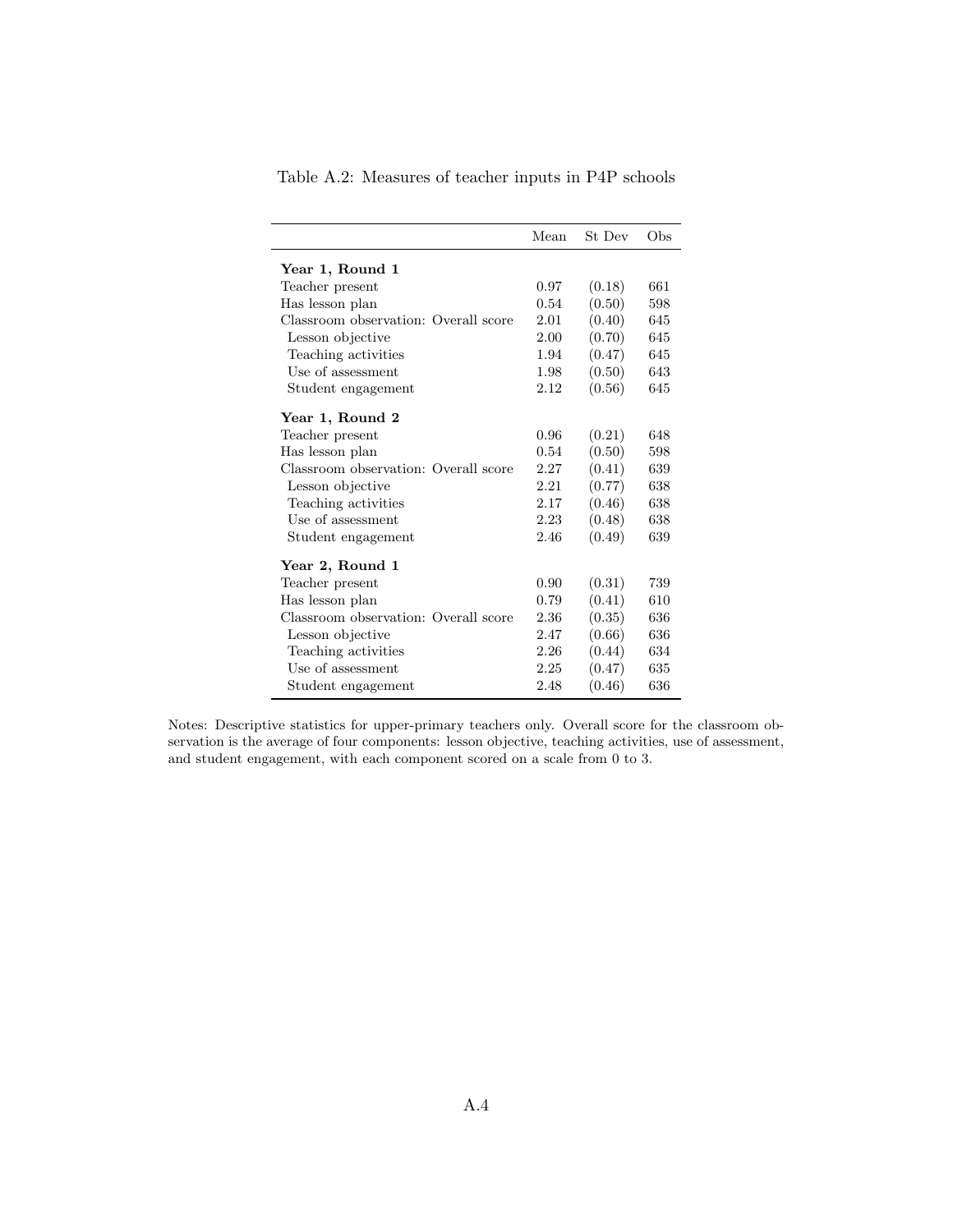Table A.2: Measures of teacher inputs in P4P schools

| | Mean | St Dev | Obs |
|---|---|---|---|
| **Year 1, Round 1** | | | |
| Teacher present | 0.97 | (0.18) | 661 |
| Has lesson plan | 0.54 | (0.50) | 598 |
| Classroom observation: Overall score | 2.01 | (0.40) | 645 |
| Lesson objective | 2.00 | (0.70) | 645 |
| Teaching activities | 1.94 | (0.47) | 645 |
| Use of assessment | 1.98 | (0.50) | 643 |
| Student engagement | 2.12 | (0.56) | 645 |
| **Year 1, Round 2** | | | |
| Teacher present | 0.96 | (0.21) | 648 |
| Has lesson plan | 0.54 | (0.50) | 598 |
| Classroom observation: Overall score | 2.27 | (0.41) | 639 |
| Lesson objective | 2.21 | (0.77) | 638 |
| Teaching activities | 2.17 | (0.46) | 638 |
| Use of assessment | 2.23 | (0.48) | 638 |
| Student engagement | 2.46 | (0.49) | 639 |
| **Year 2, Round 1** | | | |
| Teacher present | 0.90 | (0.31) | 739 |
| Has lesson plan | 0.79 | (0.41) | 610 |
| Classroom observation: Overall score | 2.36 | (0.35) | 636 |
| Lesson objective | 2.47 | (0.66) | 636 |
| Teaching activities | 2.26 | (0.44) | 634 |
| Use of assessment | 2.25 | (0.47) | 635 |
| Student engagement | 2.48 | (0.46) | 636 |

Notes: Descriptive statistics for upper-primary teachers only. Overall score for the classroom observation is the average of four components: lesson objective, teaching activities, use of assessment, and student engagement, with each component scored on a scale from 0 to 3.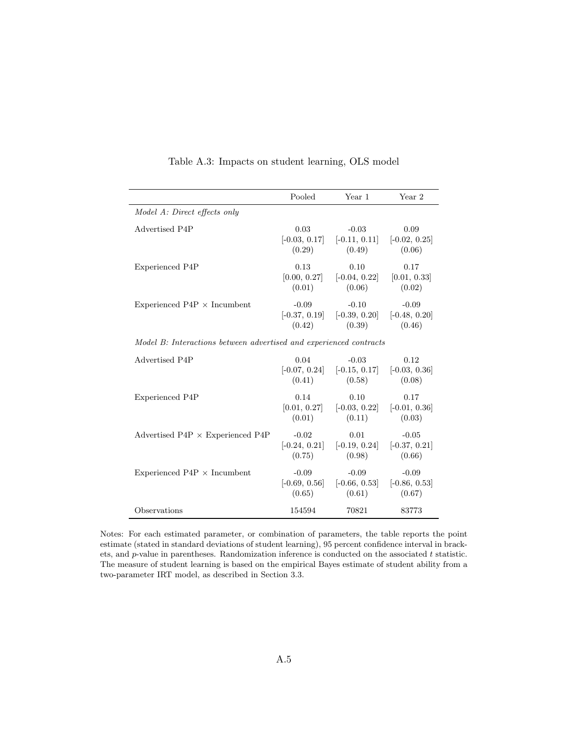Table A.3: Impacts on student learning, OLS model

| | Pooled | Year 1 | Year 2 |
|---|---|---|---|
| *Model A: Direct effects only* | | | |
| Advertised P4P | 0.03 | -0.03 | 0.09 |
| | [-0.03, 0.17] | [-0.11, 0.11] | [-0.02, 0.25] |
| | (0.29) | (0.49) | (0.06) |
| Experienced P4P | 0.13 | 0.10 | 0.17 |
| | [0.00, 0.27] | [-0.04, 0.22] | [0.01, 0.33] |
| | (0.01) | (0.06) | (0.02) |
| Experienced P4P × Incumbent | -0.09 | -0.10 | -0.09 |
| | [-0.37, 0.19] | [-0.39, 0.20] | [-0.48, 0.20] |
| | (0.42) | (0.39) | (0.46) |
| *Model B: Interactions between advertised and experienced contracts* | | | |
| Advertised P4P | 0.04 | -0.03 | 0.12 |
| | [-0.07, 0.24] | [-0.15, 0.17] | [-0.03, 0.36] |
| | (0.41) | (0.58) | (0.08) |
| Experienced P4P | 0.14 | 0.10 | 0.17 |
| | [0.01, 0.27] | [-0.03, 0.22] | [-0.01, 0.36] |
| | (0.01) | (0.11) | (0.03) |
| Advertised P4P × Experienced P4P | -0.02 | 0.01 | -0.05 |
| | [-0.24, 0.21] | [-0.19, 0.24] | [-0.37, 0.21] |
| | (0.75) | (0.98) | (0.66) |
| Experienced P4P × Incumbent | -0.09 | -0.09 | -0.09 |
| | [-0.69, 0.56] | [-0.66, 0.53] | [-0.86, 0.53] |
| | (0.65) | (0.61) | (0.67) |
| Observations | 154594 | 70821 | 83773 |

Notes: For each estimated parameter, or combination of parameters, the table reports the point estimate (stated in standard deviations of student learning), 95 percent confidence interval in brackets, and $p$-value in parentheses. Randomization inference is conducted on the associated $t$ statistic. The measure of student learning is based on the empirical Bayes estimate of student ability from a two-parameter IRT model, as described in Section 3.3.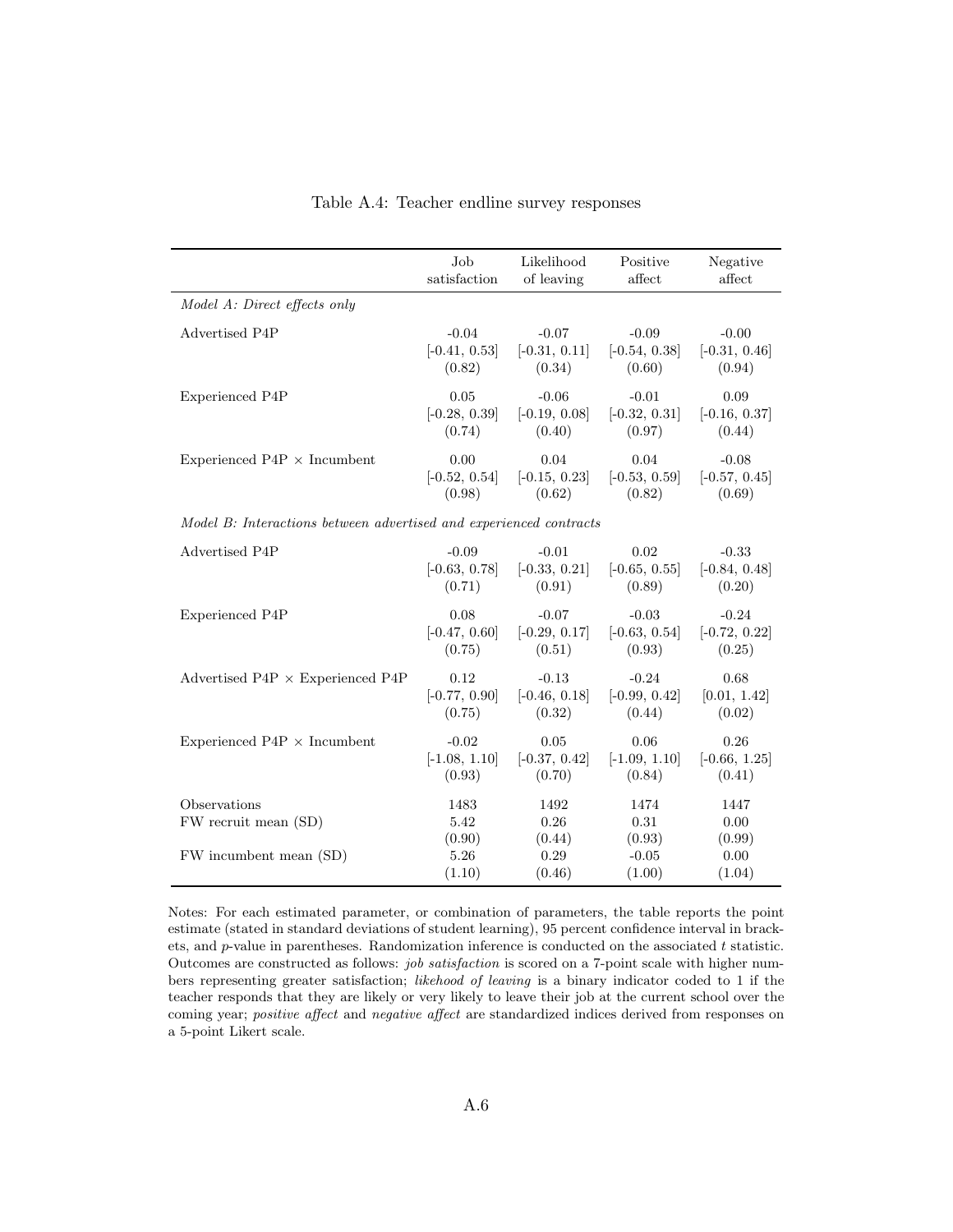Table A.4: Teacher endline survey responses

| | Job satisfaction | Likelihood of leaving | Positive affect | Negative affect |
|---|---|---|---|---|
| *Model A: Direct effects only* | | | | |
| Advertised P4P | -0.04 | -0.07 | -0.09 | -0.00 |
| | [-0.41, 0.53] | [-0.31, 0.11] | [-0.54, 0.38] | [-0.31, 0.46] |
| | (0.82) | (0.34) | (0.60) | (0.94) |
| Experienced P4P | 0.05 | -0.06 | -0.01 | 0.09 |
| | [-0.28, 0.39] | [-0.19, 0.08] | [-0.32, 0.31] | [-0.16, 0.37] |
| | (0.74) | (0.40) | (0.97) | (0.44) |
| Experienced P4P × Incumbent | 0.00 | 0.04 | 0.04 | -0.08 |
| | [-0.52, 0.54] | [-0.15, 0.23] | [-0.53, 0.59] | [-0.57, 0.45] |
| | (0.98) | (0.62) | (0.82) | (0.69) |
| *Model B: Interactions between advertised and experienced contracts* | | | | |
| Advertised P4P | -0.09 | -0.01 | 0.02 | -0.33 |
| | [-0.63, 0.78] | [-0.33, 0.21] | [-0.65, 0.55] | [-0.84, 0.48] |
| | (0.71) | (0.91) | (0.89) | (0.20) |
| Experienced P4P | 0.08 | -0.07 | -0.03 | -0.24 |
| | [-0.47, 0.60] | [-0.29, 0.17] | [-0.63, 0.54] | [-0.72, 0.22] |
| | (0.75) | (0.51) | (0.93) | (0.25) |
| Advertised P4P × Experienced P4P | 0.12 | -0.13 | -0.24 | 0.68 |
| | [-0.77, 0.90] | [-0.46, 0.18] | [-0.99, 0.42] | [0.01, 1.42] |
| | (0.75) | (0.32) | (0.44) | (0.02) |
| Experienced P4P × Incumbent | -0.02 | 0.05 | 0.06 | 0.26 |
| | [-1.08, 1.10] | [-0.37, 0.42] | [-1.09, 1.10] | [-0.66, 1.25] |
| | (0.93) | (0.70) | (0.84) | (0.41) |
| Observations | 1483 | 1492 | 1474 | 1447 |
| FW recruit mean (SD) | 5.42 | 0.26 | 0.31 | 0.00 |
| | (0.90) | (0.44) | (0.93) | (0.99) |
| FW incumbent mean (SD) | 5.26 | 0.29 | -0.05 | 0.00 |
| | (1.10) | (0.46) | (1.00) | (1.04) |

Notes: For each estimated parameter, or combination of parameters, the table reports the point estimate (stated in standard deviations of student learning), 95 percent confidence interval in brackets, and $p$-value in parentheses. Randomization inference is conducted on the associated $t$ statistic. Outcomes are constructed as follows: *job satisfaction* is scored on a 7-point scale with higher numbers representing greater satisfaction; *likehood of leaving* is a binary indicator coded to 1 if the teacher responds that they are likely or very likely to leave their job at the current school over the coming year; *positive affect* and *negative affect* are standardized indices derived from responses on a 5-point Likert scale.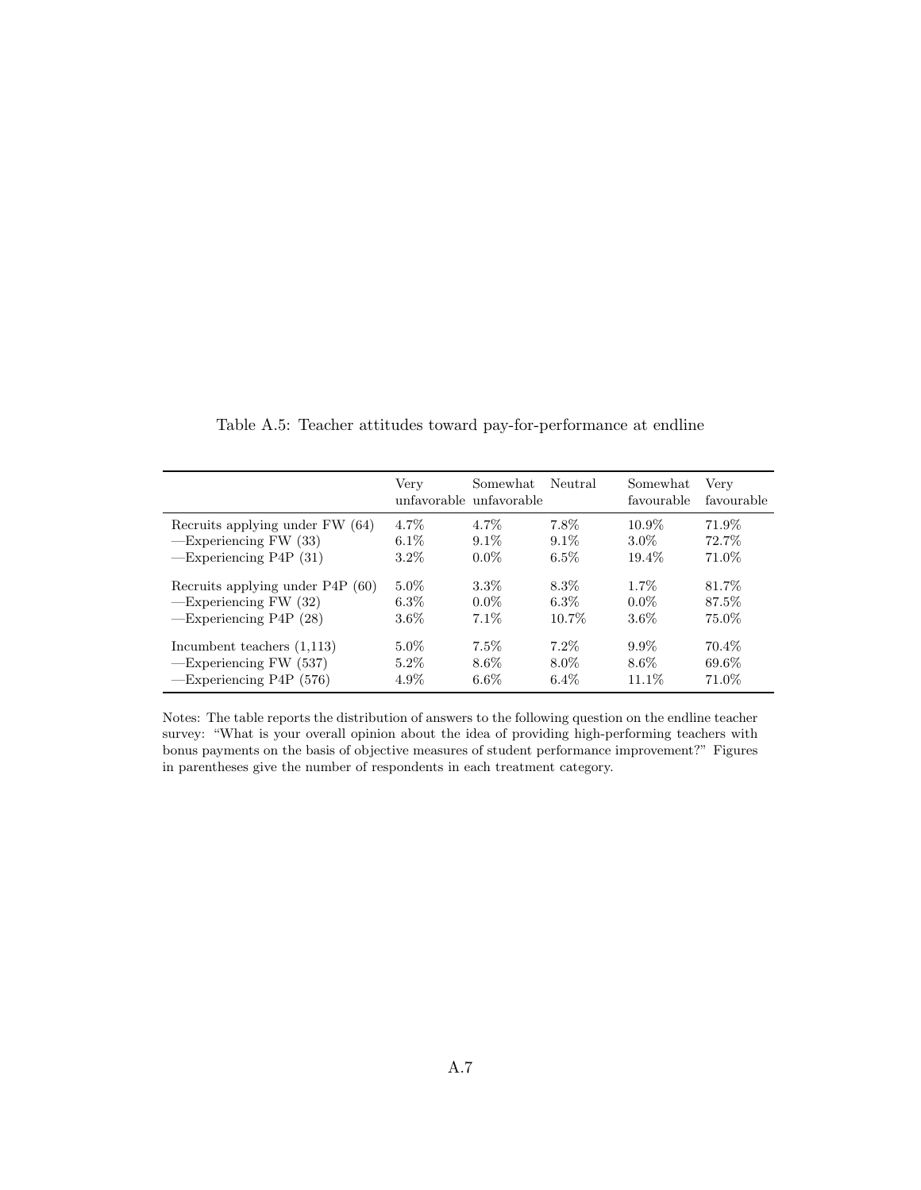Table A.5: Teacher attitudes toward pay-for-performance at endline

| | Very unfavorable | Somewhat unfavorable | Neutral | Somewhat favourable | Very favourable |
|---|---|---|---|---|---|
| Recruits applying under FW (64) | 4.7% | 4.7% | 7.8% | 10.9% | 71.9% |
| —Experiencing FW (33) | 6.1% | 9.1% | 9.1% | 3.0% | 72.7% |
| —Experiencing P4P (31) | 3.2% | 0.0% | 6.5% | 19.4% | 71.0% |
| Recruits applying under P4P (60) | 5.0% | 3.3% | 8.3% | 1.7% | 81.7% |
| —Experiencing FW (32) | 6.3% | 0.0% | 6.3% | 0.0% | 87.5% |
| —Experiencing P4P (28) | 3.6% | 7.1% | 10.7% | 3.6% | 75.0% |
| Incumbent teachers (1,113) | 5.0% | 7.5% | 7.2% | 9.9% | 70.4% |
| —Experiencing FW (537) | 5.2% | 8.6% | 8.0% | 8.6% | 69.6% |
| —Experiencing P4P (576) | 4.9% | 6.6% | 6.4% | 11.1% | 71.0% |

Notes: The table reports the distribution of answers to the following question on the endline teacher survey: "What is your overall opinion about the idea of providing high-performing teachers with bonus payments on the basis of objective measures of student performance improvement?" Figures in parentheses give the number of respondents in each treatment category.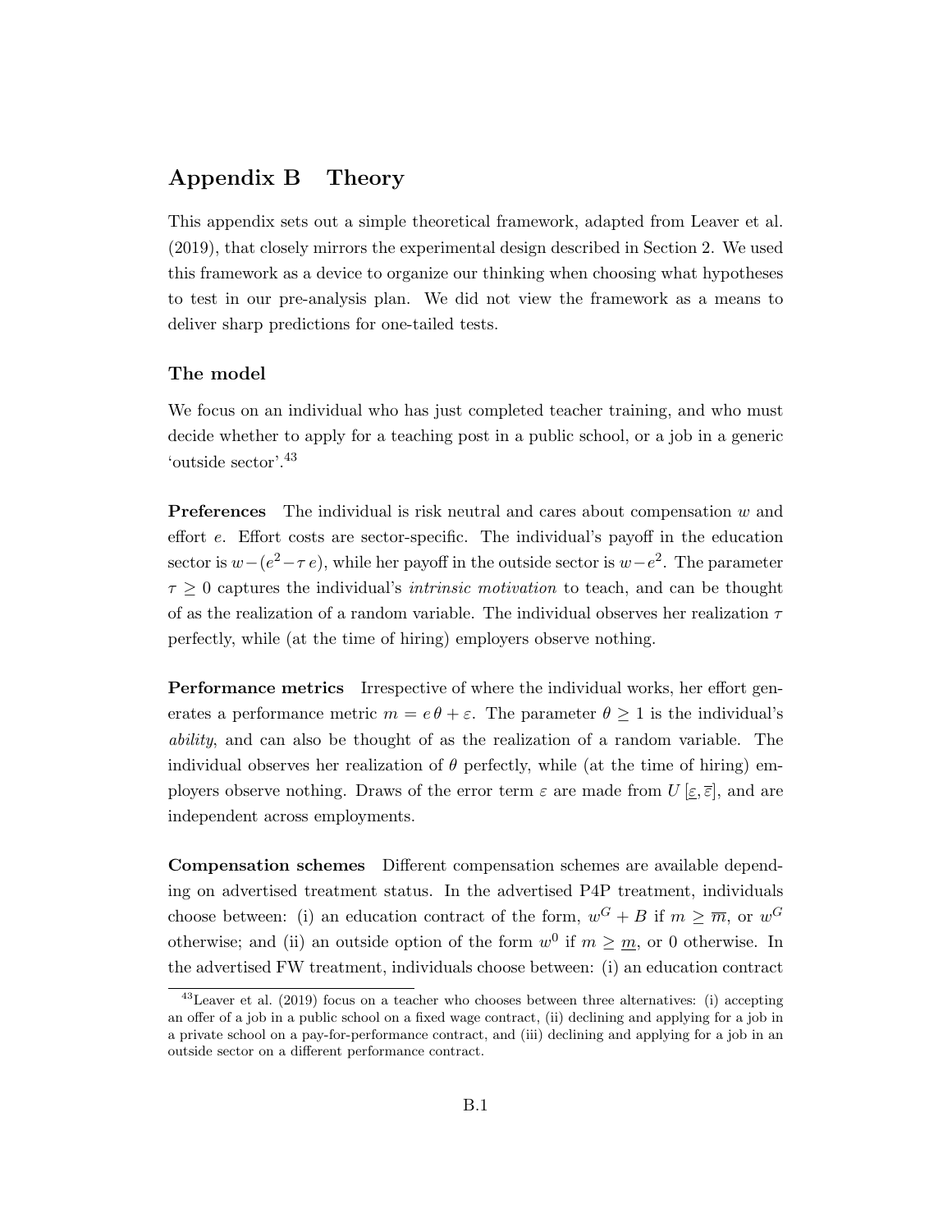# Appendix B Theory

This appendix sets out a simple theoretical framework, adapted from Leaver et al. (2019), that closely mirrors the experimental design described in Section 2. We used this framework as a device to organize our thinking when choosing what hypotheses to test in our pre-analysis plan. We did not view the framework as a means to deliver sharp predictions for one-tailed tests.

### The model

We focus on an individual who has just completed teacher training, and who must decide whether to apply for a teaching post in a public school, or a job in a generic 'outside sector'.[43]

**Preferences** The individual is risk neutral and cares about compensation $w$ and effort $e$. Effort costs are sector-specific. The individual's payoff in the education sector is $w-(e^2-\tau\, e)$, while her payoff in the outside sector is $w-e^2$. The parameter $\tau \geq 0$ captures the individual's *intrinsic motivation* to teach, and can be thought of as the realization of a random variable. The individual observes her realization $\tau$ perfectly, while (at the time of hiring) employers observe nothing.

**Performance metrics** Irrespective of where the individual works, her effort generates a performance metric $m = e\,\theta + \varepsilon$. The parameter $\theta \geq 1$ is the individual's *ability*, and can also be thought of as the realization of a random variable. The individual observes her realization of $\theta$ perfectly, while (at the time of hiring) employers observe nothing. Draws of the error term $\varepsilon$ are made from $U\left[\underline{\varepsilon}, \overline{\varepsilon}\right]$, and are independent across employments.

**Compensation schemes** Different compensation schemes are available depending on advertised treatment status. In the advertised P4P treatment, individuals choose between: (i) an education contract of the form, $w^G + B$ if $m \geq \overline{m}$, or $w^G$ otherwise; and (ii) an outside option of the form $w^0$ if $m \geq \underline{m}$, or 0 otherwise. In the advertised FW treatment, individuals choose between: (i) an education contract

[43] Leaver et al. (2019) focus on a teacher who chooses between three alternatives: (i) accepting an offer of a job in a public school on a fixed wage contract, (ii) declining and applying for a job in a private school on a pay-for-performance contract, and (iii) declining and applying for a job in an outside sector on a different performance contract.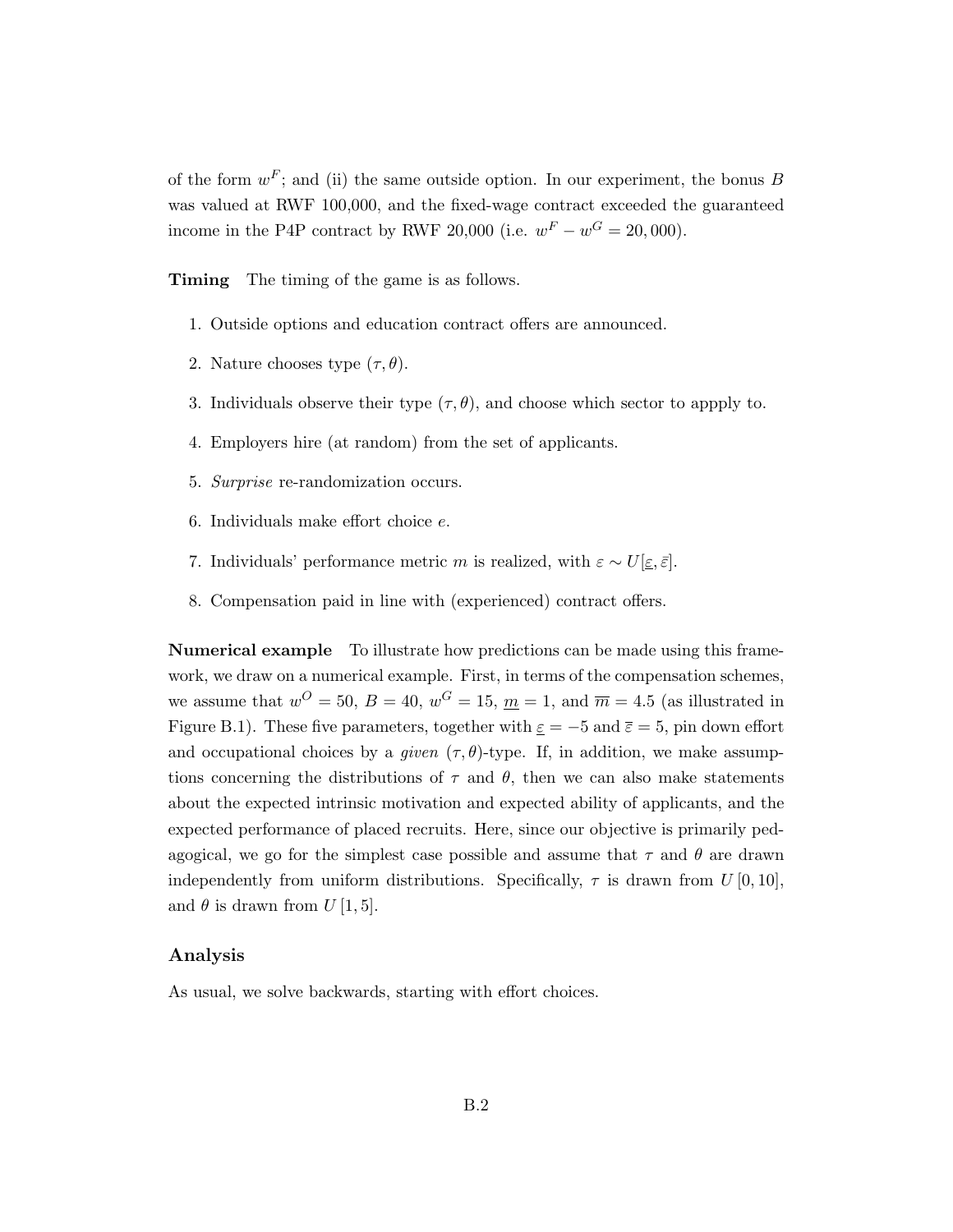of the form $w^F$; and (ii) the same outside option. In our experiment, the bonus $B$ was valued at RWF 100,000, and the fixed-wage contract exceeded the guaranteed income in the P4P contract by RWF 20,000 (i.e. $w^F - w^G = 20,000$).

**Timing** The timing of the game is as follows.

1. Outside options and education contract offers are announced.
2. Nature chooses type $(\tau, \theta)$.
3. Individuals observe their type $(\tau, \theta)$, and choose which sector to appply to.
4. Employers hire (at random) from the set of applicants.
5. *Surprise* re-randomization occurs.
6. Individuals make effort choice $e$.
7. Individuals' performance metric $m$ is realized, with $\varepsilon \sim U[\underline{\varepsilon}, \bar{\varepsilon}]$.
8. Compensation paid in line with (experienced) contract offers.

**Numerical example** To illustrate how predictions can be made using this framework, we draw on a numerical example. First, in terms of the compensation schemes, we assume that $w^O = 50$, $B = 40$, $w^G = 15$, $\underline{m} = 1$, and $\overline{m} = 4.5$ (as illustrated in Figure B.1). These five parameters, together with $\underline{\varepsilon} = -5$ and $\overline{\varepsilon} = 5$, pin down effort and occupational choices by a *given* $(\tau, \theta)$-type. If, in addition, we make assumptions concerning the distributions of $\tau$ and $\theta$, then we can also make statements about the expected intrinsic motivation and expected ability of applicants, and the expected performance of placed recruits. Here, since our objective is primarily pedagogical, we go for the simplest case possible and assume that $\tau$ and $\theta$ are drawn independently from uniform distributions. Specifically, $\tau$ is drawn from $U[0, 10]$, and $\theta$ is drawn from $U[1, 5]$.

## Analysis

As usual, we solve backwards, starting with effort choices.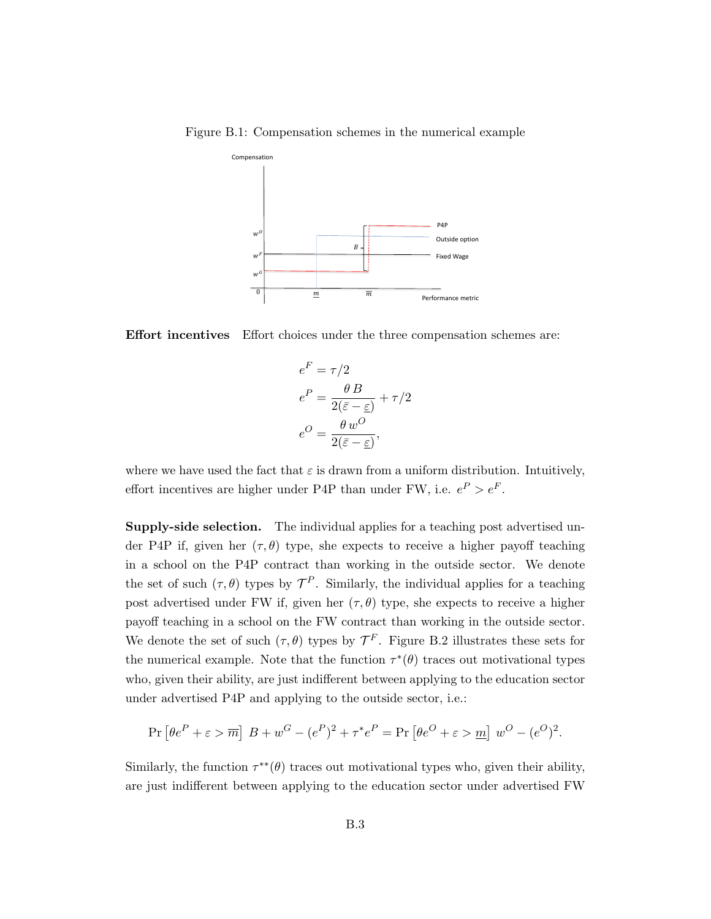Figure B.1: Compensation schemes in the numerical example

**Effort incentives** Effort choices under the three compensation schemes are:

$$e^F = \tau/2$$
$$e^P = \frac{\theta\, B}{2(\bar{\varepsilon} - \underline{\varepsilon})} + \tau/2$$
$$e^O = \frac{\theta\, w^O}{2(\bar{\varepsilon} - \underline{\varepsilon})},$$

where we have used the fact that $\varepsilon$ is drawn from a uniform distribution. Intuitively, effort incentives are higher under P4P than under FW, i.e. $e^P > e^F$.

**Supply-side selection.** The individual applies for a teaching post advertised under P4P if, given her $(\tau, \theta)$ type, she expects to receive a higher payoff teaching in a school on the P4P contract than working in the outside sector. We denote the set of such $(\tau, \theta)$ types by $\mathcal{T}^P$. Similarly, the individual applies for a teaching post advertised under FW if, given her $(\tau, \theta)$ type, she expects to receive a higher payoff teaching in a school on the FW contract than working in the outside sector. We denote the set of such $(\tau, \theta)$ types by $\mathcal{T}^F$. Figure B.2 illustrates these sets for the numerical example. Note that the function $\tau^*(\theta)$ traces out motivational types who, given their ability, are just indifferent between applying to the education sector under advertised P4P and applying to the outside sector, i.e.:

$$\Pr\left[\theta e^P + \varepsilon > \overline{m}\right]\, B + w^G - (e^P)^2 + \tau^* e^P = \Pr\left[\theta e^O + \varepsilon > \underline{m}\right]\, w^O - (e^O)^2.$$

Similarly, the function $\tau^{**}(\theta)$ traces out motivational types who, given their ability, are just indifferent between applying to the education sector under advertised FW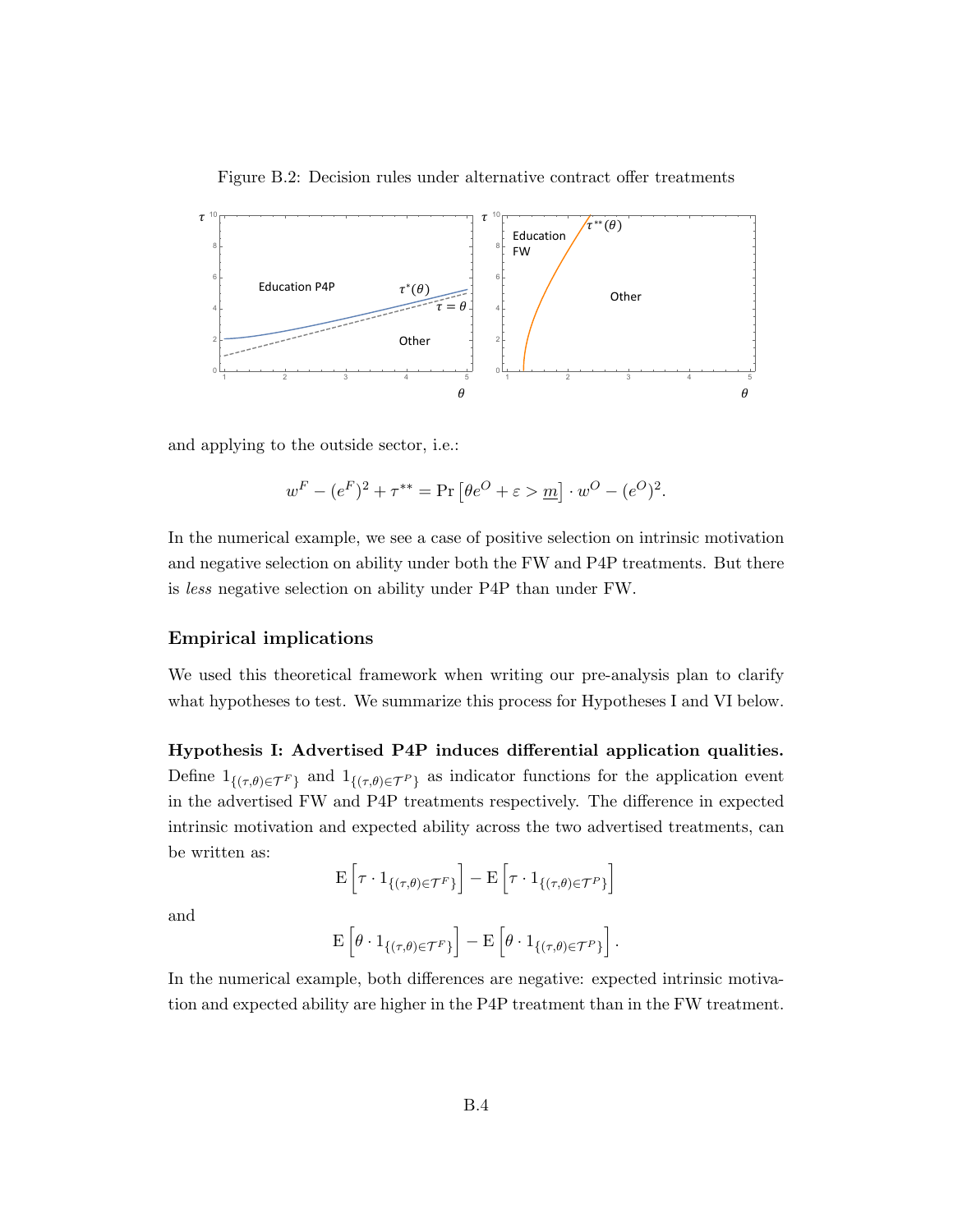Figure B.2: Decision rules under alternative contract offer treatments

and applying to the outside sector, i.e.:

$$w^F - (e^F)^2 + \tau^{**} = \Pr\left[\theta e^O + \varepsilon > \underline{m}\right] \cdot w^O - (e^O)^2.$$

In the numerical example, we see a case of positive selection on intrinsic motivation and negative selection on ability under both the FW and P4P treatments. But there is *less* negative selection on ability under P4P than under FW.

### Empirical implications

We used this theoretical framework when writing our pre-analysis plan to clarify what hypotheses to test. We summarize this process for Hypotheses I and VI below.

**Hypothesis I: Advertised P4P induces differential application qualities.** Define $1_{\{(\tau,\theta)\in\mathcal{T}^F\}}$ and $1_{\{(\tau,\theta)\in\mathcal{T}^P\}}$ as indicator functions for the application event in the advertised FW and P4P treatments respectively. The difference in expected intrinsic motivation and expected ability across the two advertised treatments, can be written as:

$$\mathrm{E}\left[\tau \cdot 1_{\{(\tau,\theta)\in\mathcal{T}^F\}}\right] - \mathrm{E}\left[\tau \cdot 1_{\{(\tau,\theta)\in\mathcal{T}^P\}}\right]$$

and

$$\mathrm{E}\left[\theta \cdot 1_{\{(\tau,\theta)\in\mathcal{T}^F\}}\right] - \mathrm{E}\left[\theta \cdot 1_{\{(\tau,\theta)\in\mathcal{T}^P\}}\right].$$

In the numerical example, both differences are negative: expected intrinsic motivation and expected ability are higher in the P4P treatment than in the FW treatment.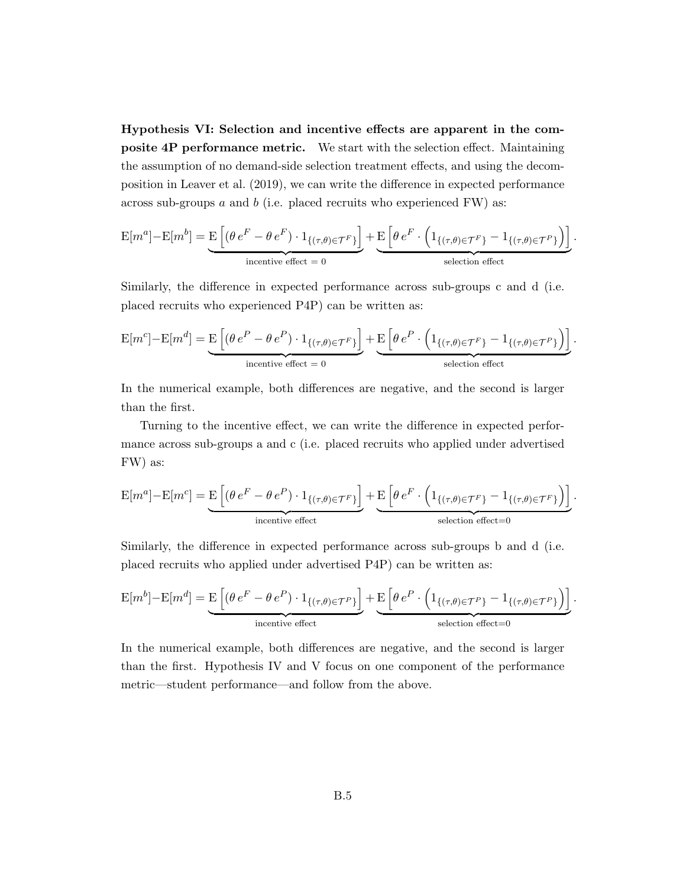**Hypothesis VI: Selection and incentive effects are apparent in the composite 4P performance metric.** We start with the selection effect. Maintaining the assumption of no demand-side selection treatment effects, and using the decomposition in Leaver et al. (2019), we can write the difference in expected performance across sub-groups $a$ and $b$ (i.e. placed recruits who experienced FW) as:

$$\mathrm{E}[m^a]-\mathrm{E}[m^b] = \underbrace{\mathrm{E}\left[\left(\theta\, e^F - \theta\, e^F\right)\cdot 1_{\{(\tau,\theta)\in\mathcal{T}^F\}}\right]}_{\text{incentive effect }=\,0} + \underbrace{\mathrm{E}\left[\theta\, e^F \cdot \left(1_{\{(\tau,\theta)\in\mathcal{T}^F\}} - 1_{\{(\tau,\theta)\in\mathcal{T}^P\}}\right)\right]}_{\text{selection effect}}.$$

Similarly, the difference in expected performance across sub-groups c and d (i.e. placed recruits who experienced P4P) can be written as:

$$\mathrm{E}[m^c]-\mathrm{E}[m^d] = \underbrace{\mathrm{E}\left[\left(\theta\, e^P - \theta\, e^P\right)\cdot 1_{\{(\tau,\theta)\in\mathcal{T}^F\}}\right]}_{\text{incentive effect }=\,0} + \underbrace{\mathrm{E}\left[\theta\, e^P \cdot \left(1_{\{(\tau,\theta)\in\mathcal{T}^F\}} - 1_{\{(\tau,\theta)\in\mathcal{T}^P\}}\right)\right]}_{\text{selection effect}}.$$

In the numerical example, both differences are negative, and the second is larger than the first.

Turning to the incentive effect, we can write the difference in expected performance across sub-groups a and c (i.e. placed recruits who applied under advertised FW) as:

$$\mathrm{E}[m^a]-\mathrm{E}[m^c] = \underbrace{\mathrm{E}\left[\left(\theta\, e^F - \theta\, e^P\right)\cdot 1_{\{(\tau,\theta)\in\mathcal{T}^F\}}\right]}_{\text{incentive effect}} + \underbrace{\mathrm{E}\left[\theta\, e^F \cdot \left(1_{\{(\tau,\theta)\in\mathcal{T}^F\}} - 1_{\{(\tau,\theta)\in\mathcal{T}^F\}}\right)\right]}_{\text{selection effect=0}}.$$

Similarly, the difference in expected performance across sub-groups b and d (i.e. placed recruits who applied under advertised P4P) can be written as:

$$\mathrm{E}[m^b]-\mathrm{E}[m^d] = \underbrace{\mathrm{E}\left[\left(\theta\, e^F - \theta\, e^P\right)\cdot 1_{\{(\tau,\theta)\in\mathcal{T}^P\}}\right]}_{\text{incentive effect}} + \underbrace{\mathrm{E}\left[\theta\, e^P \cdot \left(1_{\{(\tau,\theta)\in\mathcal{T}^P\}} - 1_{\{(\tau,\theta)\in\mathcal{T}^P\}}\right)\right]}_{\text{selection effect=0}}.$$

In the numerical example, both differences are negative, and the second is larger than the first. Hypothesis IV and V focus on one component of the performance metric—student performance—and follow from the above.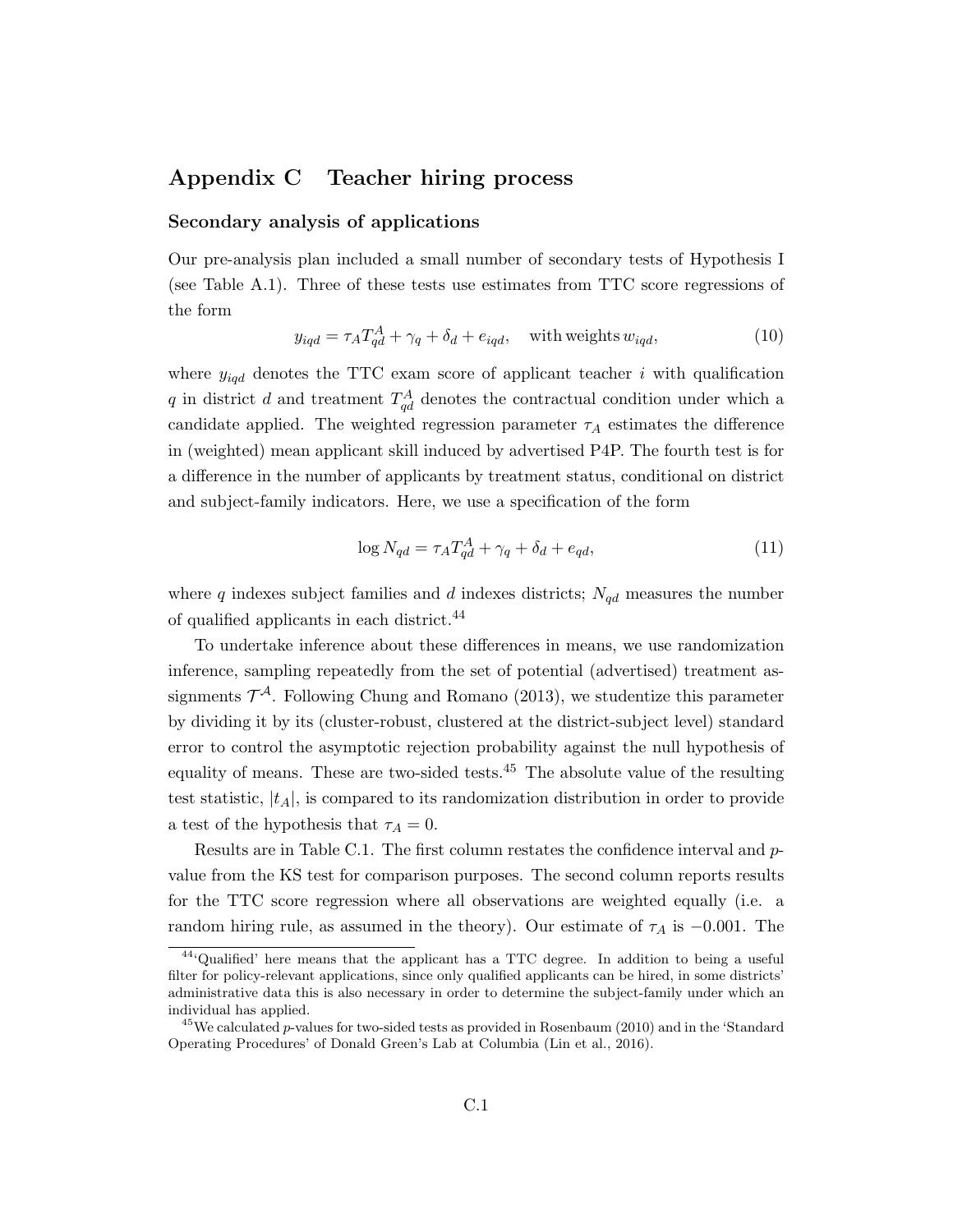# Appendix C Teacher hiring process

### Secondary analysis of applications

Our pre-analysis plan included a small number of secondary tests of Hypothesis I (see Table A.1). Three of these tests use estimates from TTC score regressions of the form

$$y_{iqd} = \tau_A T^A_{qd} + \gamma_q + \delta_d + e_{iqd}, \quad \text{with weights } w_{iqd}, \tag{10}$$

where $y_{iqd}$ denotes the TTC exam score of applicant teacher $i$ with qualification $q$ in district $d$ and treatment $T^A_{qd}$ denotes the contractual condition under which a candidate applied. The weighted regression parameter $\tau_A$ estimates the difference in (weighted) mean applicant skill induced by advertised P4P. The fourth test is for a difference in the number of applicants by treatment status, conditional on district and subject-family indicators. Here, we use a specification of the form

$$\log N_{qd} = \tau_A T^A_{qd} + \gamma_q + \delta_d + e_{qd}, \tag{11}$$

where $q$ indexes subject families and $d$ indexes districts; $N_{qd}$ measures the number of qualified applicants in each district.[44]

To undertake inference about these differences in means, we use randomization inference, sampling repeatedly from the set of potential (advertised) treatment assignments $\mathcal{T}^{\mathcal{A}}$. Following Chung and Romano (2013), we studentize this parameter by dividing it by its (cluster-robust, clustered at the district-subject level) standard error to control the asymptotic rejection probability against the null hypothesis of equality of means. These are two-sided tests.[45] The absolute value of the resulting test statistic, $|t_A|$, is compared to its randomization distribution in order to provide a test of the hypothesis that $\tau_A = 0$.

Results are in Table C.1. The first column restates the confidence interval and $p$-value from the KS test for comparison purposes. The second column reports results for the TTC score regression where all observations are weighted equally (i.e. a random hiring rule, as assumed in the theory). Our estimate of $\tau_A$ is $-0.001$. The

[44] 'Qualified' here means that the applicant has a TTC degree. In addition to being a useful filter for policy-relevant applications, since only qualified applicants can be hired, in some districts' administrative data this is also necessary in order to determine the subject-family under which an individual has applied.

[45] We calculated $p$-values for two-sided tests as provided in Rosenbaum (2010) and in the 'Standard Operating Procedures' of Donald Green's Lab at Columbia (Lin et al., 2016).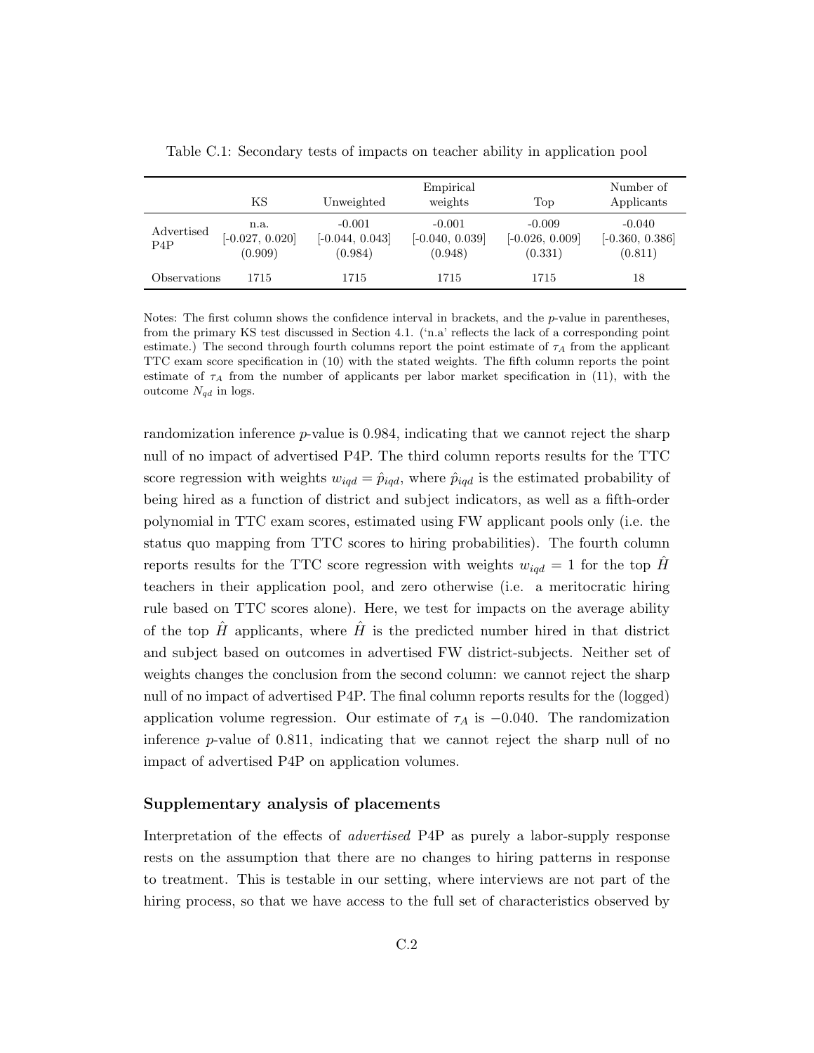Table C.1: Secondary tests of impacts on teacher ability in application pool

| | KS | Unweighted | Empirical weights | Top | Number of Applicants |
|---|---|---|---|---|---|
| Advertised P4P | n.a. | -0.001 | -0.001 | -0.009 | -0.040 |
| | [-0.027, 0.020] | [-0.044, 0.043] | [-0.040, 0.039] | [-0.026, 0.009] | [-0.360, 0.386] |
| | (0.909) | (0.984) | (0.948) | (0.331) | (0.811) |
| Observations | 1715 | 1715 | 1715 | 1715 | 18 |

Notes: The first column shows the confidence interval in brackets, and the $p$-value in parentheses, from the primary KS test discussed in Section 4.1. ('n.a' reflects the lack of a corresponding point estimate.) The second through fourth columns report the point estimate of $\tau_A$ from the applicant TTC exam score specification in (10) with the stated weights. The fifth column reports the point estimate of $\tau_A$ from the number of applicants per labor market specification in (11), with the outcome $N_{qd}$ in logs.

randomization inference $p$-value is 0.984, indicating that we cannot reject the sharp null of no impact of advertised P4P. The third column reports results for the TTC score regression with weights $w_{iqd} = \hat{p}_{iqd}$, where $\hat{p}_{iqd}$ is the estimated probability of being hired as a function of district and subject indicators, as well as a fifth-order polynomial in TTC exam scores, estimated using FW applicant pools only (i.e. the status quo mapping from TTC scores to hiring probabilities). The fourth column reports results for the TTC score regression with weights $w_{iqd} = 1$ for the top $\hat{H}$ teachers in their application pool, and zero otherwise (i.e. a meritocratic hiring rule based on TTC scores alone). Here, we test for impacts on the average ability of the top $\hat{H}$ applicants, where $\hat{H}$ is the predicted number hired in that district and subject based on outcomes in advertised FW district-subjects. Neither set of weights changes the conclusion from the second column: we cannot reject the sharp null of no impact of advertised P4P. The final column reports results for the (logged) application volume regression. Our estimate of $\tau_A$ is $-0.040$. The randomization inference $p$-value of 0.811, indicating that we cannot reject the sharp null of no impact of advertised P4P on application volumes.

### Supplementary analysis of placements

Interpretation of the effects of *advertised* P4P as purely a labor-supply response rests on the assumption that there are no changes to hiring patterns in response to treatment. This is testable in our setting, where interviews are not part of the hiring process, so that we have access to the full set of characteristics observed by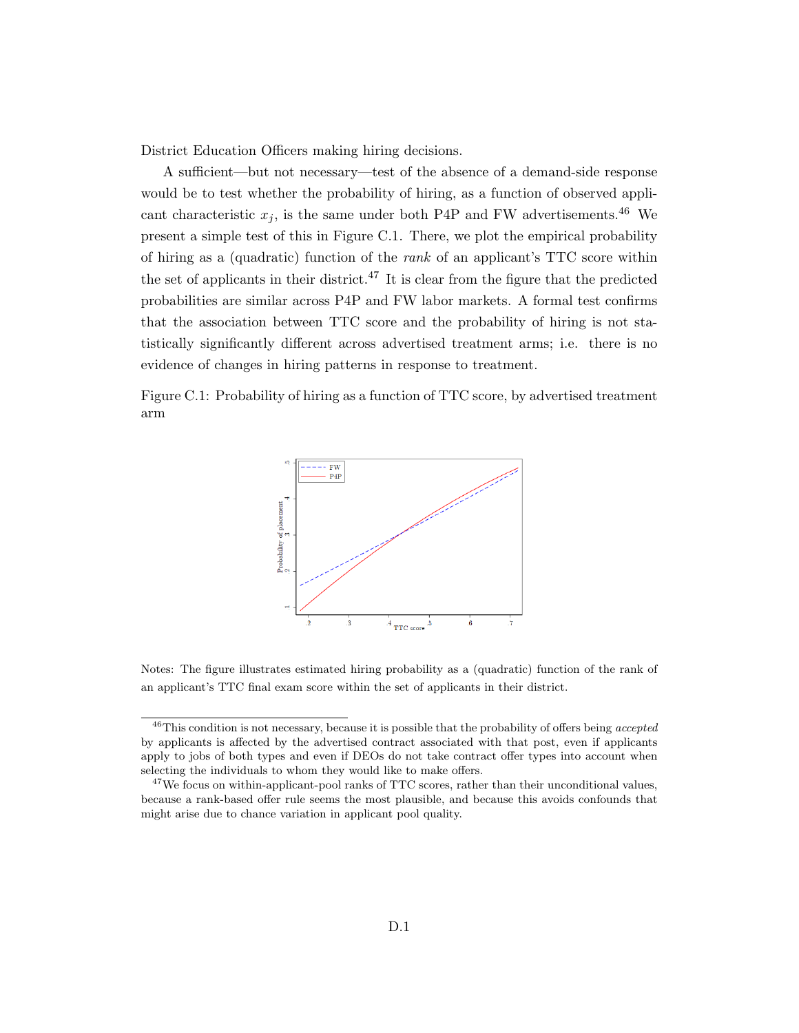District Education Officers making hiring decisions.

A sufficient—but not necessary—test of the absence of a demand-side response would be to test whether the probability of hiring, as a function of observed applicant characteristic $x_j$, is the same under both P4P and FW advertisements.[46] We present a simple test of this in Figure C.1. There, we plot the empirical probability of hiring as a (quadratic) function of the *rank* of an applicant's TTC score within the set of applicants in their district.[47] It is clear from the figure that the predicted probabilities are similar across P4P and FW labor markets. A formal test confirms that the association between TTC score and the probability of hiring is not statistically significantly different across advertised treatment arms; i.e. there is no evidence of changes in hiring patterns in response to treatment.

Figure C.1: Probability of hiring as a function of TTC score, by advertised treatment arm

Notes: The figure illustrates estimated hiring probability as a (quadratic) function of the rank of an applicant's TTC final exam score within the set of applicants in their district.

[46]This condition is not necessary, because it is possible that the probability of offers being *accepted* by applicants is affected by the advertised contract associated with that post, even if applicants apply to jobs of both types and even if DEOs do not take contract offer types into account when selecting the individuals to whom they would like to make offers.

[47]We focus on within-applicant-pool ranks of TTC scores, rather than their unconditional values, because a rank-based offer rule seems the most plausible, and because this avoids confounds that might arise due to chance variation in applicant pool quality.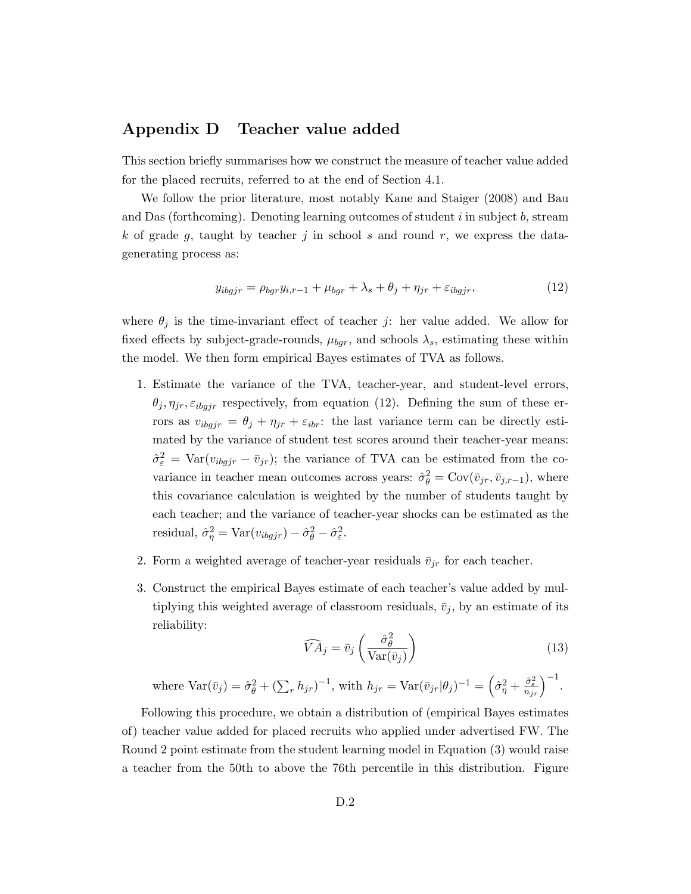# Appendix D  Teacher value added

This section briefly summarises how we construct the measure of teacher value added for the placed recruits, referred to at the end of Section 4.1.

We follow the prior literature, most notably Kane and Staiger (2008) and Bau and Das (forthcoming). Denoting learning outcomes of student $i$ in subject $b$, stream $k$ of grade $g$, taught by teacher $j$ in school $s$ and round $r$, we express the data-generating process as:

$$y_{ibgjr} = \rho_{bgr} y_{i,r-1} + \mu_{bgr} + \lambda_s + \theta_j + \eta_{jr} + \varepsilon_{ibgjr}, \tag{12}$$

where $\theta_j$ is the time-invariant effect of teacher $j$: her value added. We allow for fixed effects by subject-grade-rounds, $\mu_{bgr}$, and schools $\lambda_s$, estimating these within the model. We then form empirical Bayes estimates of TVA as follows.

1. Estimate the variance of the TVA, teacher-year, and student-level errors, $\theta_j, \eta_{jr}, \varepsilon_{ibgjr}$ respectively, from equation (12). Defining the sum of these errors as $v_{ibgjr} = \theta_j + \eta_{jr} + \varepsilon_{ibr}$: the last variance term can be directly estimated by the variance of student test scores around their teacher-year means: $\hat{\sigma}^2_\varepsilon = \text{Var}(v_{ibgjr} - \bar{v}_{jr})$; the variance of TVA can be estimated from the covariance in teacher mean outcomes across years: $\hat{\sigma}^2_\theta = \text{Cov}(\bar{v}_{jr}, \bar{v}_{j,r-1})$, where this covariance calculation is weighted by the number of students taught by each teacher; and the variance of teacher-year shocks can be estimated as the residual, $\hat{\sigma}^2_\eta = \text{Var}(v_{ibgjr}) - \hat{\sigma}^2_\theta - \hat{\sigma}^2_\varepsilon$.

2. Form a weighted average of teacher-year residuals $\bar{v}_{jr}$ for each teacher.

3. Construct the empirical Bayes estimate of each teacher's value added by multiplying this weighted average of classroom residuals, $\bar{v}_j$, by an estimate of its reliability:

$$\widehat{VA}_j = \bar{v}_j \left( \frac{\hat{\sigma}^2_\theta}{\text{Var}(\bar{v}_j)} \right) \tag{13}$$

   where $\text{Var}(\bar{v}_j) = \hat{\sigma}^2_\theta + (\sum_r h_{jr})^{-1}$, with $h_{jr} = \text{Var}(\bar{v}_{jr}|\theta_j)^{-1} = \left( \hat{\sigma}^2_\eta + \frac{\hat{\sigma}^2_\varepsilon}{n_{jr}} \right)^{-1}$.

Following this procedure, we obtain a distribution of (empirical Bayes estimates of) teacher value added for placed recruits who applied under advertised FW. The Round 2 point estimate from the student learning model in Equation (3) would raise a teacher from the 50th to above the 76th percentile in this distribution. Figure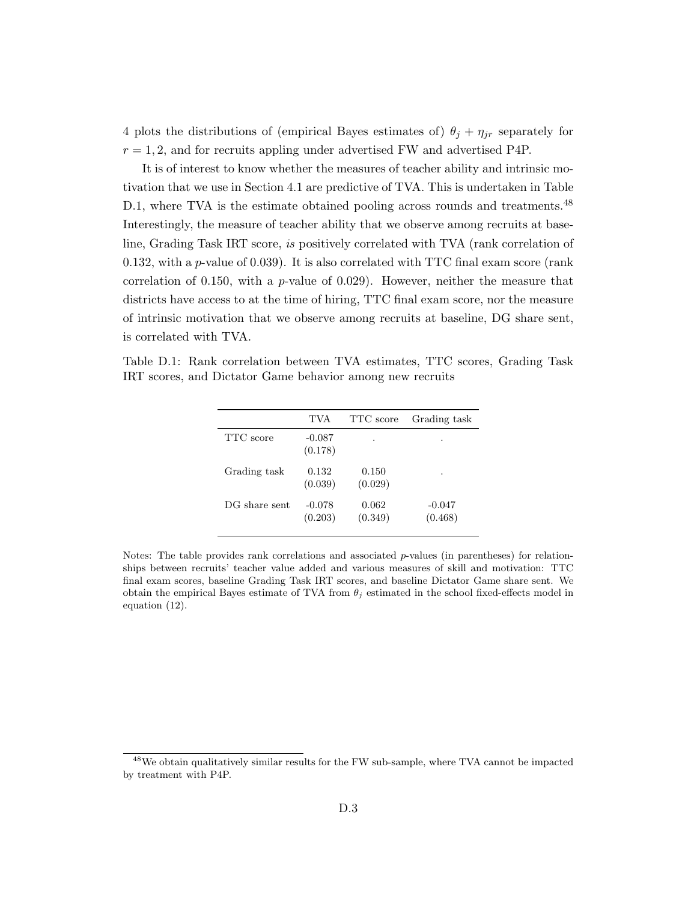4 plots the distributions of (empirical Bayes estimates of) $\theta_j + \eta_{jr}$ separately for $r = 1, 2$, and for recruits appling under advertised FW and advertised P4P.

It is of interest to know whether the measures of teacher ability and intrinsic motivation that we use in Section 4.1 are predictive of TVA. This is undertaken in Table D.1, where TVA is the estimate obtained pooling across rounds and treatments.[48] Interestingly, the measure of teacher ability that we observe among recruits at baseline, Grading Task IRT score, *is* positively correlated with TVA (rank correlation of 0.132, with a $p$-value of 0.039). It is also correlated with TTC final exam score (rank correlation of 0.150, with a $p$-value of 0.029). However, neither the measure that districts have access to at the time of hiring, TTC final exam score, nor the measure of intrinsic motivation that we observe among recruits at baseline, DG share sent, is correlated with TVA.

Table D.1: Rank correlation between TVA estimates, TTC scores, Grading Task IRT scores, and Dictator Game behavior among new recruits

| | TVA | TTC score | Grading task |
|---|---|---|---|
| TTC score | -0.087 | . | . |
| | (0.178) | | |
| Grading task | 0.132 | 0.150 | . |
| | (0.039) | (0.029) | |
| DG share sent | -0.078 | 0.062 | -0.047 |
| | (0.203) | (0.349) | (0.468) |

Notes: The table provides rank correlations and associated $p$-values (in parentheses) for relationships between recruits' teacher value added and various measures of skill and motivation: TTC final exam scores, baseline Grading Task IRT scores, and baseline Dictator Game share sent. We obtain the empirical Bayes estimate of TVA from $\theta_j$ estimated in the school fixed-effects model in equation (12).

[48] We obtain qualitatively similar results for the FW sub-sample, where TVA cannot be impacted by treatment with P4P.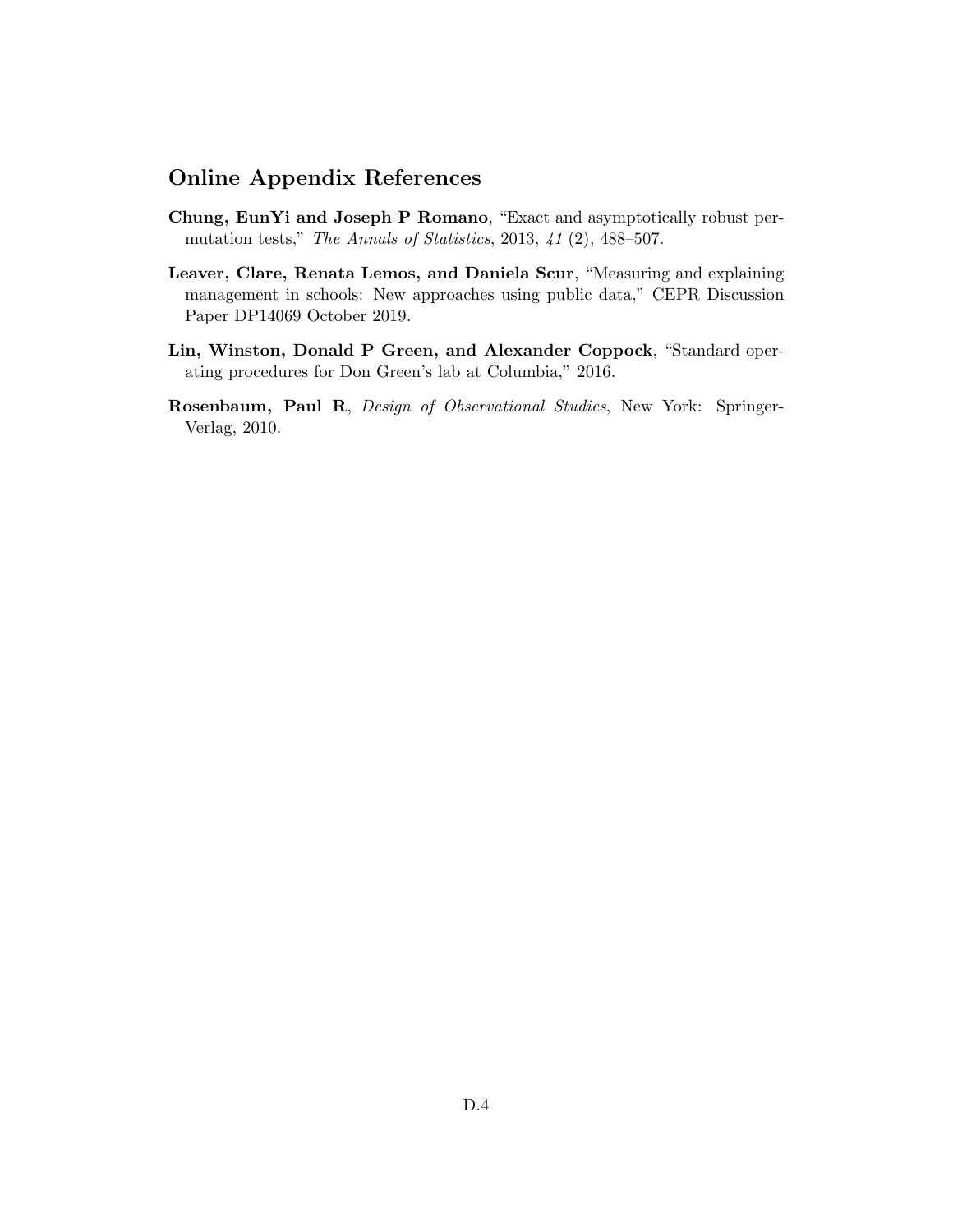## Online Appendix References

**Chung, EunYi and Joseph P Romano**, "Exact and asymptotically robust permutation tests," *The Annals of Statistics*, 2013, *41* (2), 488–507.

**Leaver, Clare, Renata Lemos, and Daniela Scur**, "Measuring and explaining management in schools: New approaches using public data," CEPR Discussion Paper DP14069 October 2019.

**Lin, Winston, Donald P Green, and Alexander Coppock**, "Standard operating procedures for Don Green's lab at Columbia," 2016.

**Rosenbaum, Paul R**, *Design of Observational Studies*, New York: Springer-Verlag, 2010.